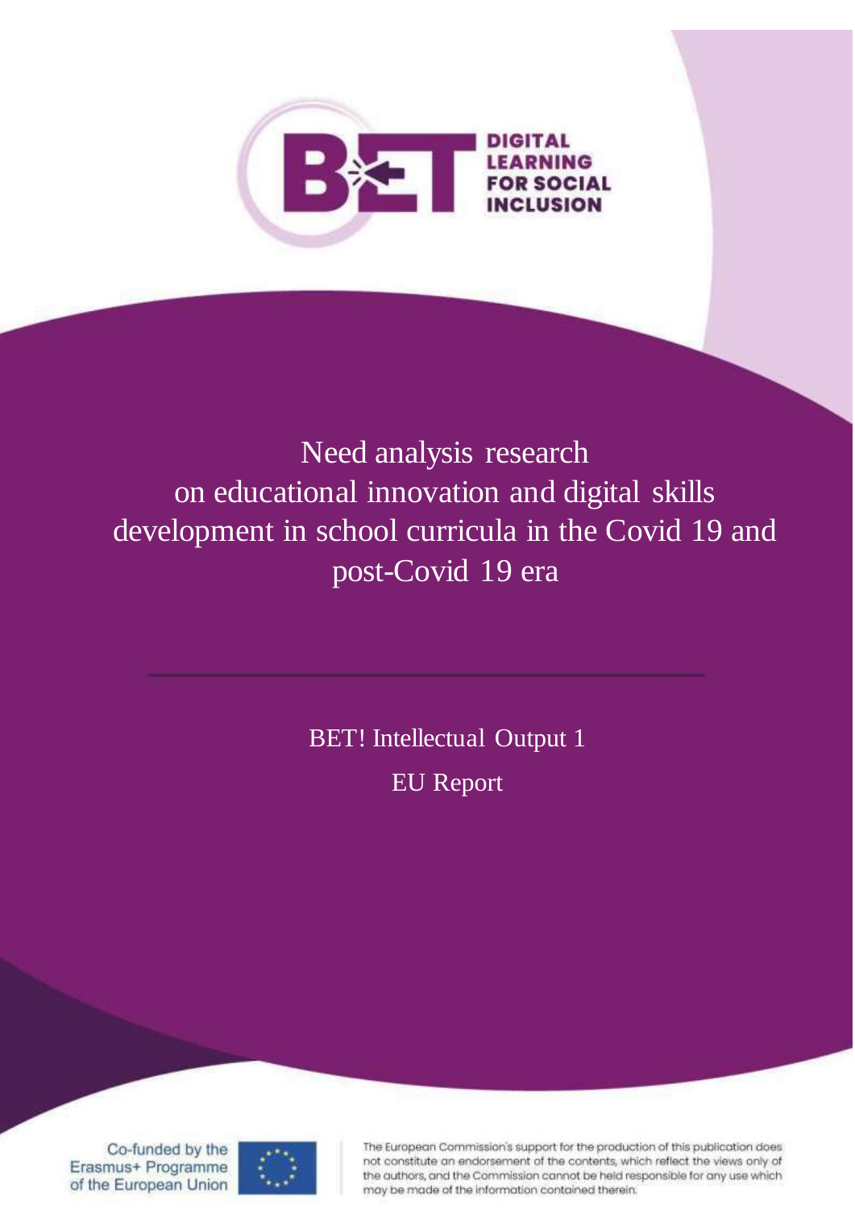BET DIGITAL LEARNING FOR SOCIAL INCLUSION

# Need analysis research on educational innovation and digital skills development in school curricula in the Covid 19 and post-Covid 19 era

BET! Intellectual Output 1

EU Report

Co-funded by the Erasmus+ Programme of the European Union

The European Commission's support for the production of this publication does not constitute an endorsement of the contents, which reflect the views only of the authors, and the Commission cannot be held responsible for any use which may be made of the information contained therein.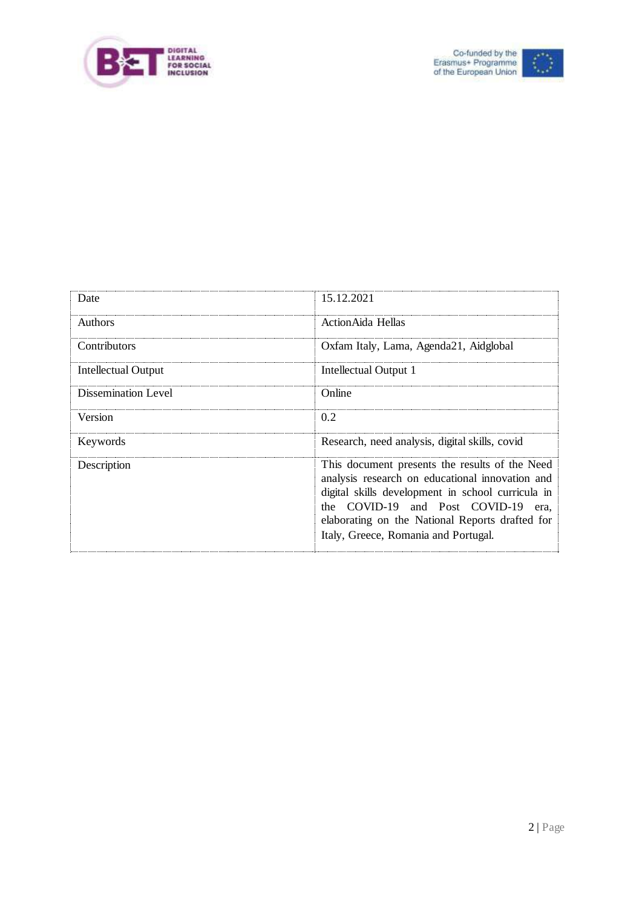| | |
|---|---|
| Date | 15.12.2021 |
| Authors | ActionAida Hellas |
| Contributors | Oxfam Italy, Lama, Agenda21, Aidglobal |
| Intellectual Output | Intellectual Output 1 |
| Dissemination Level | Online |
| Version | 0.2 |
| Keywords | Research, need analysis, digital skills, covid |
| Description | This document presents the results of the Need analysis research on educational innovation and digital skills development in school curricula in the COVID-19 and Post COVID-19 era, elaborating on the National Reports drafted for Italy, Greece, Romania and Portugal. |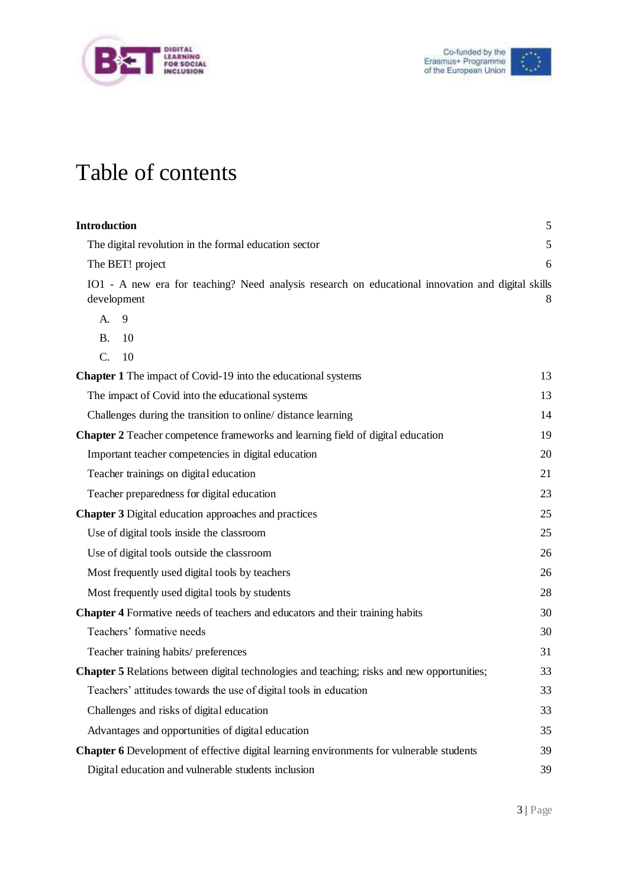# Table of contents

**Introduction** 5

- The digital revolution in the formal education sector 5
- The BET! project 6
- IO1 - A new era for teaching? Need analysis research on educational innovation and digital skills development 8
  - A. 9
  - B. 10
  - C. 10

**Chapter 1** The impact of Covid-19 into the educational systems 13

- The impact of Covid into the educational systems 13
- Challenges during the transition to online/ distance learning 14

**Chapter 2** Teacher competence frameworks and learning field of digital education 19

- Important teacher competencies in digital education 20
- Teacher trainings on digital education 21
- Teacher preparedness for digital education 23

**Chapter 3** Digital education approaches and practices 25

- Use of digital tools inside the classroom 25
- Use of digital tools outside the classroom 26
- Most frequently used digital tools by teachers 26
- Most frequently used digital tools by students 28

**Chapter 4** Formative needs of teachers and educators and their training habits 30

- Teachers' formative needs 30
- Teacher training habits/ preferences 31

**Chapter 5** Relations between digital technologies and teaching; risks and new opportunities; 33

- Teachers' attitudes towards the use of digital tools in education 33
- Challenges and risks of digital education 33
- Advantages and opportunities of digital education 35

**Chapter 6** Development of effective digital learning environments for vulnerable students 39

- Digital education and vulnerable students inclusion 39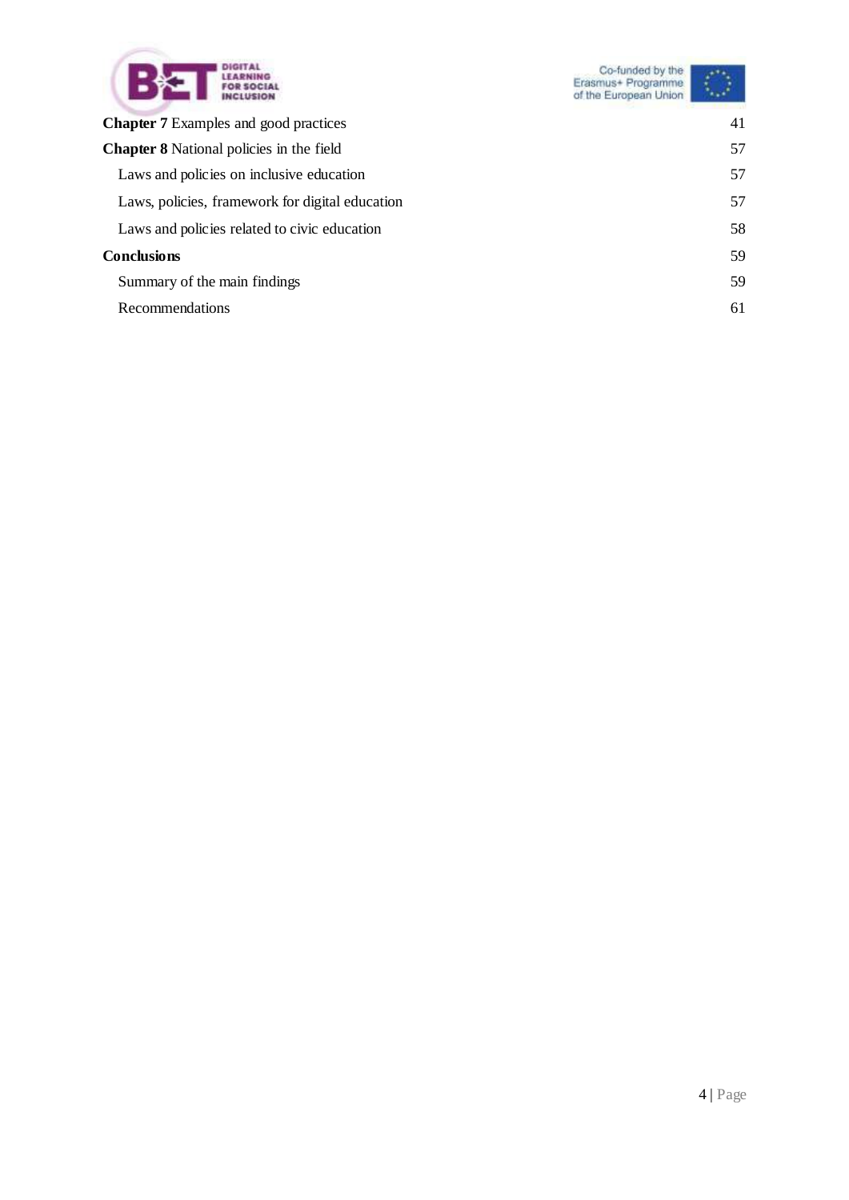**Chapter 7** Examples and good practices 41

**Chapter 8** National policies in the field 57

Laws and policies on inclusive education 57

Laws, policies, framework for digital education 57

Laws and policies related to civic education 58

**Conclusions** 59

Summary of the main findings 59

Recommendations 61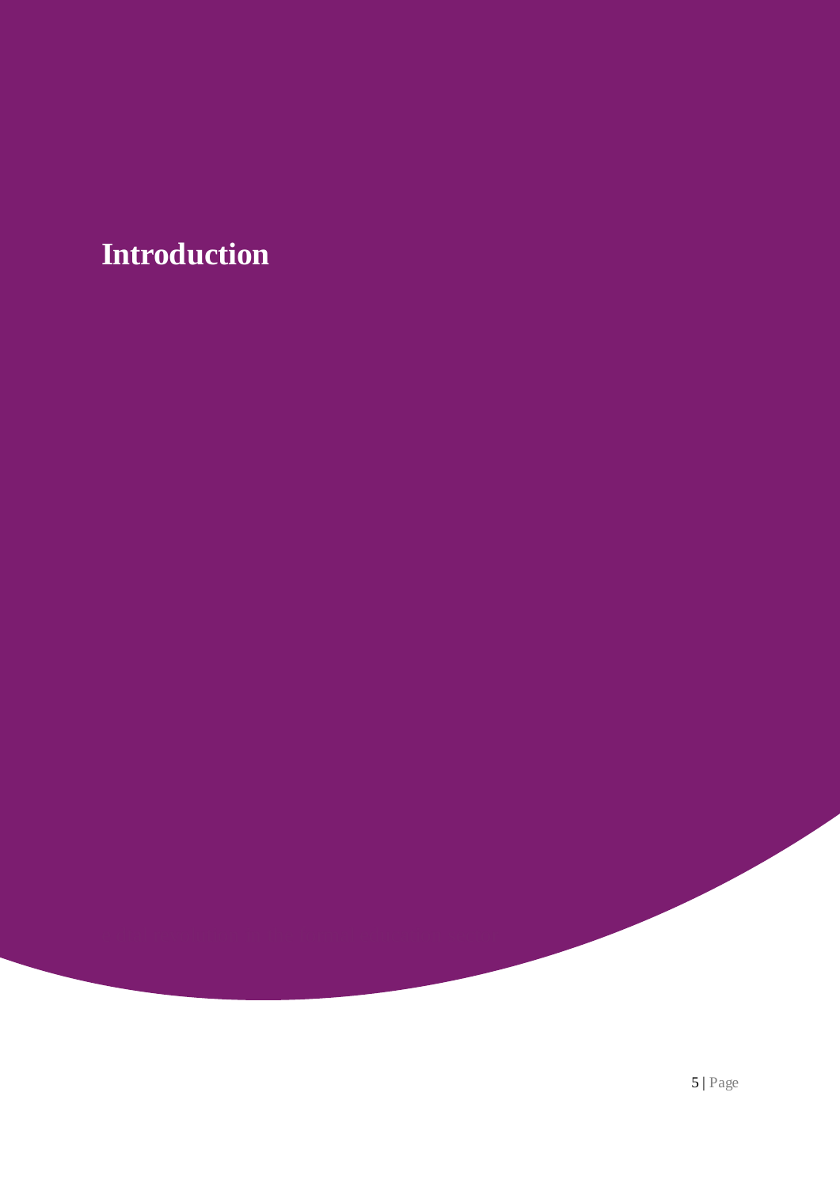# Introduction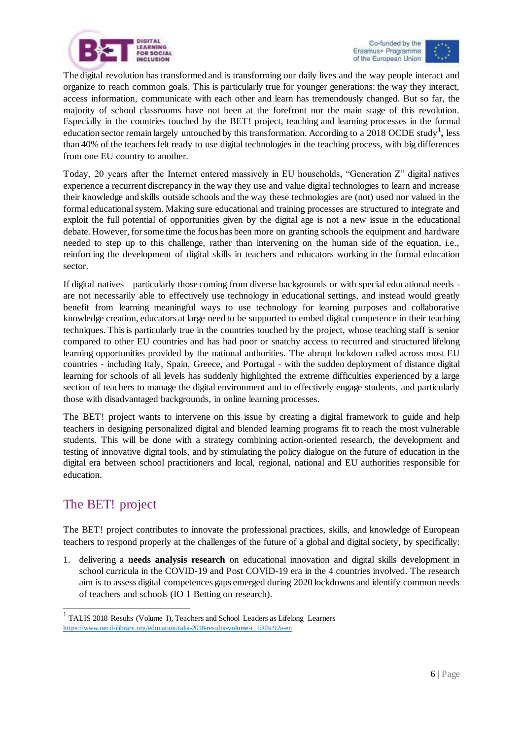The digital revolution has transformed and is transforming our daily lives and the way people interact and organize to reach common goals. This is particularly true for younger generations: the way they interact, access information, communicate with each other and learn has tremendously changed. But so far, the majority of school classrooms have not been at the forefront nor the main stage of this revolution. Especially in the countries touched by the BET! project, teaching and learning processes in the formal education sector remain largely untouched by this transformation. According to a 2018 OCDE study[1], less than 40% of the teachers felt ready to use digital technologies in the teaching process, with big differences from one EU country to another.

Today, 20 years after the Internet entered massively in EU households, "Generation Z" digital natives experience a recurrent discrepancy in the way they use and value digital technologies to learn and increase their knowledge and skills outside schools and the way these technologies are (not) used nor valued in the formal educational system. Making sure educational and training processes are structured to integrate and exploit the full potential of opportunities given by the digital age is not a new issue in the educational debate. However, for some time the focus has been more on granting schools the equipment and hardware needed to step up to this challenge, rather than intervening on the human side of the equation, i.e., reinforcing the development of digital skills in teachers and educators working in the formal education sector.

If digital natives – particularly those coming from diverse backgrounds or with special educational needs - are not necessarily able to effectively use technology in educational settings, and instead would greatly benefit from learning meaningful ways to use technology for learning purposes and collaborative knowledge creation, educators at large need to be supported to embed digital competence in their teaching techniques. This is particularly true in the countries touched by the project, whose teaching staff is senior compared to other EU countries and has had poor or snatchy access to recurred and structured lifelong learning opportunities provided by the national authorities. The abrupt lockdown called across most EU countries - including Italy, Spain, Greece, and Portugal - with the sudden deployment of distance digital learning for schools of all levels has suddenly highlighted the extreme difficulties experienced by a large section of teachers to manage the digital environment and to effectively engage students, and particularly those with disadvantaged backgrounds, in online learning processes.

The BET! project wants to intervene on this issue by creating a digital framework to guide and help teachers in designing personalized digital and blended learning programs fit to reach the most vulnerable students. This will be done with a strategy combining action-oriented research, the development and testing of innovative digital tools, and by stimulating the policy dialogue on the future of education in the digital era between school practitioners and local, regional, national and EU authorities responsible for education.

## The BET! project

The BET! project contributes to innovate the professional practices, skills, and knowledge of European teachers to respond properly at the challenges of the future of a global and digital society, by specifically:

1. delivering a **needs analysis research** on educational innovation and digital skills development in school curricula in the COVID-19 and Post COVID-19 era in the 4 countries involved. The research aim is to assess digital competences gaps emerged during 2020 lockdowns and identify common needs of teachers and schools (IO 1 Betting on research).

---

[1] TALIS 2018 Results (Volume I), Teachers and School Leaders as Lifelong Learners https://www.oecd-ilibrary.org/education/talis-2018-results-volume-i_1d0bc92a-en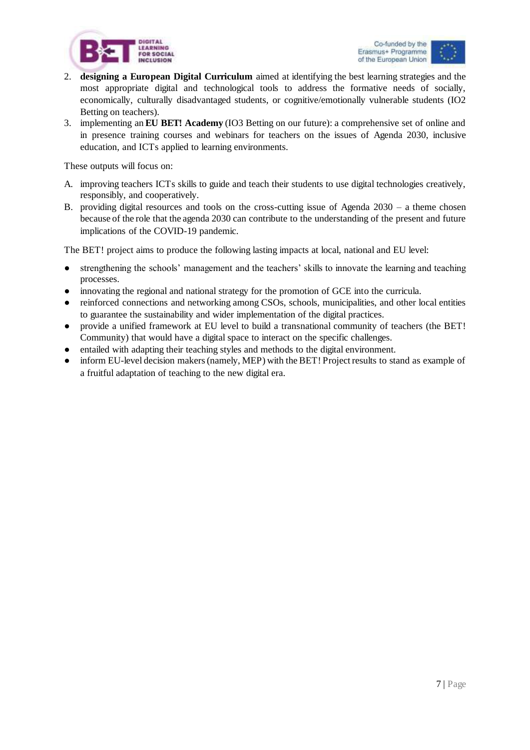2. **designing a European Digital Curriculum** aimed at identifying the best learning strategies and the most appropriate digital and technological tools to address the formative needs of socially, economically, culturally disadvantaged students, or cognitive/emotionally vulnerable students (IO2 Betting on teachers).
3. implementing an **EU BET! Academy** (IO3 Betting on our future): a comprehensive set of online and in presence training courses and webinars for teachers on the issues of Agenda 2030, inclusive education, and ICTs applied to learning environments.

These outputs will focus on:

A. improving teachers ICTs skills to guide and teach their students to use digital technologies creatively, responsibly, and cooperatively.
B. providing digital resources and tools on the cross-cutting issue of Agenda 2030 – a theme chosen because of the role that the agenda 2030 can contribute to the understanding of the present and future implications of the COVID-19 pandemic.

The BET! project aims to produce the following lasting impacts at local, national and EU level:

- strengthening the schools' management and the teachers' skills to innovate the learning and teaching processes.
- innovating the regional and national strategy for the promotion of GCE into the curricula.
- reinforced connections and networking among CSOs, schools, municipalities, and other local entities to guarantee the sustainability and wider implementation of the digital practices.
- provide a unified framework at EU level to build a transnational community of teachers (the BET! Community) that would have a digital space to interact on the specific challenges.
- entailed with adapting their teaching styles and methods to the digital environment.
- inform EU-level decision makers (namely, MEP) with the BET! Project results to stand as example of a fruitful adaptation of teaching to the new digital era.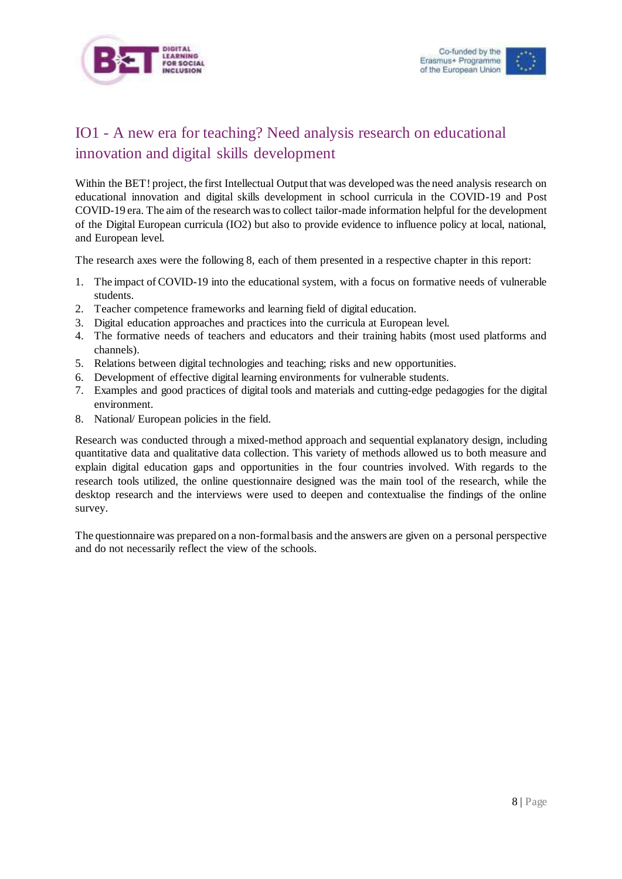# IO1 - A new era for teaching? Need analysis research on educational innovation and digital skills development

Within the BET! project, the first Intellectual Output that was developed was the need analysis research on educational innovation and digital skills development in school curricula in the COVID-19 and Post COVID-19 era. The aim of the research was to collect tailor-made information helpful for the development of the Digital European curricula (IO2) but also to provide evidence to influence policy at local, national, and European level.

The research axes were the following 8, each of them presented in a respective chapter in this report:

1. The impact of COVID-19 into the educational system, with a focus on formative needs of vulnerable students.
2. Teacher competence frameworks and learning field of digital education.
3. Digital education approaches and practices into the curricula at European level.
4. The formative needs of teachers and educators and their training habits (most used platforms and channels).
5. Relations between digital technologies and teaching; risks and new opportunities.
6. Development of effective digital learning environments for vulnerable students.
7. Examples and good practices of digital tools and materials and cutting-edge pedagogies for the digital environment.
8. National/ European policies in the field.

Research was conducted through a mixed-method approach and sequential explanatory design, including quantitative data and qualitative data collection. This variety of methods allowed us to both measure and explain digital education gaps and opportunities in the four countries involved. With regards to the research tools utilized, the online questionnaire designed was the main tool of the research, while the desktop research and the interviews were used to deepen and contextualise the findings of the online survey.

The questionnaire was prepared on a non-formal basis and the answers are given on a personal perspective and do not necessarily reflect the view of the schools.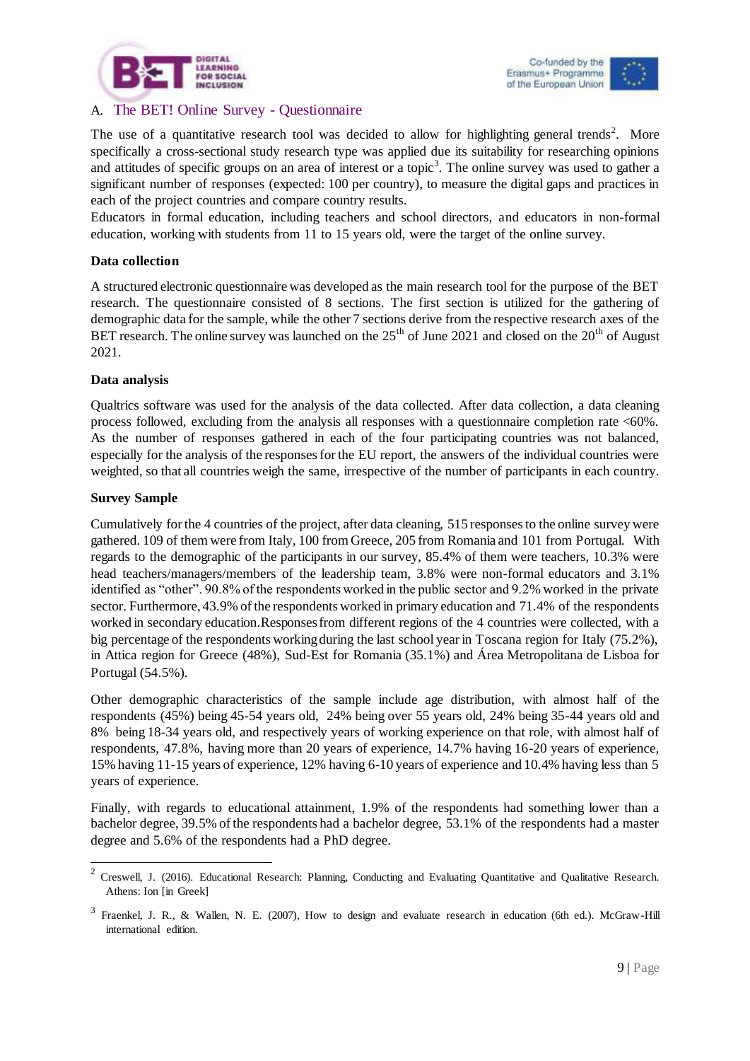## A. The BET! Online Survey - Questionnaire

The use of a quantitative research tool was decided to allow for highlighting general trends[2]. More specifically a cross-sectional study research type was applied due its suitability for researching opinions and attitudes of specific groups on an area of interest or a topic[3]. The online survey was used to gather a significant number of responses (expected: 100 per country), to measure the digital gaps and practices in each of the project countries and compare country results.
Educators in formal education, including teachers and school directors, and educators in non-formal education, working with students from 11 to 15 years old, were the target of the online survey.

**Data collection**

A structured electronic questionnaire was developed as the main research tool for the purpose of the BET research. The questionnaire consisted of 8 sections. The first section is utilized for the gathering of demographic data for the sample, while the other 7 sections derive from the respective research axes of the BET research. The online survey was launched on the 25th of June 2021 and closed on the 20th of August 2021.

**Data analysis**

Qualtrics software was used for the analysis of the data collected. After data collection, a data cleaning process followed, excluding from the analysis all responses with a questionnaire completion rate <60%. As the number of responses gathered in each of the four participating countries was not balanced, especially for the analysis of the responses for the EU report, the answers of the individual countries were weighted, so that all countries weigh the same, irrespective of the number of participants in each country.

**Survey Sample**

Cumulatively for the 4 countries of the project, after data cleaning, 515 responses to the online survey were gathered. 109 of them were from Italy, 100 from Greece, 205 from Romania and 101 from Portugal. With regards to the demographic of the participants in our survey, 85.4% of them were teachers, 10.3% were head teachers/managers/members of the leadership team, 3.8% were non-formal educators and 3.1% identified as "other". 90.8% of the respondents worked in the public sector and 9.2% worked in the private sector. Furthermore, 43.9% of the respondents worked in primary education and 71.4% of the respondents worked in secondary education.Responses from different regions of the 4 countries were collected, with a big percentage of the respondents working during the last school year in Toscana region for Italy (75.2%), in Attica region for Greece (48%), Sud-Est for Romania (35.1%) and Área Metropolitana de Lisboa for Portugal (54.5%).

Other demographic characteristics of the sample include age distribution, with almost half of the respondents (45%) being 45-54 years old, 24% being over 55 years old, 24% being 35-44 years old and 8% being 18-34 years old, and respectively years of working experience on that role, with almost half of respondents, 47.8%, having more than 20 years of experience, 14.7% having 16-20 years of experience, 15% having 11-15 years of experience, 12% having 6-10 years of experience and 10.4% having less than 5 years of experience.

Finally, with regards to educational attainment, 1.9% of the respondents had something lower than a bachelor degree, 39.5% of the respondents had a bachelor degree, 53.1% of the respondents had a master degree and 5.6% of the respondents had a PhD degree.

---

[2] Creswell, J. (2016). Educational Research: Planning, Conducting and Evaluating Quantitative and Qualitative Research. Athens: Ion [in Greek]

[3] Fraenkel, J. R., & Wallen, N. E. (2007), How to design and evaluate research in education (6th ed.). McGraw-Hill international edition.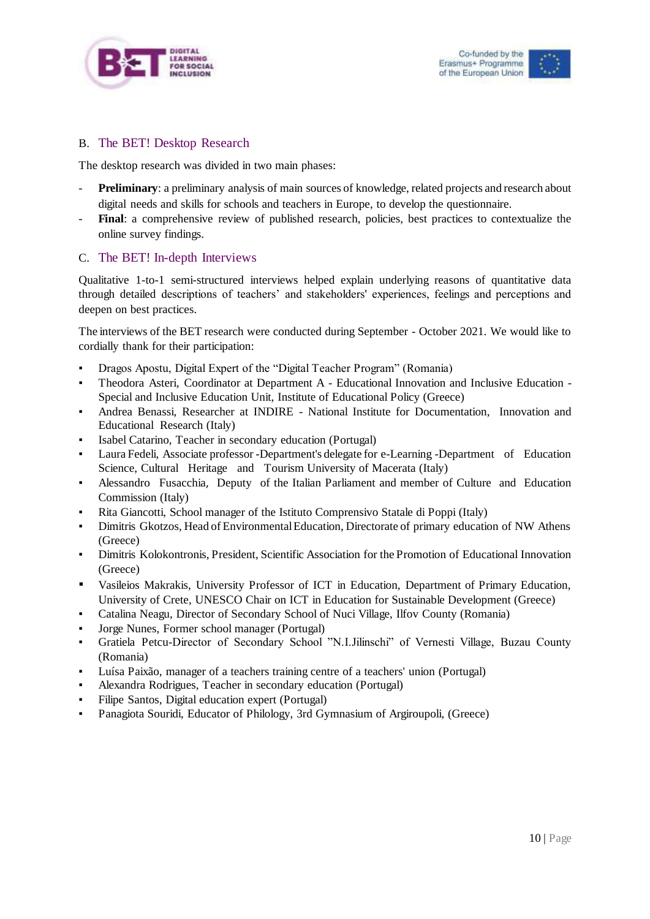## B. The BET! Desktop Research

The desktop research was divided in two main phases:

- **Preliminary**: a preliminary analysis of main sources of knowledge, related projects and research about digital needs and skills for schools and teachers in Europe, to develop the questionnaire.
- **Final**: a comprehensive review of published research, policies, best practices to contextualize the online survey findings.

## C. The BET! In-depth Interviews

Qualitative 1-to-1 semi-structured interviews helped explain underlying reasons of quantitative data through detailed descriptions of teachers' and stakeholders' experiences, feelings and perceptions and deepen on best practices.

The interviews of the BET research were conducted during September - October 2021. We would like to cordially thank for their participation:

- Dragos Apostu, Digital Expert of the "Digital Teacher Program" (Romania)
- Theodora Asteri, Coordinator at Department A - Educational Innovation and Inclusive Education - Special and Inclusive Education Unit, Institute of Educational Policy (Greece)
- Andrea Benassi, Researcher at INDIRE - National Institute for Documentation, Innovation and Educational Research (Italy)
- Isabel Catarino, Teacher in secondary education (Portugal)
- Laura Fedeli, Associate professor -Department's delegate for e-Learning -Department of Education Science, Cultural Heritage and Tourism University of Macerata (Italy)
- Alessandro Fusacchia, Deputy of the Italian Parliament and member of Culture and Education Commission (Italy)
- Rita Giancotti, School manager of the Istituto Comprensivo Statale di Poppi (Italy)
- Dimitris Gkotzos, Head of Environmental Education, Directorate of primary education of NW Athens (Greece)
- Dimitris Kolokontronis, President, Scientific Association for the Promotion of Educational Innovation (Greece)
- Vasileios Makrakis, University Professor of ICT in Education, Department of Primary Education, University of Crete, UNESCO Chair on ICT in Education for Sustainable Development (Greece)
- Catalina Neagu, Director of Secondary School of Nuci Village, Ilfov County (Romania)
- Jorge Nunes, Former school manager (Portugal)
- Gratiela Petcu-Director of Secondary School "N.I.Jilinschi" of Vernesti Village, Buzau County (Romania)
- Luísa Paixão, manager of a teachers training centre of a teachers' union (Portugal)
- Alexandra Rodrigues, Teacher in secondary education (Portugal)
- Filipe Santos, Digital education expert (Portugal)
- Panagiota Souridi, Educator of Philology, 3rd Gymnasium of Argiroupoli, (Greece)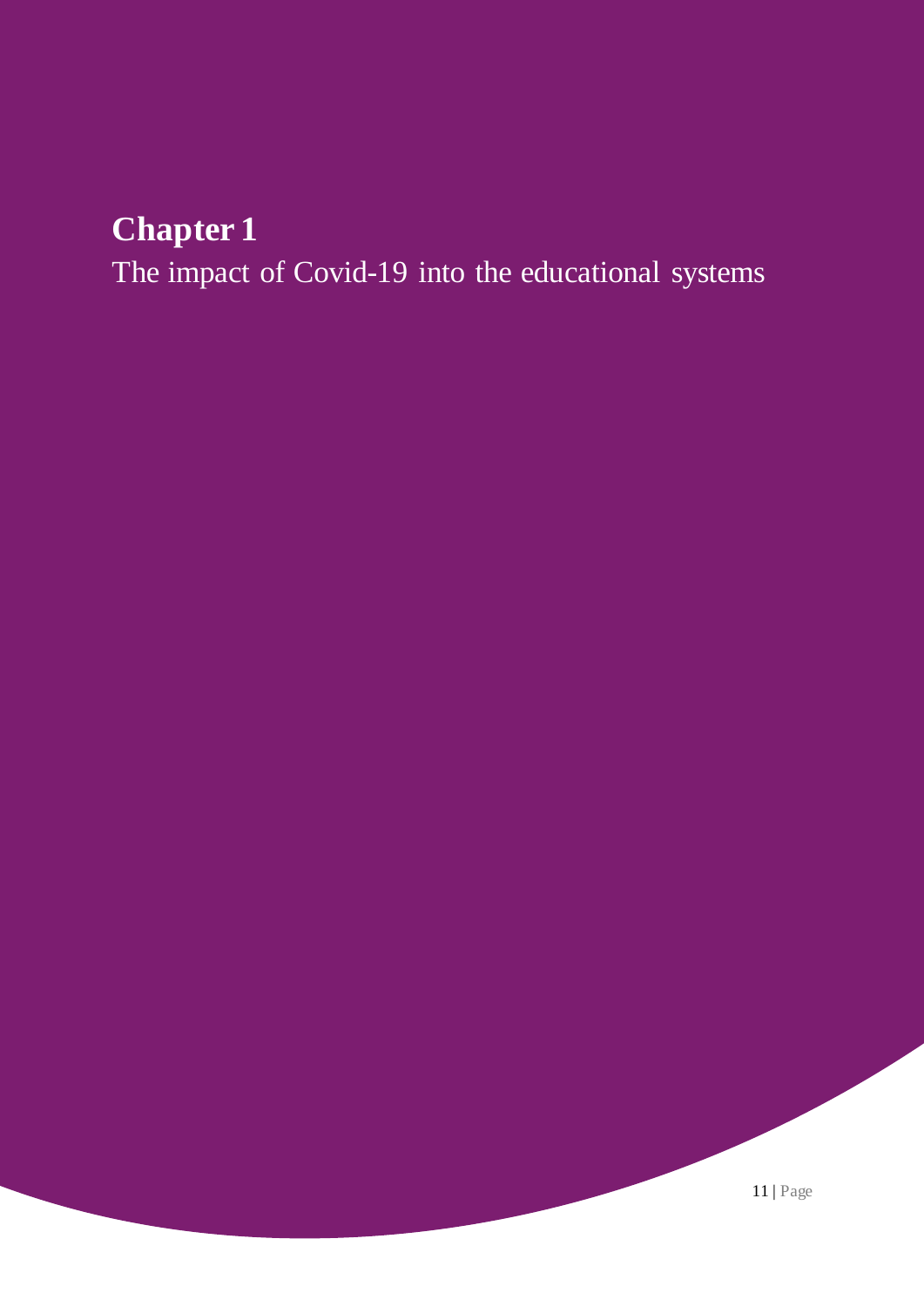# Chapter 1

The impact of Covid-19 into the educational systems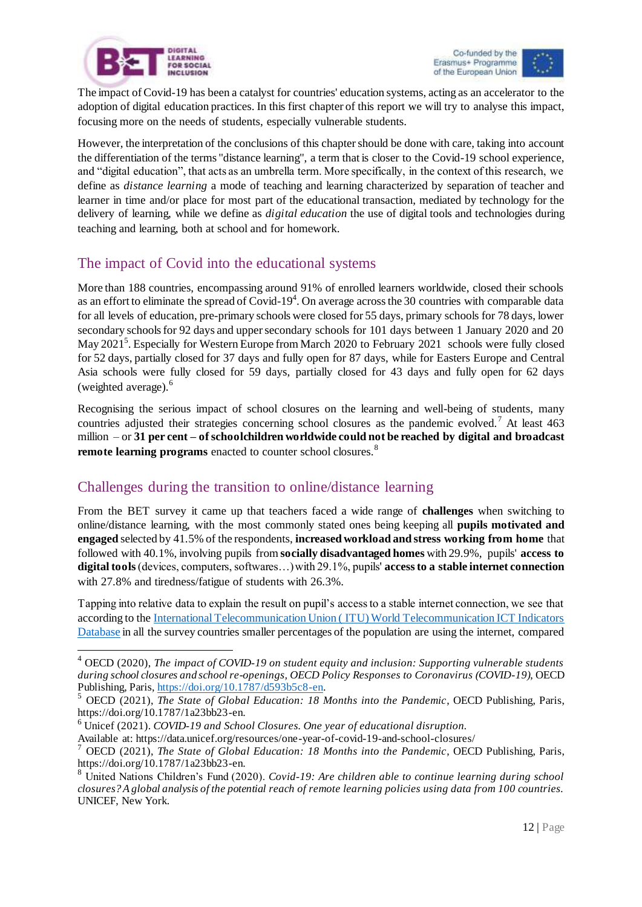The impact of Covid-19 has been a catalyst for countries' education systems, acting as an accelerator to the adoption of digital education practices. In this first chapter of this report we will try to analyse this impact, focusing more on the needs of students, especially vulnerable students.

However, the interpretation of the conclusions of this chapter should be done with care, taking into account the differentiation of the terms "distance learning", a term that is closer to the Covid-19 school experience, and "digital education", that acts as an umbrella term. More specifically, in the context of this research, we define as *distance learning* a mode of teaching and learning characterized by separation of teacher and learner in time and/or place for most part of the educational transaction, mediated by technology for the delivery of learning, while we define as *digital education* the use of digital tools and technologies during teaching and learning, both at school and for homework.

## The impact of Covid into the educational systems

More than 188 countries, encompassing around 91% of enrolled learners worldwide, closed their schools as an effort to eliminate the spread of Covid-19[4]. On average across the 30 countries with comparable data for all levels of education, pre-primary schools were closed for 55 days, primary schools for 78 days, lower secondary schools for 92 days and upper secondary schools for 101 days between 1 January 2020 and 20 May 2021[5]. Especially for Western Europe from March 2020 to February 2021 schools were fully closed for 52 days, partially closed for 37 days and fully open for 87 days, while for Easters Europe and Central Asia schools were fully closed for 59 days, partially closed for 43 days and fully open for 62 days (weighted average).[6]

Recognising the serious impact of school closures on the learning and well-being of students, many countries adjusted their strategies concerning school closures as the pandemic evolved.[7] At least 463 million – or **31 per cent – of schoolchildren worldwide could not be reached by digital and broadcast remote learning programs** enacted to counter school closures.[8]

## Challenges during the transition to online/distance learning

From the BET survey it came up that teachers faced a wide range of **challenges** when switching to online/distance learning, with the most commonly stated ones being keeping all **pupils motivated and engaged** selected by 41.5% of the respondents, **increased workload and stress working from home** that followed with 40.1%, involving pupils from **socially disadvantaged homes** with 29.9%, pupils' **access to digital tools** (devices, computers, softwares…) with 29.1%, pupils' **access to a stable internet connection** with 27.8% and tiredness/fatigue of students with 26.3%.

Tapping into relative data to explain the result on pupil's access to a stable internet connection, we see that according to the [International Telecommunication Union ( ITU) World Telecommunication ICT Indicators Database](#) in all the survey countries smaller percentages of the population are using the internet, compared

---

[4] OECD (2020), *The impact of COVID-19 on student equity and inclusion: Supporting vulnerable students during school closures and school re-openings, OECD Policy Responses to Coronavirus (COVID-19)*, OECD Publishing, Paris, https://doi.org/10.1787/d593b5c8-en.

[5] OECD (2021), *The State of Global Education: 18 Months into the Pandemic*, OECD Publishing, Paris, https://doi.org/10.1787/1a23bb23-en.

[6] Unicef (2021). *COVID-19 and School Closures. One year of educational disruption.* Available at: https://data.unicef.org/resources/one-year-of-covid-19-and-school-closures/

[7] OECD (2021), *The State of Global Education: 18 Months into the Pandemic*, OECD Publishing, Paris, https://doi.org/10.1787/1a23bb23-en.

[8] United Nations Children's Fund (2020). *Covid-19: Are children able to continue learning during school closures? A global analysis of the potential reach of remote learning policies using data from 100 countries.* UNICEF, New York.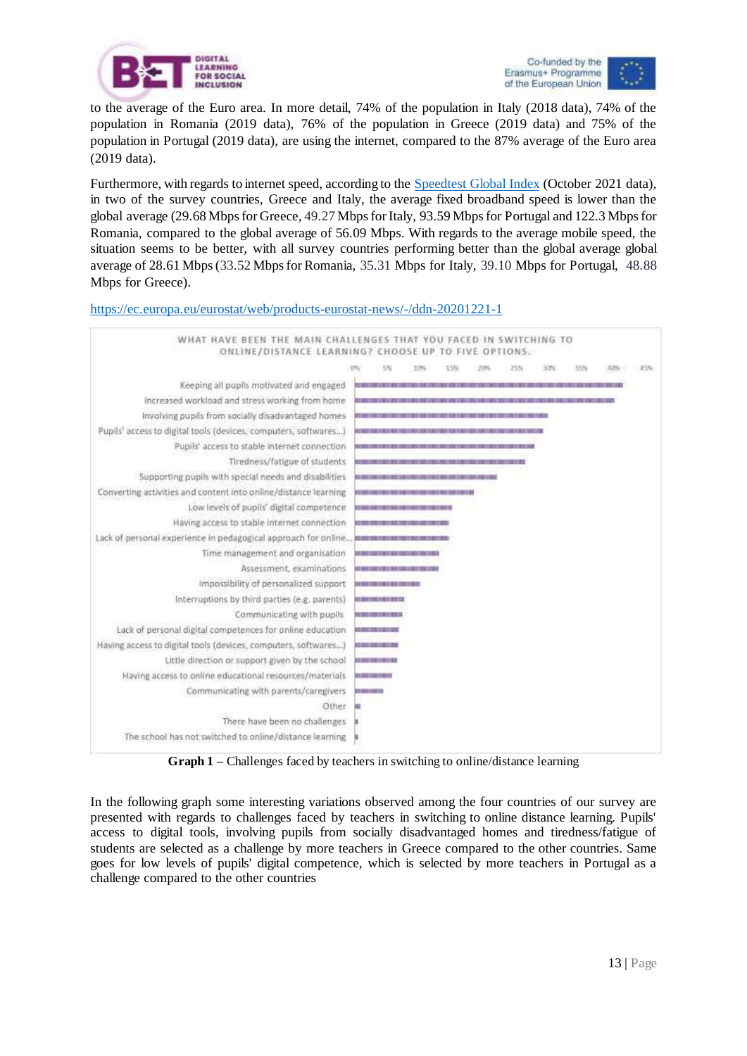to the average of the Euro area. In more detail, 74% of the population in Italy (2018 data), 74% of the population in Romania (2019 data), 76% of the population in Greece (2019 data) and 75% of the population in Portugal (2019 data), are using the internet, compared to the 87% average of the Euro area (2019 data).

Furthermore, with regards to internet speed, according to the [Speedtest Global Index](https://www.speedtest.net/global-index) (October 2021 data), in two of the survey countries, Greece and Italy, the average fixed broadband speed is lower than the global average (29.68 Mbps for Greece, 49.27 Mbps for Italy, 93.59 Mbps for Portugal and 122.3 Mbps for Romania, compared to the global average of 56.09 Mbps. With regards to the average mobile speed, the situation seems to be better, with all survey countries performing better than the global average global average of 28.61 Mbps (33.52 Mbps for Romania, 35.31 Mbps for Italy, 39.10 Mbps for Portugal, 48.88 Mbps for Greece).

https://ec.europa.eu/eurostat/web/products-eurostat-news/-/ddn-20201221-1

WHAT HAVE BEEN THE MAIN CHALLENGES THAT YOU FACED IN SWITCHING TO ONLINE/DISTANCE LEARNING? CHOOSE UP TO FIVE OPTIONS.

- Keeping all pupils motivated and engaged
- Increased workload and stress working from home
- Involving pupils from socially disadvantaged homes
- Pupils' access to digital tools (devices, computers, softwares...)
- Pupils' access to stable internet connection
- Tiredness/fatigue of students
- Supporting pupils with special needs and disabilities
- Converting activities and content into online/distance learning
- Low levels of pupils' digital competence
- Having access to stable internet connection
- Lack of personal experience in pedagogical approach for online...
- Time management and organisation
- Assessment, examinations
- Impossibility of personalized support
- Interruptions by third parties (e.g. parents)
- Communicating with pupils
- Lack of personal digital competences for online education
- Having access to digital tools (devices, computers, softwares...)
- Little direction or support given by the school
- Having access to online educational resources/materials
- Communicating with parents/caregivers
- Other
- There have been no challenges
- The school has not switched to online/distance learning

**Graph 1** – Challenges faced by teachers in switching to online/distance learning

In the following graph some interesting variations observed among the four countries of our survey are presented with regards to challenges faced by teachers in switching to online distance learning. Pupils' access to digital tools, involving pupils from socially disadvantaged homes and tiredness/fatigue of students are selected as a challenge by more teachers in Greece compared to the other countries. Same goes for low levels of pupils' digital competence, which is selected by more teachers in Portugal as a challenge compared to the other countries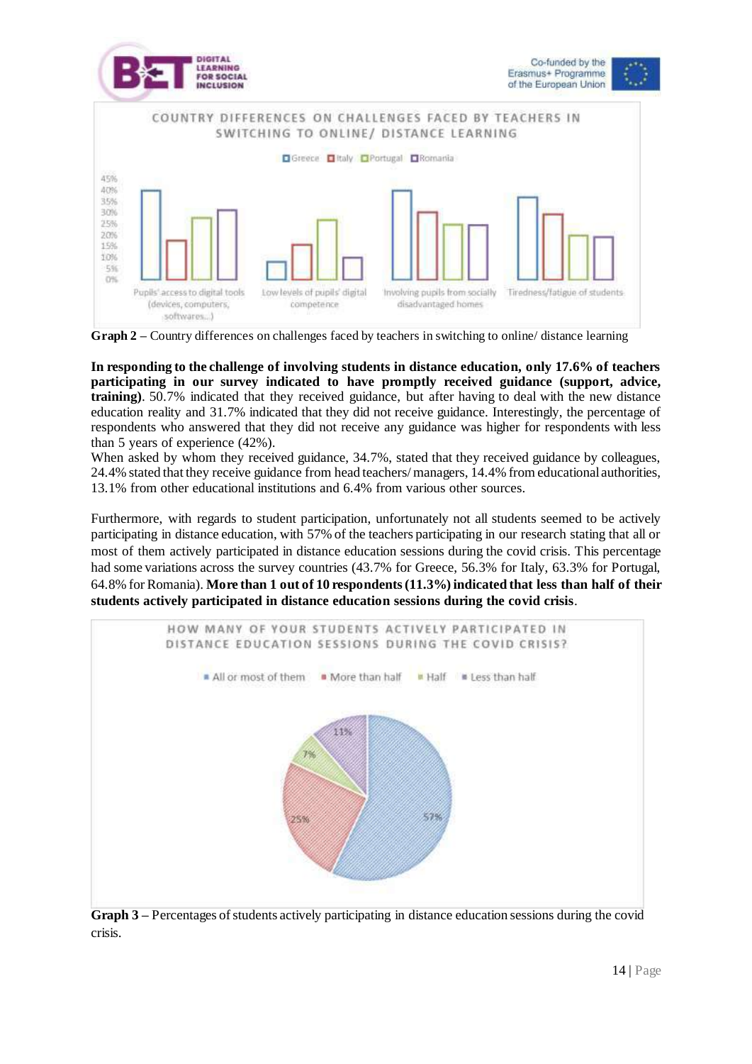**Graph 2 –** Country differences on challenges faced by teachers in switching to online/ distance learning

**In responding to the challenge of involving students in distance education, only 17.6% of teachers participating in our survey indicated to have promptly received guidance (support, advice, training)**. 50.7% indicated that they received guidance, but after having to deal with the new distance education reality and 31.7% indicated that they did not receive guidance. Interestingly, the percentage of respondents who answered that they did not receive any guidance was higher for respondents with less than 5 years of experience (42%).

When asked by whom they received guidance, 34.7%, stated that they received guidance by colleagues, 24.4% stated that they receive guidance from head teachers/ managers, 14.4% from educational authorities, 13.1% from other educational institutions and 6.4% from various other sources.

Furthermore, with regards to student participation, unfortunately not all students seemed to be actively participating in distance education, with 57% of the teachers participating in our research stating that all or most of them actively participated in distance education sessions during the covid crisis. This percentage had some variations across the survey countries (43.7% for Greece, 56.3% for Italy, 63.3% for Portugal, 64.8% for Romania). **More than 1 out of 10 respondents (11.3%) indicated that less than half of their students actively participated in distance education sessions during the covid crisis**.

**Graph 3 –** Percentages of students actively participating in distance education sessions during the covid crisis.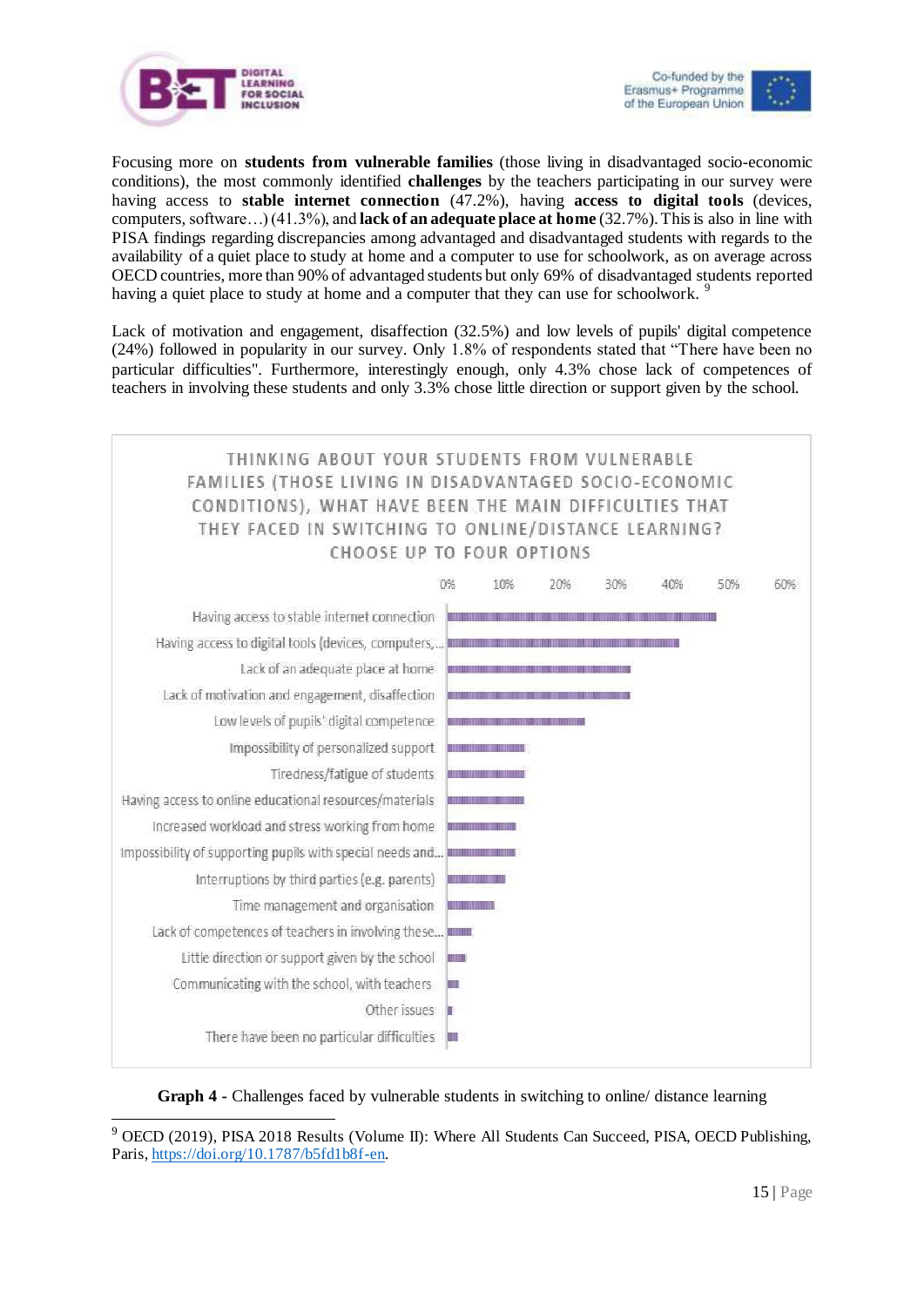Focusing more on **students from vulnerable families** (those living in disadvantaged socio-economic conditions), the most commonly identified **challenges** by the teachers participating in our survey were having access to **stable internet connection** (47.2%), having **access to digital tools** (devices, computers, software…) (41.3%), and **lack of an adequate place at home** (32.7%). This is also in line with PISA findings regarding discrepancies among advantaged and disadvantaged students with regards to the availability of a quiet place to study at home and a computer to use for schoolwork, as on average across OECD countries, more than 90% of advantaged students but only 69% of disadvantaged students reported having a quiet place to study at home and a computer that they can use for schoolwork. [9]

Lack of motivation and engagement, disaffection (32.5%) and low levels of pupils' digital competence (24%) followed in popularity in our survey. Only 1.8% of respondents stated that "There have been no particular difficulties". Furthermore, interestingly enough, only 4.3% chose lack of competences of teachers in involving these students and only 3.3% chose little direction or support given by the school.

THINKING ABOUT YOUR STUDENTS FROM VULNERABLE FAMILIES (THOSE LIVING IN DISADVANTAGED SOCIO-ECONOMIC CONDITIONS), WHAT HAVE BEEN THE MAIN DIFFICULTIES THAT THEY FACED IN SWITCHING TO ONLINE/DISTANCE LEARNING? CHOOSE UP TO FOUR OPTIONS

- Having access to stable internet connection
- Having access to digital tools (devices, computers,...
- Lack of an adequate place at home
- Lack of motivation and engagement, disaffection
- Low levels of pupils' digital competence
- Impossibility of personalized support
- Tiredness/fatigue of students
- Having access to online educational resources/materials
- Increased workload and stress working from home
- Impossibility of supporting pupils with special needs and...
- Interruptions by third parties (e.g. parents)
- Time management and organisation
- Lack of competences of teachers in involving these...
- Little direction or support given by the school
- Communicating with the school, with teachers
- Other issues
- There have been no particular difficulties

**Graph 4 -** Challenges faced by vulnerable students in switching to online/ distance learning

---

[9] OECD (2019), PISA 2018 Results (Volume II): Where All Students Can Succeed, PISA, OECD Publishing, Paris, https://doi.org/10.1787/b5fd1b8f-en.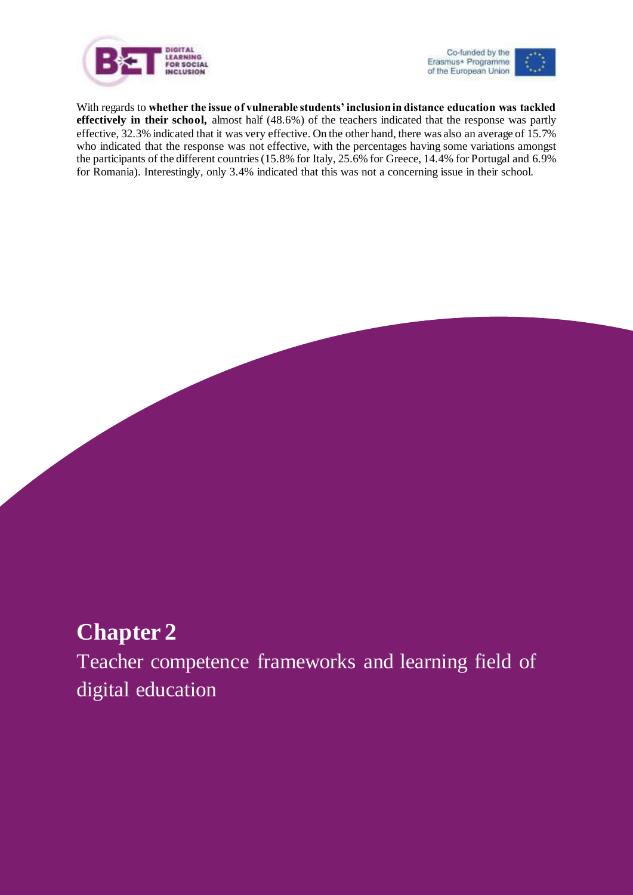With regards to **whether the issue of vulnerable students' inclusion in distance education was tackled effectively in their school,** almost half (48.6%) of the teachers indicated that the response was partly effective, 32.3% indicated that it was very effective. On the other hand, there was also an average of 15.7% who indicated that the response was not effective, with the percentages having some variations amongst the participants of the different countries (15.8% for Italy, 25.6% for Greece, 14.4% for Portugal and 6.9% for Romania). Interestingly, only 3.4% indicated that this was not a concerning issue in their school.

# Chapter 2

## Teacher competence frameworks and learning field of digital education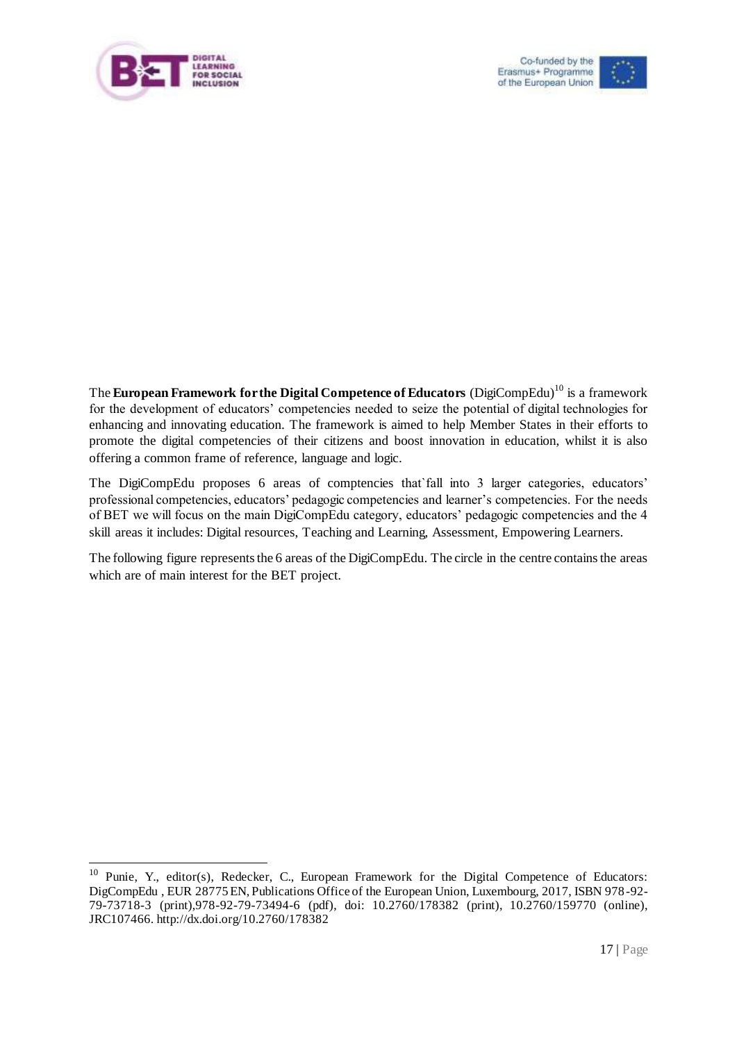The **European Framework for the Digital Competence of Educators** (DigiCompEdu)[10] is a framework for the development of educators' competencies needed to seize the potential of digital technologies for enhancing and innovating education. The framework is aimed to help Member States in their efforts to promote the digital competencies of their citizens and boost innovation in education, whilst it is also offering a common frame of reference, language and logic.

The DigiCompEdu proposes 6 areas of comptencies that`fall into 3 larger categories, educators' professional competencies, educators' pedagogic competencies and learner's competencies. For the needs of BET we will focus on the main DigiCompEdu category, educators' pedagogic competencies and the 4 skill areas it includes: Digital resources, Teaching and Learning, Assessment, Empowering Learners.

The following figure represents the 6 areas of the DigiCompEdu. The circle in the centre contains the areas which are of main interest for the BET project.

---

[10] Punie, Y., editor(s), Redecker, C., European Framework for the Digital Competence of Educators: DigCompEdu , EUR 28775 EN, Publications Office of the European Union, Luxembourg, 2017, ISBN 978-92-79-73718-3 (print),978-92-79-73494-6 (pdf), doi: 10.2760/178382 (print), 10.2760/159770 (online), JRC107466. http://dx.doi.org/10.2760/178382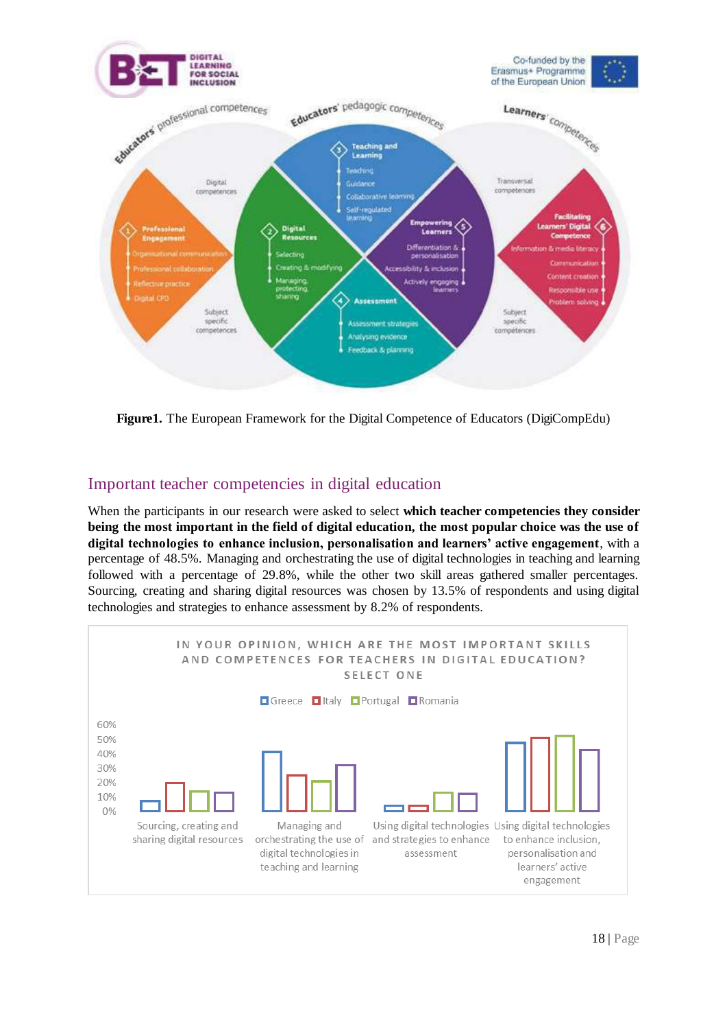**Figure1.** The European Framework for the Digital Competence of Educators (DigiCompEdu)

## Important teacher competencies in digital education

When the participants in our research were asked to select **which teacher competencies they consider being the most important in the field of digital education, the most popular choice was the use of digital technologies to enhance inclusion, personalisation and learners' active engagement**, with a percentage of 48.5%. Managing and orchestrating the use of digital technologies in teaching and learning followed with a percentage of 29.8%, while the other two skill areas gathered smaller percentages. Sourcing, creating and sharing digital resources was chosen by 13.5% of respondents and using digital technologies and strategies to enhance assessment by 8.2% of respondents.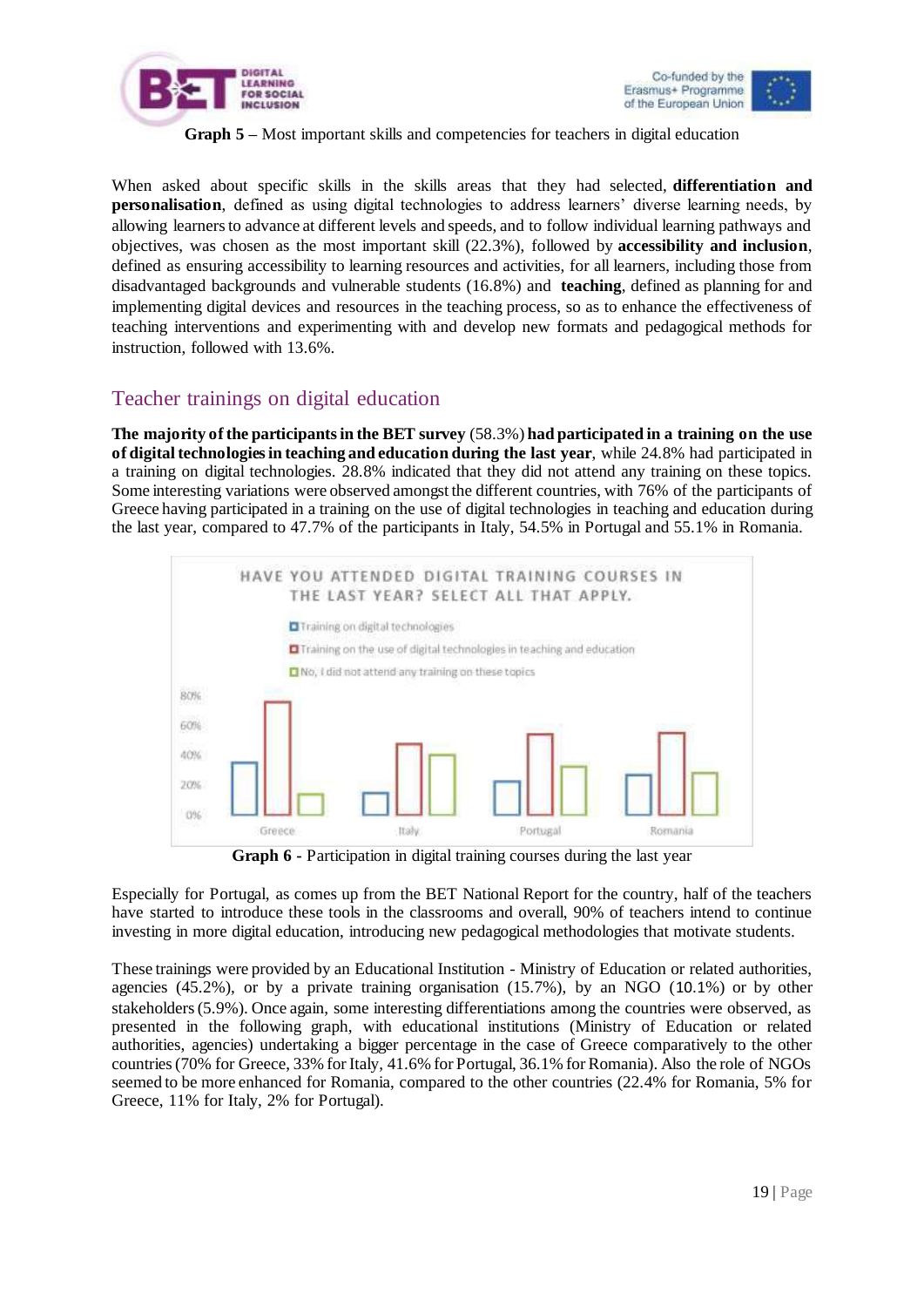**Graph 5** – Most important skills and competencies for teachers in digital education

When asked about specific skills in the skills areas that they had selected, **differentiation and personalisation**, defined as using digital technologies to address learners' diverse learning needs, by allowing learners to advance at different levels and speeds, and to follow individual learning pathways and objectives, was chosen as the most important skill (22.3%), followed by **accessibility and inclusion**, defined as ensuring accessibility to learning resources and activities, for all learners, including those from disadvantaged backgrounds and vulnerable students (16.8%) and **teaching**, defined as planning for and implementing digital devices and resources in the teaching process, so as to enhance the effectiveness of teaching interventions and experimenting with and develop new formats and pedagogical methods for instruction, followed with 13.6%.

## Teacher trainings on digital education

**The majority of the participants in the BET survey** (58.3%) **had participated in a training on the use of digital technologies in teaching and education during the last year**, while 24.8% had participated in a training on digital technologies. 28.8% indicated that they did not attend any training on these topics. Some interesting variations were observed amongst the different countries, with 76% of the participants of Greece having participated in a training on the use of digital technologies in teaching and education during the last year, compared to 47.7% of the participants in Italy, 54.5% in Portugal and 55.1% in Romania.

**Graph 6 -** Participation in digital training courses during the last year

Especially for Portugal, as comes up from the BET National Report for the country, half of the teachers have started to introduce these tools in the classrooms and overall, 90% of teachers intend to continue investing in more digital education, introducing new pedagogical methodologies that motivate students.

These trainings were provided by an Educational Institution - Ministry of Education or related authorities, agencies (45.2%), or by a private training organisation (15.7%), by an NGO (10.1%) or by other stakeholders (5.9%). Once again, some interesting differentiations among the countries were observed, as presented in the following graph, with educational institutions (Ministry of Education or related authorities, agencies) undertaking a bigger percentage in the case of Greece comparatively to the other countries (70% for Greece, 33% for Italy, 41.6% for Portugal, 36.1% for Romania). Also the role of NGOs seemed to be more enhanced for Romania, compared to the other countries (22.4% for Romania, 5% for Greece, 11% for Italy, 2% for Portugal).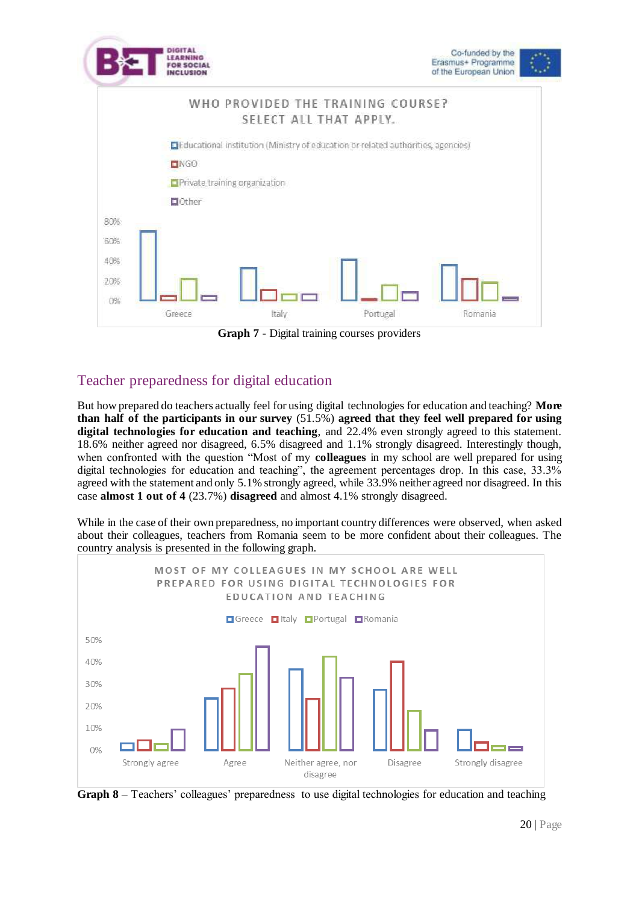WHO PROVIDED THE TRAINING COURSE? SELECT ALL THAT APPLY.

**Graph 7** - Digital training courses providers

## Teacher preparedness for digital education

But how prepared do teachers actually feel for using digital technologies for education and teaching? **More than half of the participants in our survey** (51.5%) **agreed that they feel well prepared for using digital technologies for education and teaching**, and 22.4% even strongly agreed to this statement. 18.6% neither agreed nor disagreed, 6.5% disagreed and 1.1% strongly disagreed. Interestingly though, when confronted with the question "Most of my **colleagues** in my school are well prepared for using digital technologies for education and teaching", the agreement percentages drop. In this case, 33.3% agreed with the statement and only 5.1% strongly agreed, while 33.9% neither agreed nor disagreed. In this case **almost 1 out of 4** (23.7%) **disagreed** and almost 4.1% strongly disagreed.

While in the case of their own preparedness, no important country differences were observed, when asked about their colleagues, teachers from Romania seem to be more confident about their colleagues. The country analysis is presented in the following graph.

MOST OF MY COLLEAGUES IN MY SCHOOL ARE WELL PREPARED FOR USING DIGITAL TECHNOLOGIES FOR EDUCATION AND TEACHING

**Graph 8** – Teachers' colleagues' preparedness to use digital technologies for education and teaching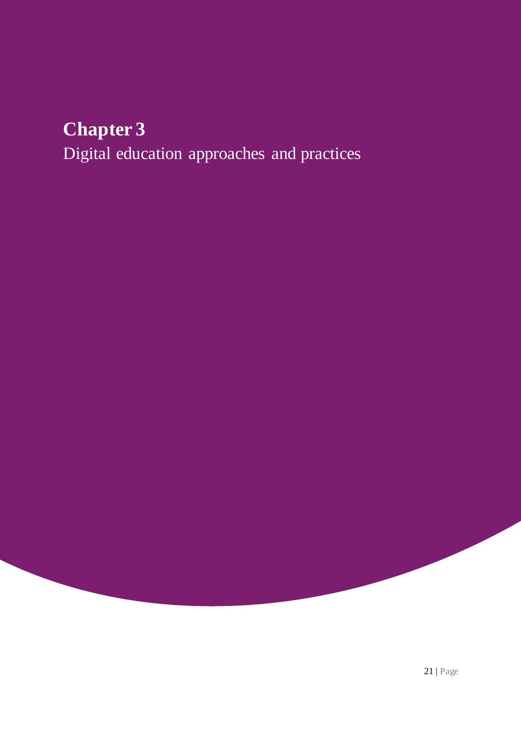# Chapter 3

Digital education approaches and practices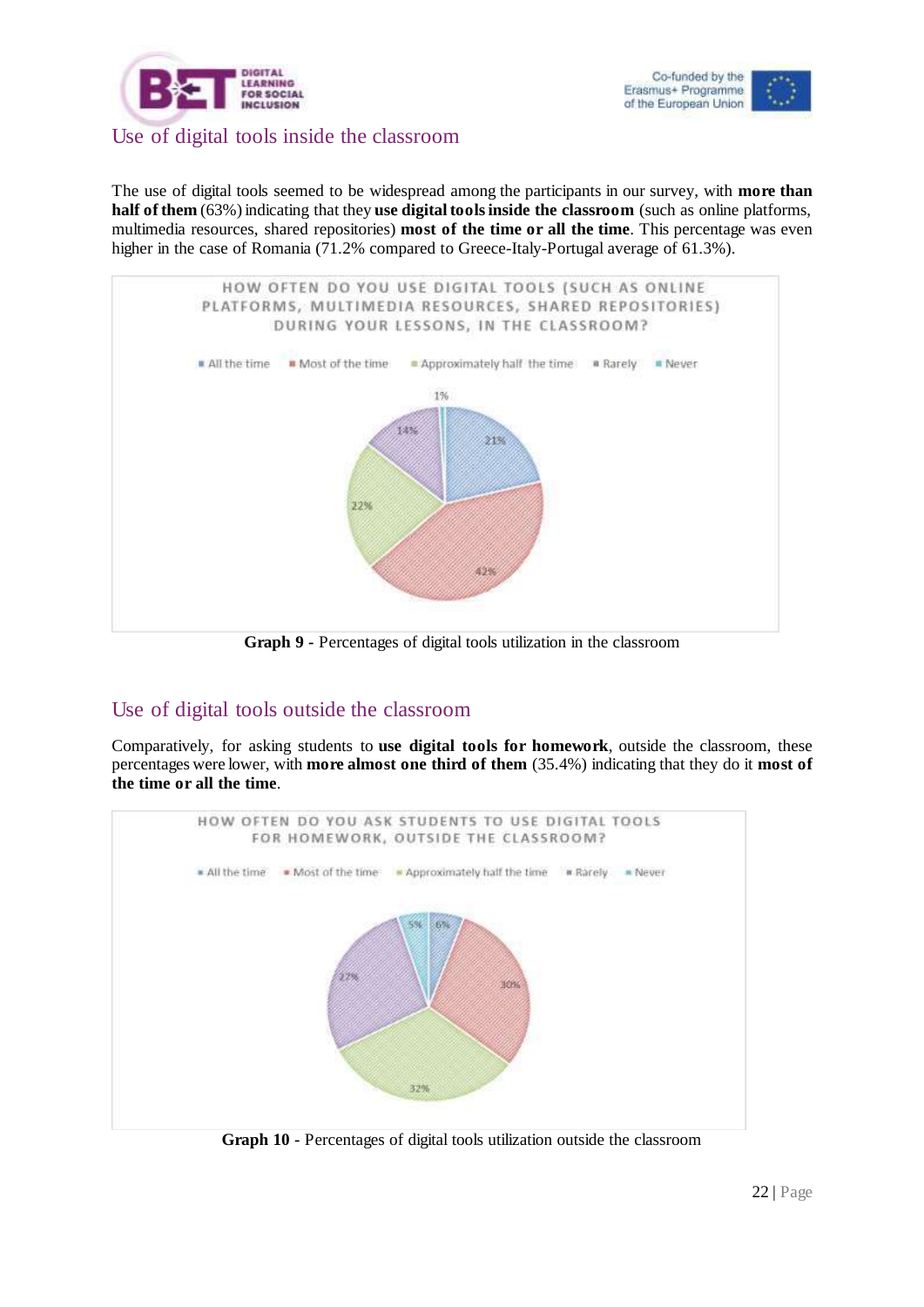## Use of digital tools inside the classroom

The use of digital tools seemed to be widespread among the participants in our survey, with **more than half of them** (63%) indicating that they **use digital tools inside the classroom** (such as online platforms, multimedia resources, shared repositories) **most of the time or all the time**. This percentage was even higher in the case of Romania (71.2% compared to Greece-Italy-Portugal average of 61.3%).

HOW OFTEN DO YOU USE DIGITAL TOOLS (SUCH AS ONLINE PLATFORMS, MULTIMEDIA RESOURCES, SHARED REPOSITORIES) DURING YOUR LESSONS, IN THE CLASSROOM?

| Answer | Percentage |
|---|---|
| All the time | 21% |
| Most of the time | 42% |
| Approximately half the time | 22% |
| Rarely | 14% |
| Never | 1% |

**Graph 9 -** Percentages of digital tools utilization in the classroom

## Use of digital tools outside the classroom

Comparatively, for asking students to **use digital tools for homework**, outside the classroom, these percentages were lower, with **more almost one third of them** (35.4%) indicating that they do it **most of the time or all the time**.

HOW OFTEN DO YOU ASK STUDENTS TO USE DIGITAL TOOLS FOR HOMEWORK, OUTSIDE THE CLASSROOM?

| Answer | Percentage |
|---|---|
| All the time | 6% |
| Most of the time | 30% |
| Approximately half the time | 32% |
| Rarely | 27% |
| Never | 5% |

**Graph 10 -** Percentages of digital tools utilization outside the classroom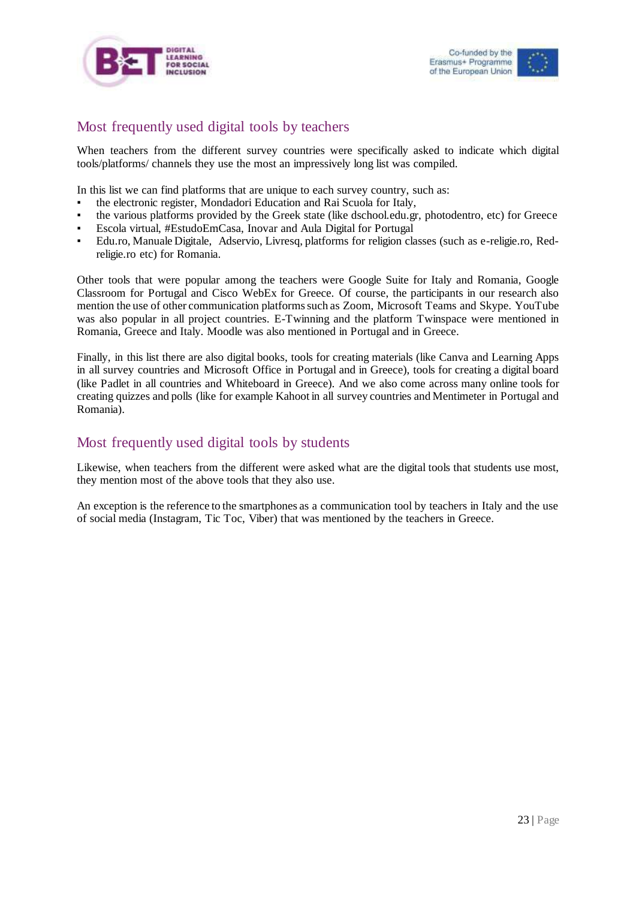## Most frequently used digital tools by teachers

When teachers from the different survey countries were specifically asked to indicate which digital tools/platforms/ channels they use the most an impressively long list was compiled.

In this list we can find platforms that are unique to each survey country, such as:

- the electronic register, Mondadori Education and Rai Scuola for Italy,
- the various platforms provided by the Greek state (like dschool.edu.gr, photodentro, etc) for Greece
- Escola virtual, #EstudoEmCasa, Inovar and Aula Digital for Portugal
- Edu.ro, Manuale Digitale, Adservio, Livresq, platforms for religion classes (such as e-religie.ro, Red-religie.ro etc) for Romania.

Other tools that were popular among the teachers were Google Suite for Italy and Romania, Google Classroom for Portugal and Cisco WebEx for Greece. Of course, the participants in our research also mention the use of other communication platforms such as Zoom, Microsoft Teams and Skype. YouTube was also popular in all project countries. E-Twinning and the platform Twinspace were mentioned in Romania, Greece and Italy. Moodle was also mentioned in Portugal and in Greece.

Finally, in this list there are also digital books, tools for creating materials (like Canva and Learning Apps in all survey countries and Microsoft Office in Portugal and in Greece), tools for creating a digital board (like Padlet in all countries and Whiteboard in Greece). And we also come across many online tools for creating quizzes and polls (like for example Kahoot in all survey countries and Mentimeter in Portugal and Romania).

## Most frequently used digital tools by students

Likewise, when teachers from the different were asked what are the digital tools that students use most, they mention most of the above tools that they also use.

An exception is the reference to the smartphones as a communication tool by teachers in Italy and the use of social media (Instagram, Tic Toc, Viber) that was mentioned by the teachers in Greece.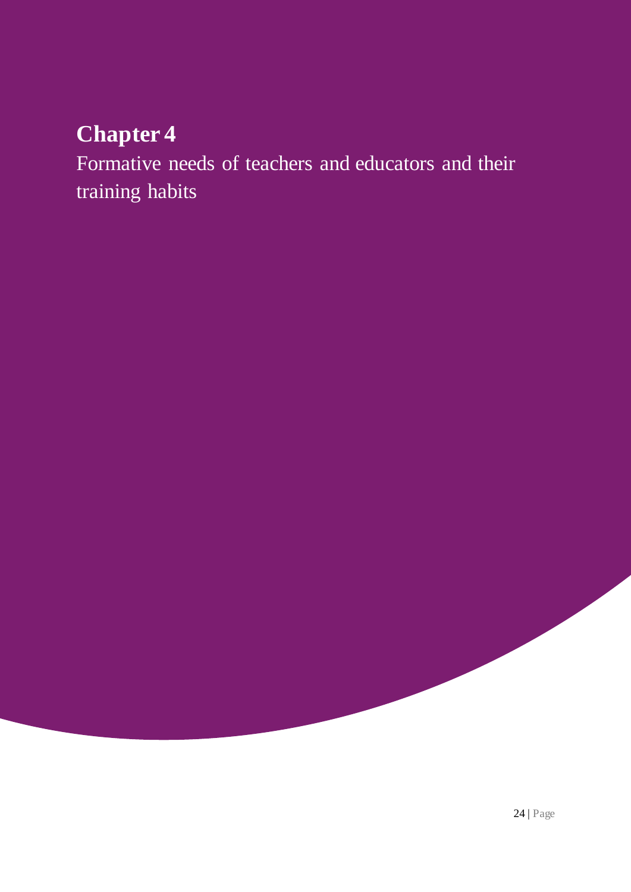# Chapter 4

Formative needs of teachers and educators and their training habits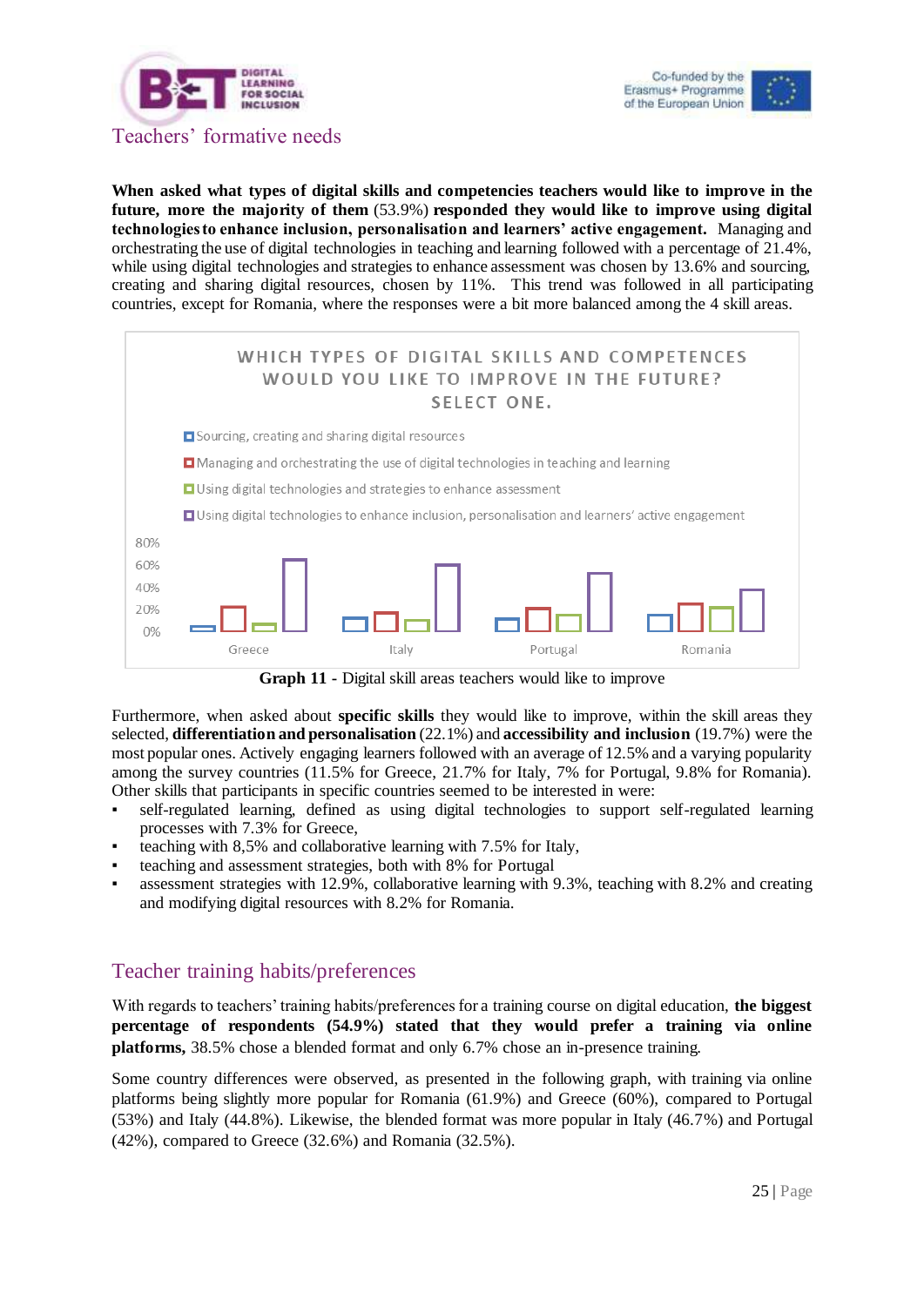## Teachers' formative needs

**When asked what types of digital skills and competencies teachers would like to improve in the future, more the majority of them** (53.9%) **responded they would like to improve using digital technologies to enhance inclusion, personalisation and learners' active engagement.** Managing and orchestrating the use of digital technologies in teaching and learning followed with a percentage of 21.4%, while using digital technologies and strategies to enhance assessment was chosen by 13.6% and sourcing, creating and sharing digital resources, chosen by 11%. This trend was followed in all participating countries, except for Romania, where the responses were a bit more balanced among the 4 skill areas.

WHICH TYPES OF DIGITAL SKILLS AND COMPETENCES WOULD YOU LIKE TO IMPROVE IN THE FUTURE? SELECT ONE.

- Sourcing, creating and sharing digital resources
- Managing and orchestrating the use of digital technologies in teaching and learning
- Using digital technologies and strategies to enhance assessment
- Using digital technologies to enhance inclusion, personalisation and learners' active engagement

**Graph 11** - Digital skill areas teachers would like to improve

Furthermore, when asked about **specific skills** they would like to improve, within the skill areas they selected, **differentiation and personalisation** (22.1%) and **accessibility and inclusion** (19.7%) were the most popular ones. Actively engaging learners followed with an average of 12.5% and a varying popularity among the survey countries (11.5% for Greece, 21.7% for Italy, 7% for Portugal, 9.8% for Romania). Other skills that participants in specific countries seemed to be interested in were:

- self-regulated learning, defined as using digital technologies to support self-regulated learning processes with 7.3% for Greece,
- teaching with 8,5% and collaborative learning with 7.5% for Italy,
- teaching and assessment strategies, both with 8% for Portugal
- assessment strategies with 12.9%, collaborative learning with 9.3%, teaching with 8.2% and creating and modifying digital resources with 8.2% for Romania.

## Teacher training habits/preferences

With regards to teachers' training habits/preferences for a training course on digital education, **the biggest percentage of respondents (54.9%) stated that they would prefer a training via online platforms,** 38.5% chose a blended format and only 6.7% chose an in-presence training.

Some country differences were observed, as presented in the following graph, with training via online platforms being slightly more popular for Romania (61.9%) and Greece (60%), compared to Portugal (53%) and Italy (44.8%). Likewise, the blended format was more popular in Italy (46.7%) and Portugal (42%), compared to Greece (32.6%) and Romania (32.5%).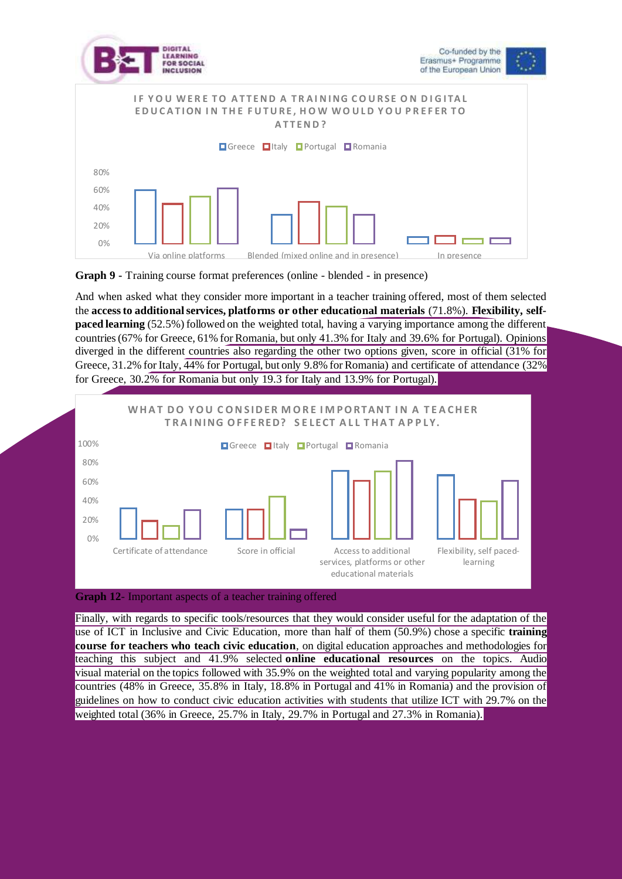**Graph 9** - Training course format preferences (online - blended - in presence)

And when asked what they consider more important in a teacher training offered, most of them selected the **access to additional services, platforms or other educational materials** (71.8%). **Flexibility, self-paced learning** (52.5%) followed on the weighted total, having a varying importance among the different countries (67% for Greece, 61% for Romania, but only 41.3% for Italy and 39.6% for Portugal). Opinions diverged in the different countries also regarding the other two options given, score in official (31% for Greece, 31.2% for Italy, 44% for Portugal, but only 9.8% for Romania) and certificate of attendance (32% for Greece, 30.2% for Romania but only 19.3 for Italy and 13.9% for Portugal).

**Graph 12**- Important aspects of a teacher training offered

Finally, with regards to specific tools/resources that they would consider useful for the adaptation of the use of ICT in Inclusive and Civic Education, more than half of them (50.9%) chose a specific **training course for teachers who teach civic education**, on digital education approaches and methodologies for teaching this subject and 41.9% selected **online educational resources** on the topics. Audio visual material on the topics followed with 35.9% on the weighted total and varying popularity among the countries (48% in Greece, 35.8% in Italy, 18.8% in Portugal and 41% in Romania) and the provision of guidelines on how to conduct civic education activities with students that utilize ICT with 29.7% on the weighted total (36% in Greece, 25.7% in Italy, 29.7% in Portugal and 27.3% in Romania).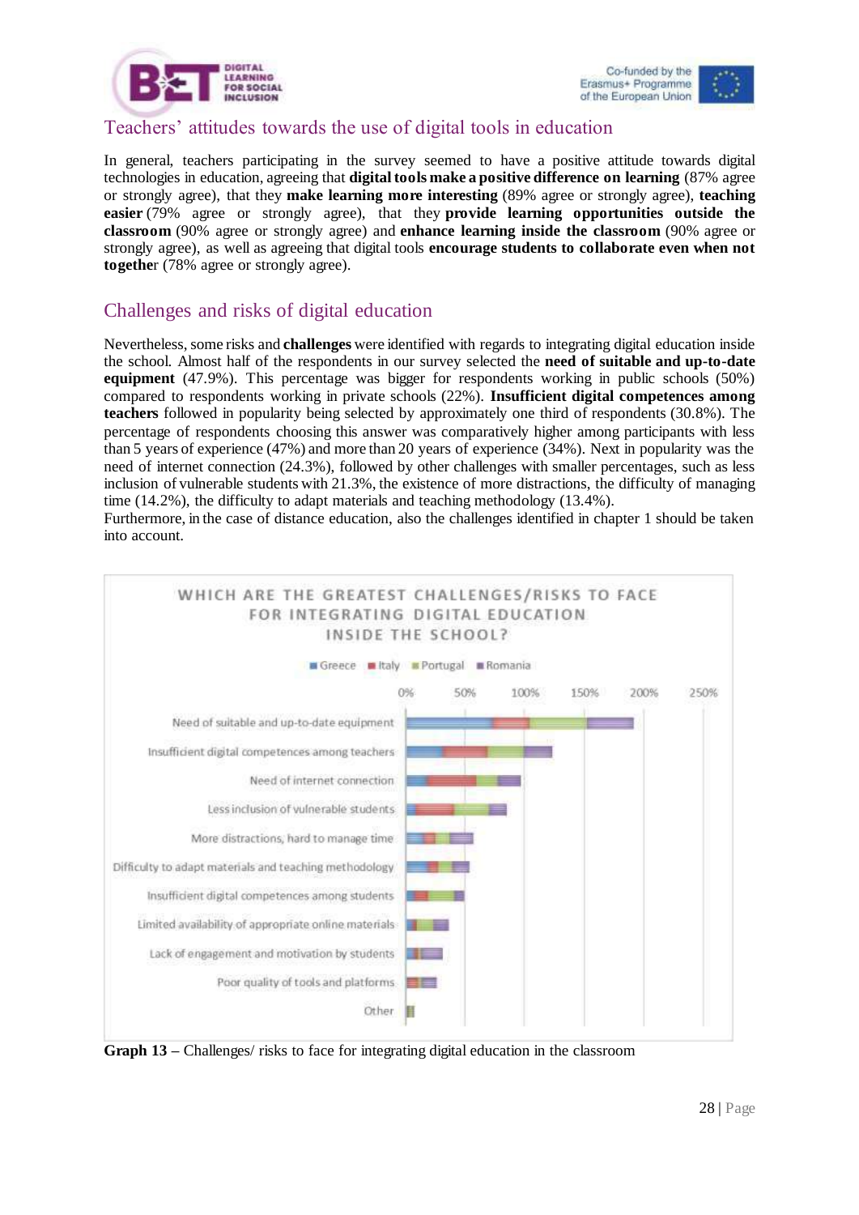## Teachers' attitudes towards the use of digital tools in education

In general, teachers participating in the survey seemed to have a positive attitude towards digital technologies in education, agreeing that **digital tools make a positive difference on learning** (87% agree or strongly agree), that they **make learning more interesting** (89% agree or strongly agree), **teaching easier** (79% agree or strongly agree), that they **provide learning opportunities outside the classroom** (90% agree or strongly agree) and **enhance learning inside the classroom** (90% agree or strongly agree), as well as agreeing that digital tools **encourage students to collaborate even when not togethe**r (78% agree or strongly agree).

## Challenges and risks of digital education

Nevertheless, some risks and **challenges** were identified with regards to integrating digital education inside the school. Almost half of the respondents in our survey selected the **need of suitable and up-to-date equipment** (47.9%). This percentage was bigger for respondents working in public schools (50%) compared to respondents working in private schools (22%). **Insufficient digital competences among teachers** followed in popularity being selected by approximately one third of respondents (30.8%). The percentage of respondents choosing this answer was comparatively higher among participants with less than 5 years of experience (47%) and more than 20 years of experience (34%). Next in popularity was the need of internet connection (24.3%), followed by other challenges with smaller percentages, such as less inclusion of vulnerable students with 21.3%, the existence of more distractions, the difficulty of managing time (14.2%), the difficulty to adapt materials and teaching methodology (13.4%).
Furthermore, in the case of distance education, also the challenges identified in chapter 1 should be taken into account.

WHICH ARE THE GREATEST CHALLENGES/RISKS TO FACE FOR INTEGRATING DIGITAL EDUCATION INSIDE THE SCHOOL?

Greece | Italy | Portugal | Romania

0% | 50% | 100% | 150% | 200% | 250%

- Need of suitable and up-to-date equipment
- Insufficient digital competences among teachers
- Need of internet connection
- Less inclusion of vulnerable students
- More distractions, hard to manage time
- Difficulty to adapt materials and teaching methodology
- Insufficient digital competences among students
- Limited availability of appropriate online materials
- Lack of engagement and motivation by students
- Poor quality of tools and platforms
- Other

**Graph 13** – Challenges/ risks to face for integrating digital education in the classroom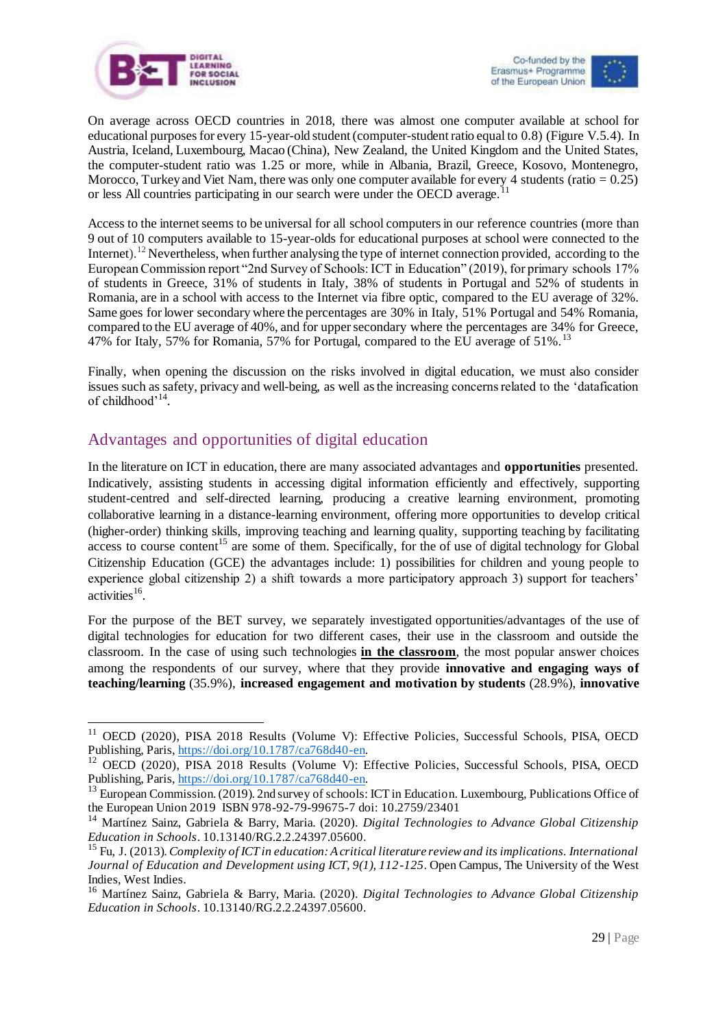On average across OECD countries in 2018, there was almost one computer available at school for educational purposes for every 15-year-old student (computer-student ratio equal to 0.8) (Figure V.5.4). In Austria, Iceland, Luxembourg, Macao (China), New Zealand, the United Kingdom and the United States, the computer-student ratio was 1.25 or more, while in Albania, Brazil, Greece, Kosovo, Montenegro, Morocco, Turkey and Viet Nam, there was only one computer available for every 4 students (ratio = 0.25) or less All countries participating in our search were under the OECD average.[11]

Access to the internet seems to be universal for all school computers in our reference countries (more than 9 out of 10 computers available to 15-year-olds for educational purposes at school were connected to the Internet).[12] Nevertheless, when further analysing the type of internet connection provided, according to the European Commission report "2nd Survey of Schools: ICT in Education" (2019), for primary schools 17% of students in Greece, 31% of students in Italy, 38% of students in Portugal and 52% of students in Romania, are in a school with access to the Internet via fibre optic, compared to the EU average of 32%. Same goes for lower secondary where the percentages are 30% in Italy, 51% Portugal and 54% Romania, compared to the EU average of 40%, and for upper secondary where the percentages are 34% for Greece, 47% for Italy, 57% for Romania, 57% for Portugal, compared to the EU average of 51%.[13]

Finally, when opening the discussion on the risks involved in digital education, we must also consider issues such as safety, privacy and well-being, as well as the increasing concerns related to the 'datafication of childhood'[14].

## Advantages and opportunities of digital education

In the literature on ICT in education, there are many associated advantages and **opportunities** presented. Indicatively, assisting students in accessing digital information efficiently and effectively, supporting student-centred and self-directed learning, producing a creative learning environment, promoting collaborative learning in a distance-learning environment, offering more opportunities to develop critical (higher-order) thinking skills, improving teaching and learning quality, supporting teaching by facilitating access to course content[15] are some of them. Specifically, for the of use of digital technology for Global Citizenship Education (GCE) the advantages include: 1) possibilities for children and young people to experience global citizenship 2) a shift towards a more participatory approach 3) support for teachers' activities[16].

For the purpose of the BET survey, we separately investigated opportunities/advantages of the use of digital technologies for education for two different cases, their use in the classroom and outside the classroom. In the case of using such technologies **in the classroom**, the most popular answer choices among the respondents of our survey, where that they provide **innovative and engaging ways of teaching/learning** (35.9%), **increased engagement and motivation by students** (28.9%), **innovative**

---

[11] OECD (2020), PISA 2018 Results (Volume V): Effective Policies, Successful Schools, PISA, OECD Publishing, Paris, https://doi.org/10.1787/ca768d40-en.

[12] OECD (2020), PISA 2018 Results (Volume V): Effective Policies, Successful Schools, PISA, OECD Publishing, Paris, https://doi.org/10.1787/ca768d40-en.

[13] European Commission. (2019). 2nd survey of schools: ICT in Education. Luxembourg, Publications Office of the European Union 2019 ISBN 978-92-79-99675-7 doi: 10.2759/23401

[14] Martínez Sainz, Gabriela & Barry, Maria. (2020). *Digital Technologies to Advance Global Citizenship Education in Schools*. 10.13140/RG.2.2.24397.05600.

[15] Fu, J. (2013). *Complexity of ICT in education: A critical literature review and its implications. International Journal of Education and Development using ICT, 9(1), 112-125*. Open Campus, The University of the West Indies, West Indies.

[16] Martínez Sainz, Gabriela & Barry, Maria. (2020). *Digital Technologies to Advance Global Citizenship Education in Schools*. 10.13140/RG.2.2.24397.05600.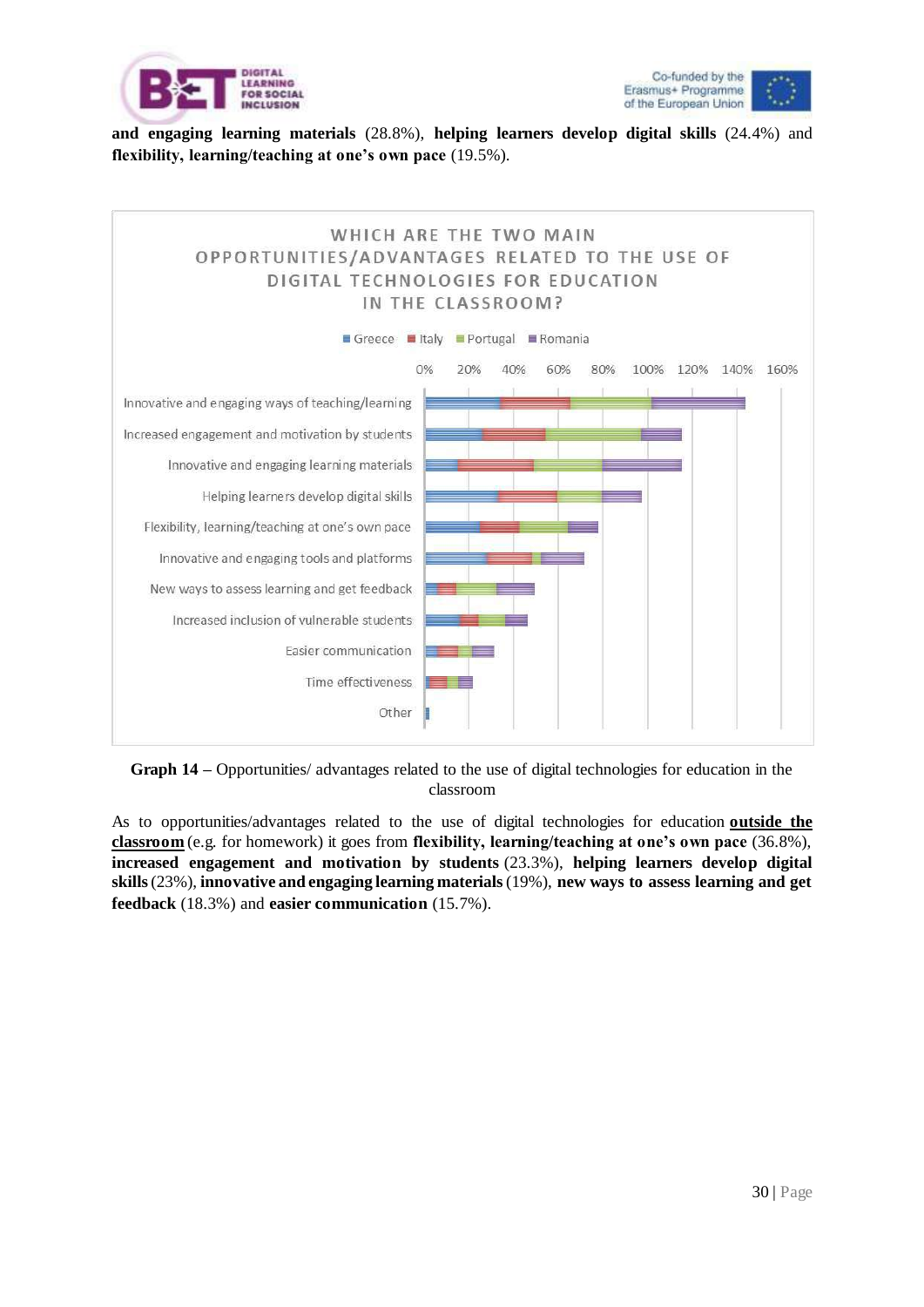**and engaging learning materials** (28.8%), **helping learners develop digital skills** (24.4%) and **flexibility, learning/teaching at one's own pace** (19.5%).

**Graph 14 –** Opportunities/ advantages related to the use of digital technologies for education in the classroom

As to opportunities/advantages related to the use of digital technologies for education **outside the classroom** (e.g. for homework) it goes from **flexibility, learning/teaching at one's own pace** (36.8%), **increased engagement and motivation by students** (23.3%), **helping learners develop digital skills** (23%), **innovative and engaging learning materials** (19%), **new ways to assess learning and get feedback** (18.3%) and **easier communication** (15.7%).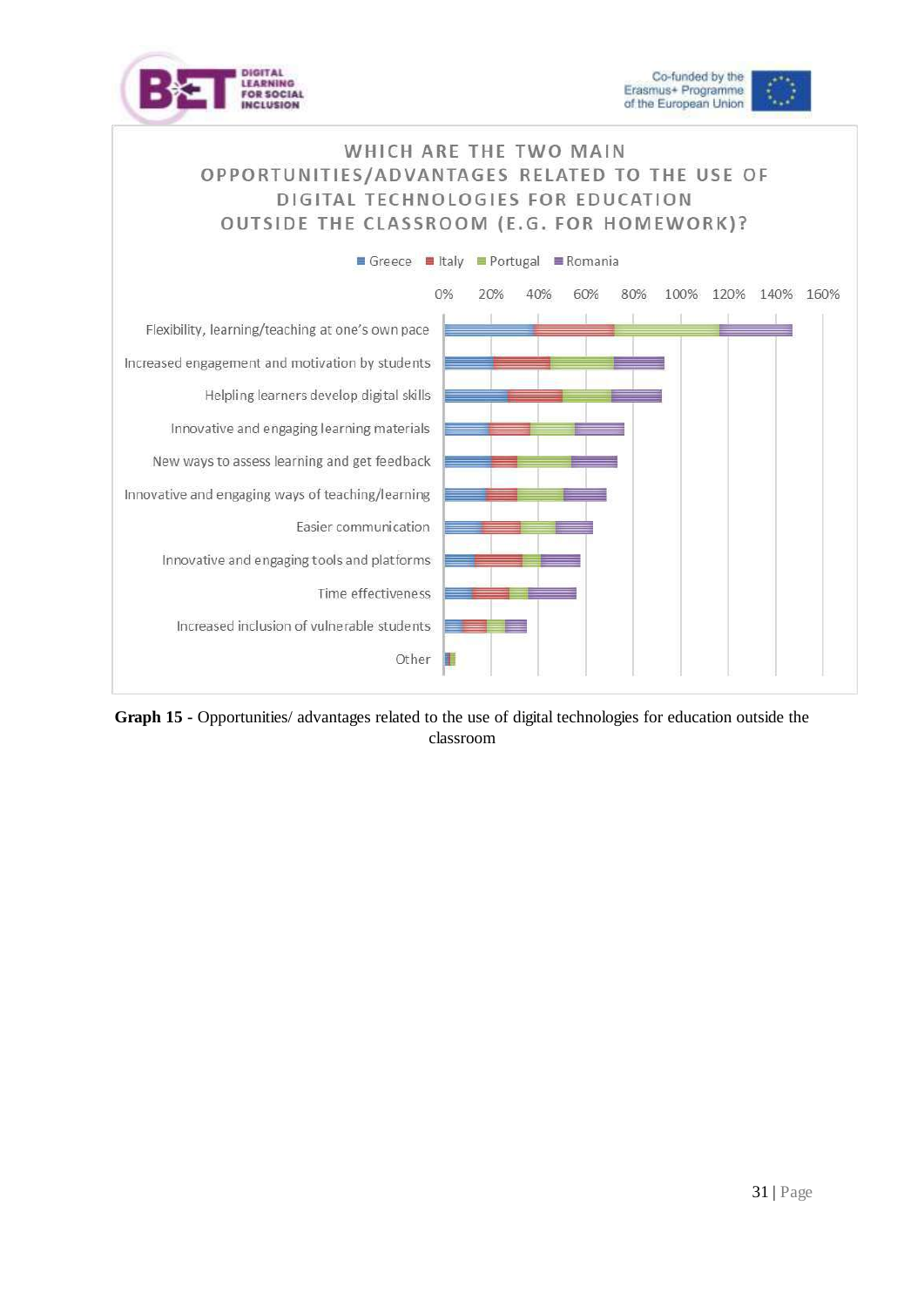**WHICH ARE THE TWO MAIN OPPORTUNITIES/ADVANTAGES RELATED TO THE USE OF DIGITAL TECHNOLOGIES FOR EDUCATION OUTSIDE THE CLASSROOM (E.G. FOR HOMEWORK)?**

Legend: Greece, Italy, Portugal, Romania

Axis: 0%, 20%, 40%, 60%, 80%, 100%, 120%, 140%, 160%

Categories:
- Flexibility, learning/teaching at one's own pace
- Increased engagement and motivation by students
- Helpling learners develop digital skills
- Innovative and engaging learning materials
- New ways to assess learning and get feedback
- Innovative and engaging ways of teaching/learning
- Easier communication
- Innovative and engaging tools and platforms
- Time effectiveness
- Increased inclusion of vulnerable students
- Other

**Graph 15** - Opportunities/ advantages related to the use of digital technologies for education outside the classroom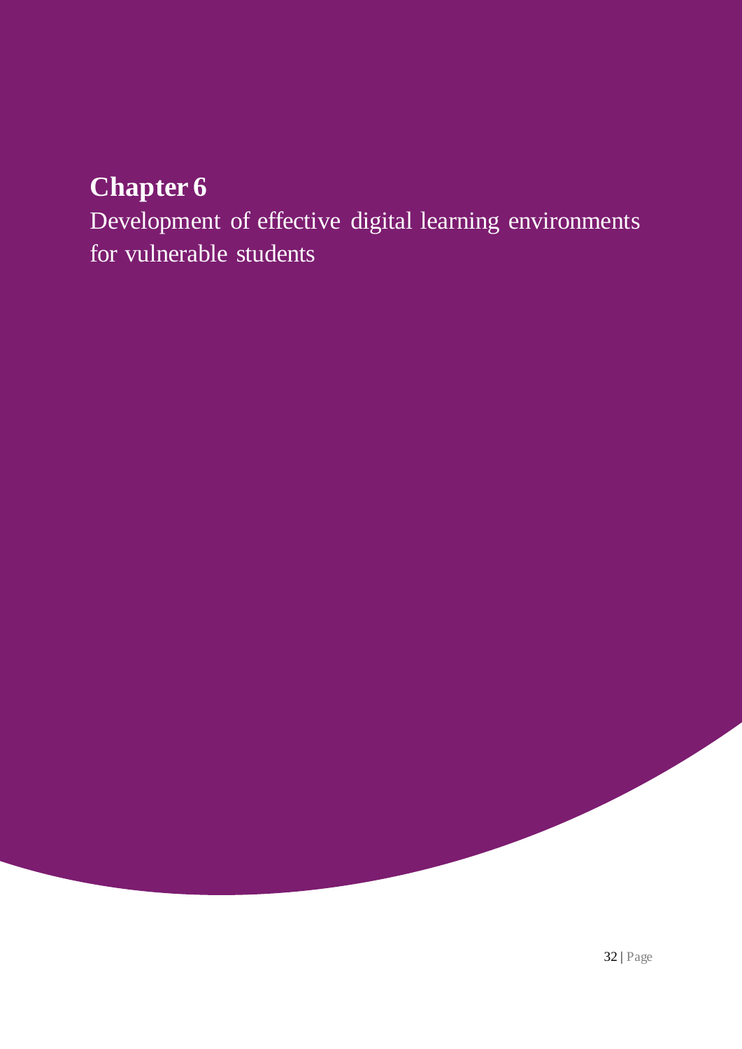# Chapter 6

Development of effective digital learning environments for vulnerable students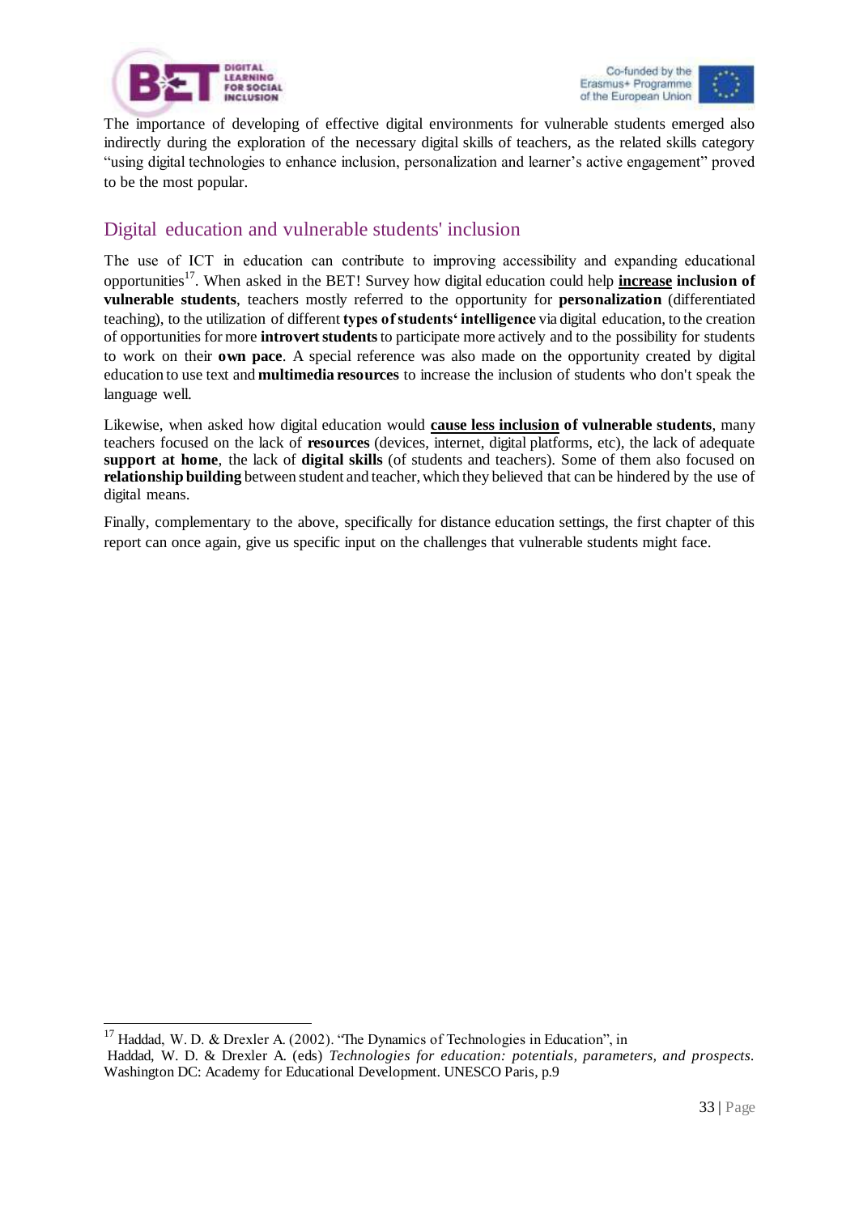The importance of developing of effective digital environments for vulnerable students emerged also indirectly during the exploration of the necessary digital skills of teachers, as the related skills category "using digital technologies to enhance inclusion, personalization and learner's active engagement" proved to be the most popular.

## Digital education and vulnerable students' inclusion

The use of ICT in education can contribute to improving accessibility and expanding educational opportunities[17]. When asked in the BET! Survey how digital education could help **<u>increase</u> inclusion of vulnerable students**, teachers mostly referred to the opportunity for **personalization** (differentiated teaching), to the utilization of different **types of students' intelligence** via digital education, to the creation of opportunities for more **introvert students** to participate more actively and to the possibility for students to work on their **own pace**. A special reference was also made on the opportunity created by digital education to use text and **multimedia resources** to increase the inclusion of students who don't speak the language well.

Likewise, when asked how digital education would **<u>cause less inclusion</u> of vulnerable students**, many teachers focused on the lack of **resources** (devices, internet, digital platforms, etc), the lack of adequate **support at home**, the lack of **digital skills** (of students and teachers). Some of them also focused on **relationship building** between student and teacher, which they believed that can be hindered by the use of digital means.

Finally, complementary to the above, specifically for distance education settings, the first chapter of this report can once again, give us specific input on the challenges that vulnerable students might face.

---

[17] Haddad, W. D. & Drexler A. (2002). "The Dynamics of Technologies in Education", in Haddad, W. D. & Drexler A. (eds) *Technologies for education: potentials, parameters, and prospects.* Washington DC: Academy for Educational Development. UNESCO Paris, p.9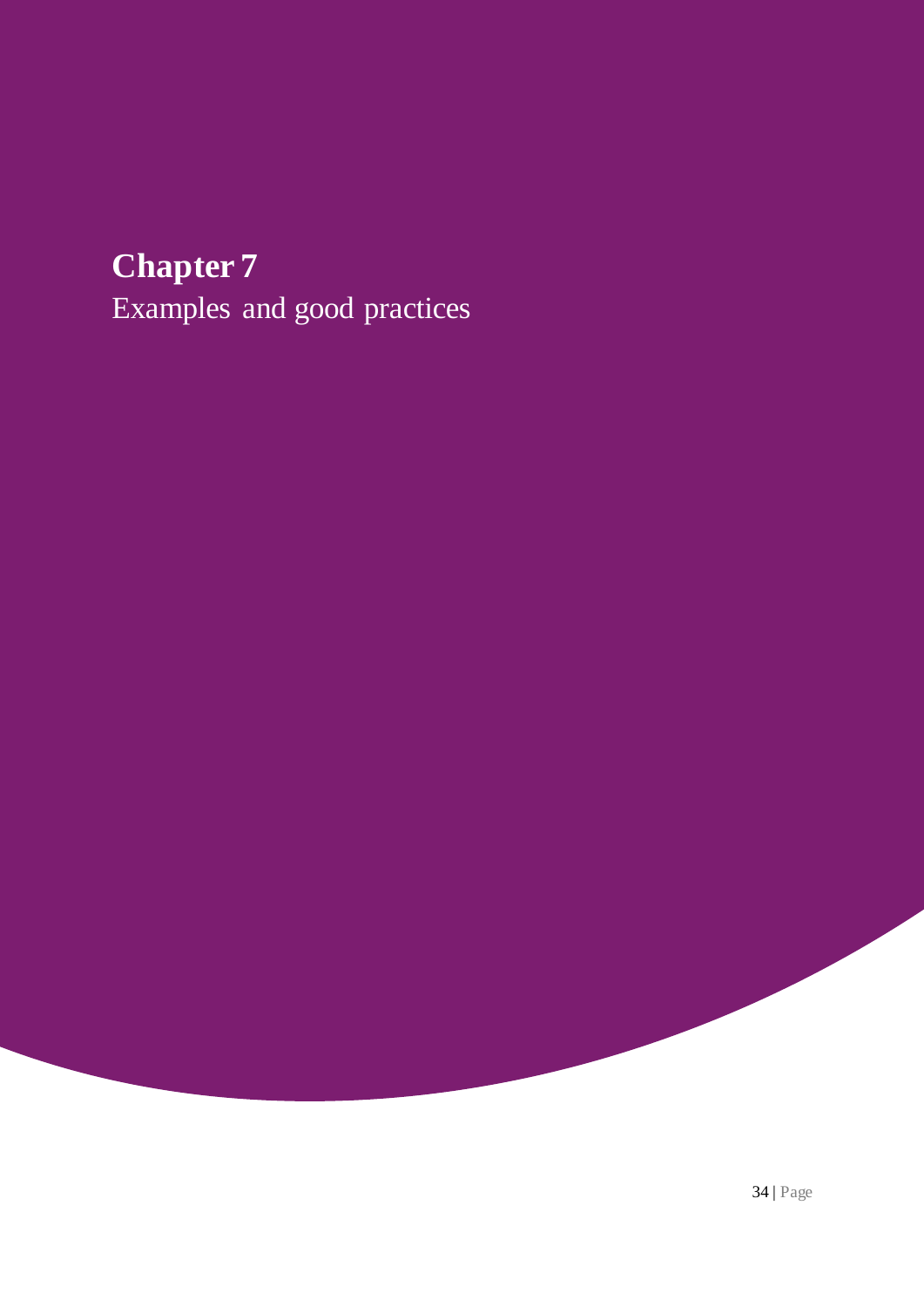# Chapter 7

Examples and good practices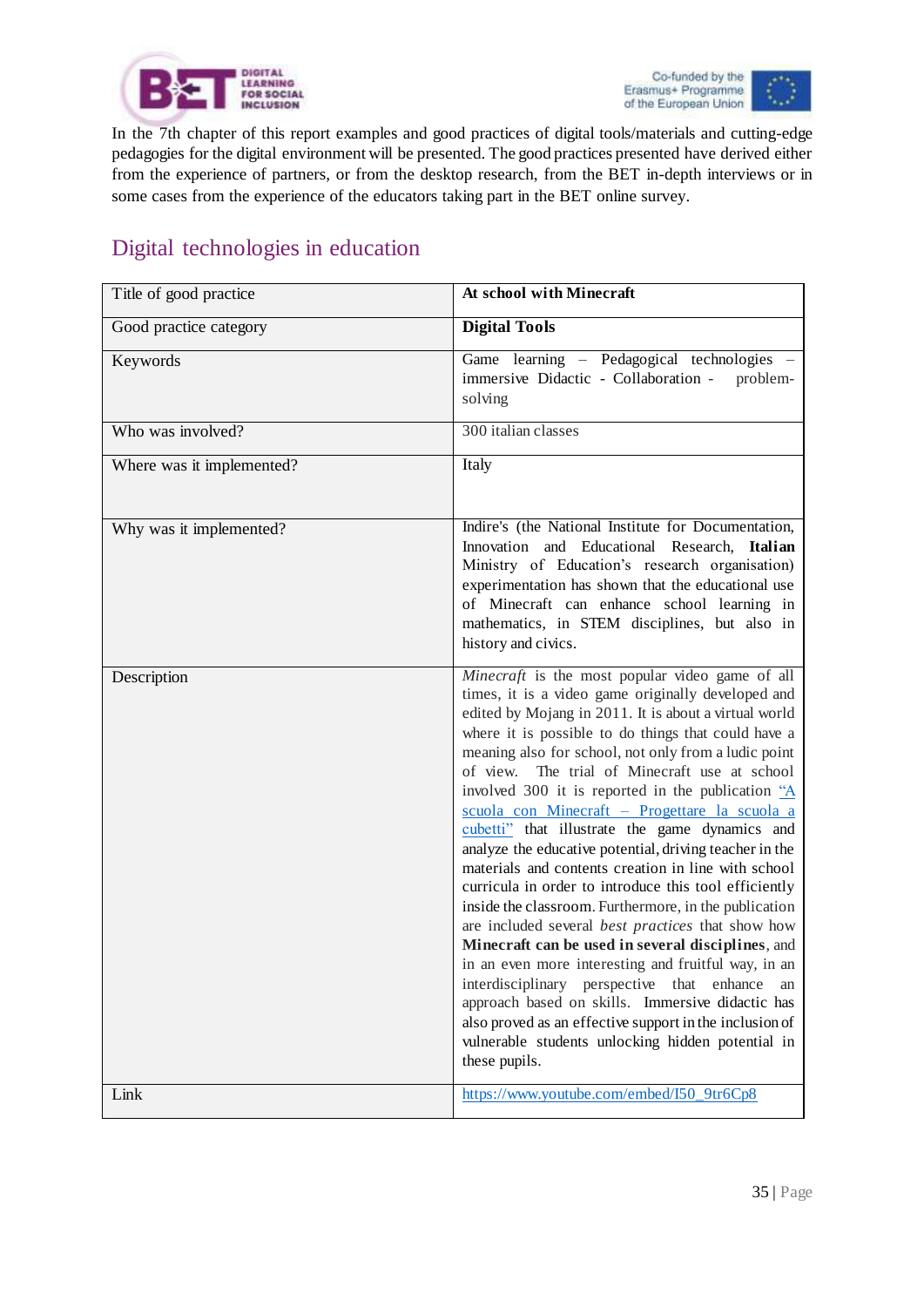In the 7th chapter of this report examples and good practices of digital tools/materials and cutting-edge pedagogies for the digital environment will be presented. The good practices presented have derived either from the experience of partners, or from the desktop research, from the BET in-depth interviews or in some cases from the experience of the educators taking part in the BET online survey.

## Digital technologies in education

| Title of good practice | **At school with Minecraft** |
|---|---|
| Good practice category | **Digital Tools** |
| Keywords | Game learning – Pedagogical technologies – immersive Didactic - Collaboration - problem-solving |
| Who was involved? | 300 italian classes |
| Where was it implemented? | Italy |
| Why was it implemented? | Indire's (the National Institute for Documentation, Innovation and Educational Research, **Italian** Ministry of Education's research organisation) experimentation has shown that the educational use of Minecraft can enhance school learning in mathematics, in STEM disciplines, but also in history and civics. |
| Description | *Minecraft* is the most popular video game of all times, it is a video game originally developed and edited by Mojang in 2011. It is about a virtual world where it is possible to do things that could have a meaning also for school, not only from a ludic point of view. The trial of Minecraft use at school involved 300 it is reported in the publication "A scuola con Minecraft – Progettare la scuola a cubetti" that illustrate the game dynamics and analyze the educative potential, driving teacher in the materials and contents creation in line with school curricula in order to introduce this tool efficiently inside the classroom. Furthermore, in the publication are included several *best practices* that show how **Minecraft can be used in several disciplines**, and in an even more interesting and fruitful way, in an interdisciplinary perspective that enhance an approach based on skills. Immersive didactic has also proved as an effective support in the inclusion of vulnerable students unlocking hidden potential in these pupils. |
| Link | https://www.youtube.com/embed/I50_9tr6Cp8 |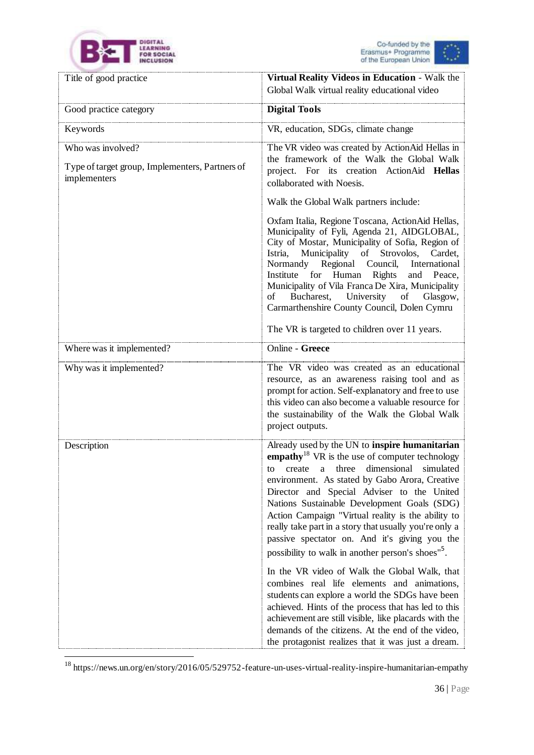| Title of good practice | **Virtual Reality Videos in Education** - Walk the Global Walk virtual reality educational video |
|---|---|
| Good practice category | **Digital Tools** |
| Keywords | VR, education, SDGs, climate change |
| Who was involved?<br><br>Type of target group, Implementers, Partners of implementers | The VR video was created by ActionAid Hellas in the framework of the Walk the Global Walk project. For its creation ActionAid **Hellas** collaborated with Noesis.<br><br>Walk the Global Walk partners include:<br><br>Oxfam Italia, Regione Toscana, ActionAid Hellas, Municipality of Fyli, Agenda 21, AIDGLOBAL, City of Mostar, Municipality of Sofia, Region of Istria, Municipality of Strovolos, Cardet, Normandy Regional Council, International Institute for Human Rights and Peace, Municipality of Vila Franca De Xira, Municipality of Bucharest, University of Glasgow, Carmarthenshire County Council, Dolen Cymru<br><br>The VR is targeted to children over 11 years. |
| Where was it implemented? | Online - **Greece** |
| Why was it implemented? | The VR video was created as an educational resource, as an awareness raising tool and as prompt for action. Self-explanatory and free to use this video can also become a valuable resource for the sustainability of the Walk the Global Walk project outputs. |
| Description | Already used by the UN to **inspire humanitarian empathy**[18] VR is the use of computer technology to create a three dimensional simulated environment. As stated by Gabo Arora, Creative Director and Special Adviser to the United Nations Sustainable Development Goals (SDG) Action Campaign "Virtual reality is the ability to really take part in a story that usually you're only a passive spectator on. And it's giving you the possibility to walk in another person's shoes"[5].<br><br>In the VR video of Walk the Global Walk, that combines real life elements and animations, students can explore a world the SDGs have been achieved. Hints of the process that has led to this achievement are still visible, like placards with the demands of the citizens. At the end of the video, the protagonist realizes that it was just a dream. |

[18] https://news.un.org/en/story/2016/05/529752-feature-un-uses-virtual-reality-inspire-humanitarian-empathy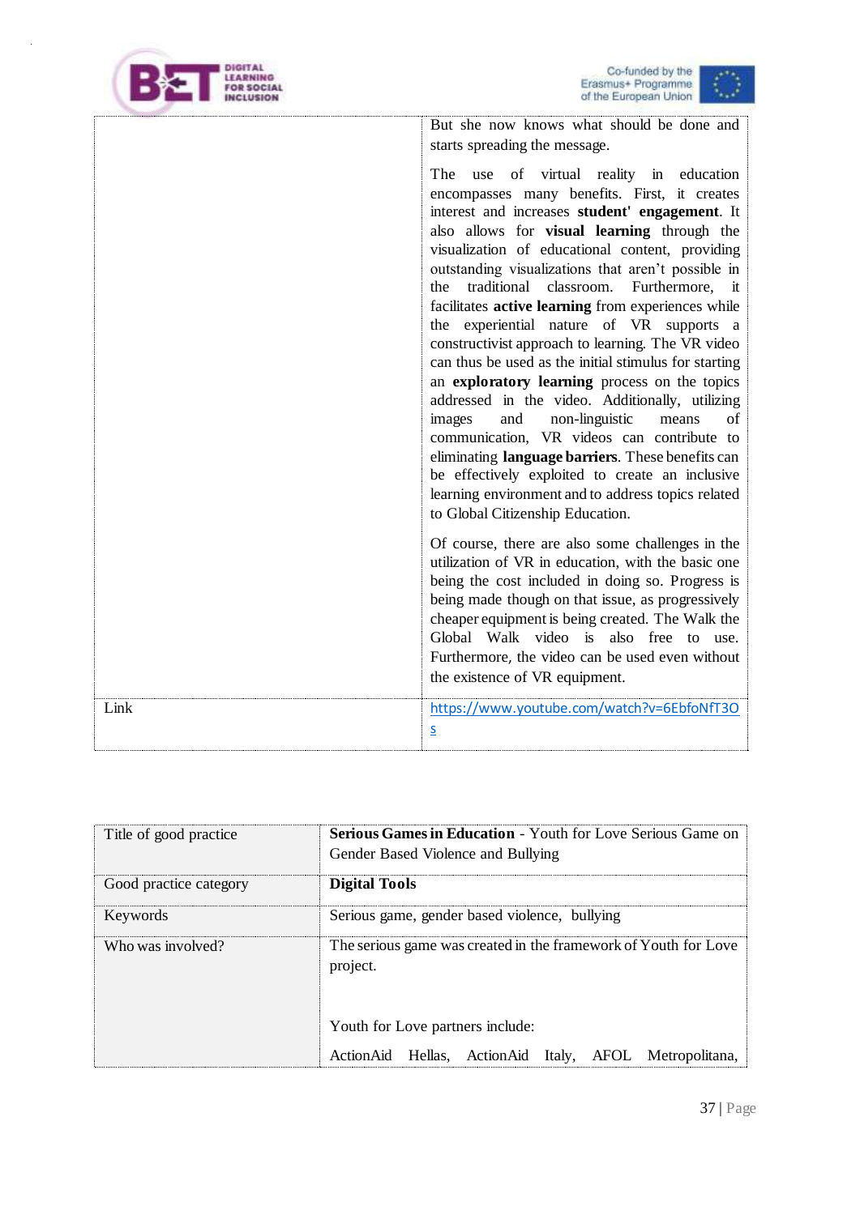| | |
|---|---|
| | But she now knows what should be done and starts spreading the message.<br><br>The use of virtual reality in education encompasses many benefits. First, it creates interest and increases **student' engagement**. It also allows for **visual learning** through the visualization of educational content, providing outstanding visualizations that aren't possible in the traditional classroom. Furthermore, it facilitates **active learning** from experiences while the experiential nature of VR supports a constructivist approach to learning. The VR video can thus be used as the initial stimulus for starting an **exploratory learning** process on the topics addressed in the video. Additionally, utilizing images and non-linguistic means of communication, VR videos can contribute to eliminating **language barriers**. These benefits can be effectively exploited to create an inclusive learning environment and to address topics related to Global Citizenship Education.<br><br>Of course, there are also some challenges in the utilization of VR in education, with the basic one being the cost included in doing so. Progress is being made though on that issue, as progressively cheaper equipment is being created. The Walk the Global Walk video is also free to use. Furthermore, the video can be used even without the existence of VR equipment. |
| Link | https://www.youtube.com/watch?v=6EbfoNfT3Os |

| | |
|---|---|
| Title of good practice | **Serious Games in Education** - Youth for Love Serious Game on Gender Based Violence and Bullying |
| Good practice category | **Digital Tools** |
| Keywords | Serious game, gender based violence, bullying |
| Who was involved? | The serious game was created in the framework of Youth for Love project.<br><br>Youth for Love partners include:<br><br>ActionAid Hellas, ActionAid Italy, AFOL Metropolitana, |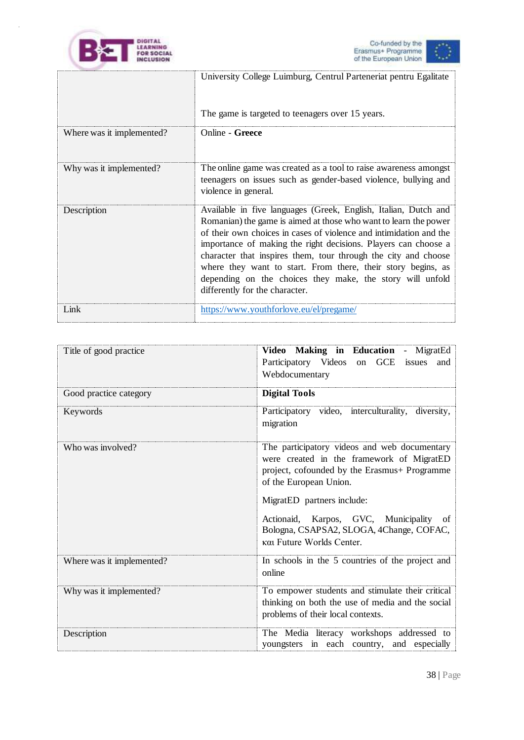| | |
|---|---|
| | University College Luimburg, Centrul Parteneriat pentru Egalitate<br><br>The game is targeted to teenagers over 15 years. |
| Where was it implemented? | Online - **Greece** |
| Why was it implemented? | The online game was created as a tool to raise awareness amongst teenagers on issues such as gender-based violence, bullying and violence in general. |
| Description | Available in five languages (Greek, English, Italian, Dutch and Romanian) the game is aimed at those who want to learn the power of their own choices in cases of violence and intimidation and the importance of making the right decisions. Players can choose a character that inspires them, tour through the city and choose where they want to start. From there, their story begins, as depending on the choices they make, the story will unfold differently for the character. |
| Link | [https://www.youthforlove.eu/el/pregame/](https://www.youthforlove.eu/el/pregame/) |

| | |
|---|---|
| Title of good practice | **Video Making in Education** - MigratEd Participatory Videos on GCE issues and Webdocumentary |
| Good practice category | **Digital Tools** |
| Keywords | Participatory video, interculturality, diversity, migration |
| Who was involved? | The participatory videos and web documentary were created in the framework of MigratED project, cofounded by the Erasmus+ Programme of the European Union.<br><br>MigratED partners include:<br><br>Actionaid, Karpos, GVC, Municipality of Bologna, CSAPSA2, SLOGA, 4Change, COFAC, και Future Worlds Center. |
| Where was it implemented? | In schools in the 5 countries of the project and online |
| Why was it implemented? | To empower students and stimulate their critical thinking on both the use of media and the social problems of their local contexts. |
| Description | The Media literacy workshops addressed to youngsters in each country, and especially |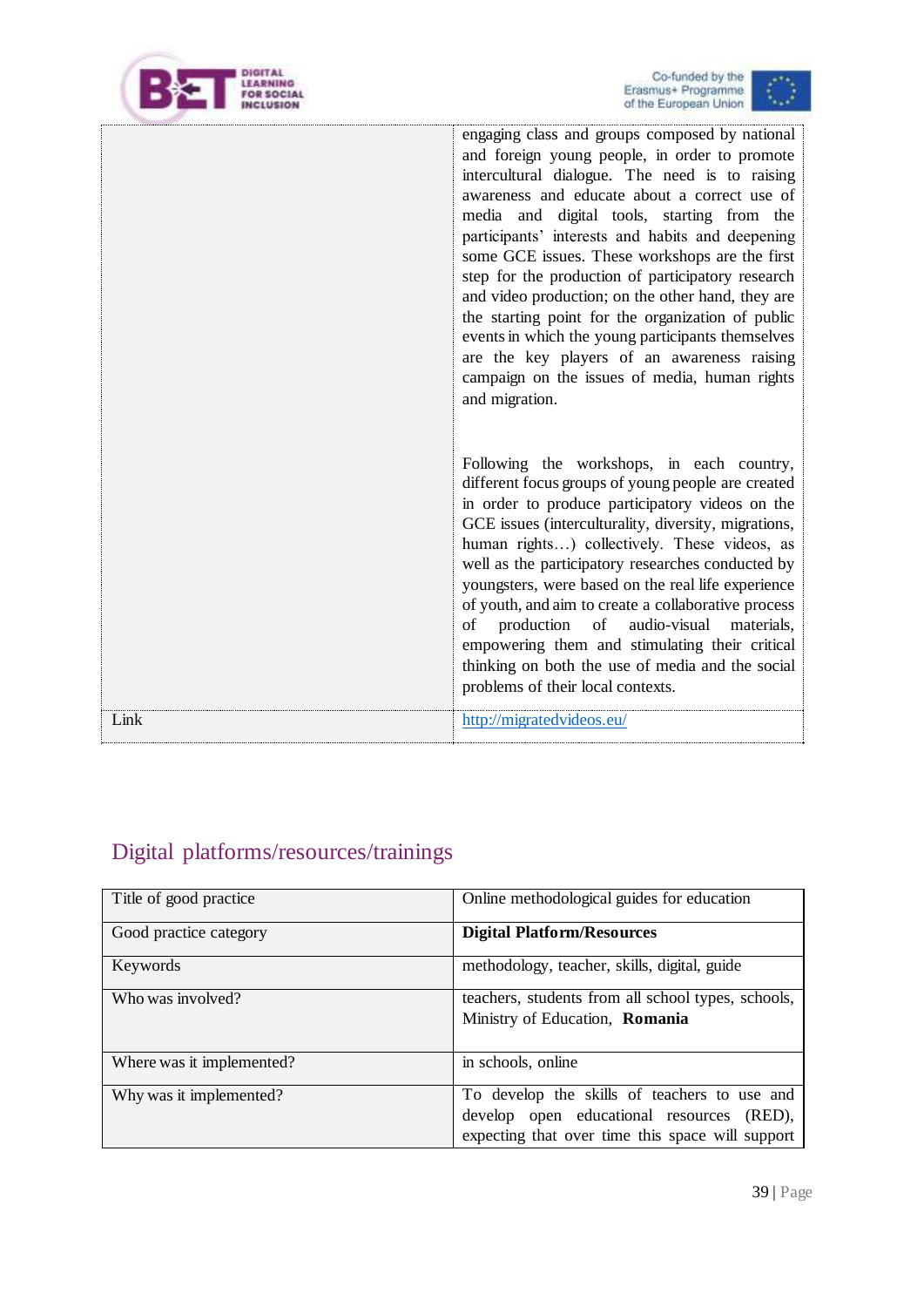| | |
|---|---|
| | engaging class and groups composed by national and foreign young people, in order to promote intercultural dialogue. The need is to raising awareness and educate about a correct use of media and digital tools, starting from the participants' interests and habits and deepening some GCE issues. These workshops are the first step for the production of participatory research and video production; on the other hand, they are the starting point for the organization of public events in which the young participants themselves are the key players of an awareness raising campaign on the issues of media, human rights and migration.<br><br>Following the workshops, in each country, different focus groups of young people are created in order to produce participatory videos on the GCE issues (interculturality, diversity, migrations, human rights…) collectively. These videos, as well as the participatory researches conducted by youngsters, were based on the real life experience of youth, and aim to create a collaborative process of production of audio-visual materials, empowering them and stimulating their critical thinking on both the use of media and the social problems of their local contexts. |
| Link | http://migratedvideos.eu/ |

## Digital platforms/resources/trainings

| Title of good practice | Online methodological guides for education |
|---|---|
| Good practice category | **Digital Platform/Resources** |
| Keywords | methodology, teacher, skills, digital, guide |
| Who was involved? | teachers, students from all school types, schools, Ministry of Education, **Romania** |
| Where was it implemented? | in schools, online |
| Why was it implemented? | To develop the skills of teachers to use and develop open educational resources (RED), expecting that over time this space will support |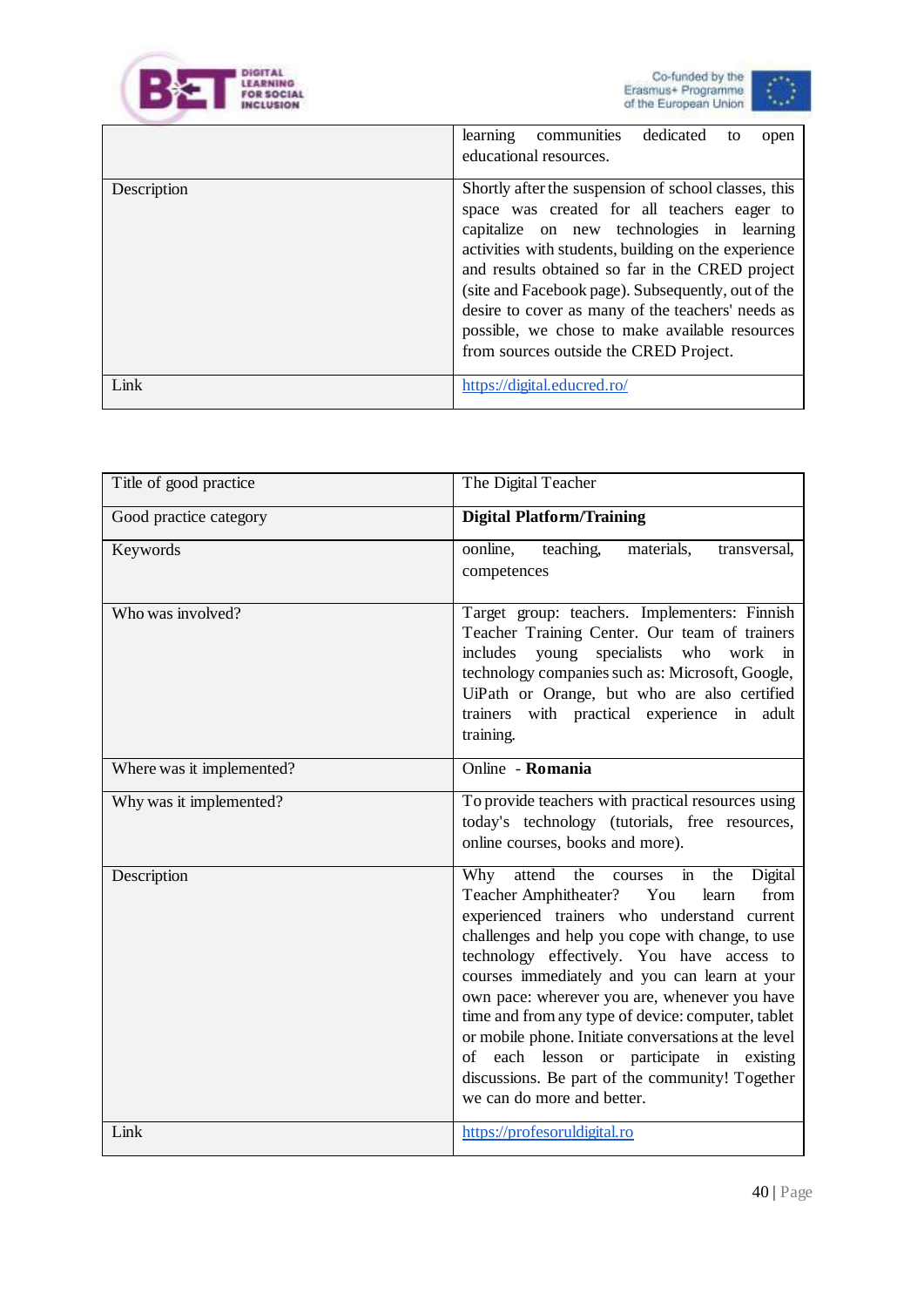|  |  |
|---|---|
|  | learning communities dedicated to open educational resources. |
| Description | Shortly after the suspension of school classes, this space was created for all teachers eager to capitalize on new technologies in learning activities with students, building on the experience and results obtained so far in the CRED project (site and Facebook page). Subsequently, out of the desire to cover as many of the teachers' needs as possible, we chose to make available resources from sources outside the CRED Project. |
| Link | https://digital.educred.ro/ |

| Title of good practice | The Digital Teacher |
|---|---|
| Good practice category | **Digital Platform/Training** |
| Keywords | oonline, teaching, materials, transversal, competences |
| Who was involved? | Target group: teachers. Implementers: Finnish Teacher Training Center. Our team of trainers includes young specialists who work in technology companies such as: Microsoft, Google, UiPath or Orange, but who are also certified trainers with practical experience in adult training. |
| Where was it implemented? | Online - **Romania** |
| Why was it implemented? | To provide teachers with practical resources using today's technology (tutorials, free resources, online courses, books and more). |
| Description | Why attend the courses in the Digital Teacher Amphitheater? You learn from experienced trainers who understand current challenges and help you cope with change, to use technology effectively. You have access to courses immediately and you can learn at your own pace: wherever you are, whenever you have time and from any type of device: computer, tablet or mobile phone. Initiate conversations at the level of each lesson or participate in existing discussions. Be part of the community! Together we can do more and better. |
| Link | https://profesoruldigital.ro |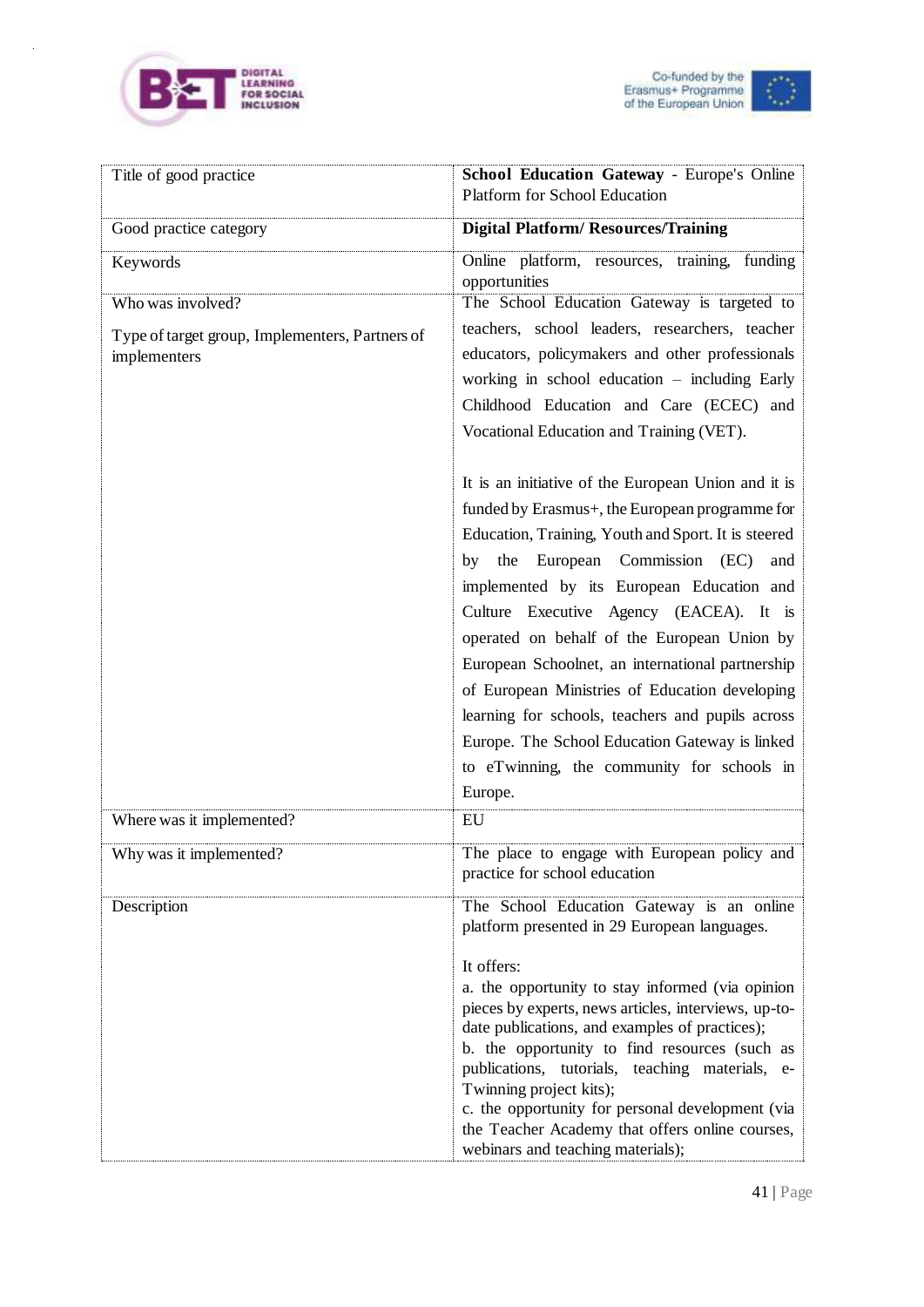| Title of good practice | **School Education Gateway** - Europe's Online Platform for School Education |
| --- | --- |
| Good practice category | **Digital Platform/ Resources/Training** |
| Keywords | Online platform, resources, training, funding opportunities |
| Who was involved?<br><br>Type of target group, Implementers, Partners of implementers | The School Education Gateway is targeted to teachers, school leaders, researchers, teacher educators, policymakers and other professionals working in school education – including Early Childhood Education and Care (ECEC) and Vocational Education and Training (VET).<br><br>It is an initiative of the European Union and it is funded by Erasmus+, the European programme for Education, Training, Youth and Sport. It is steered by the European Commission (EC) and implemented by its European Education and Culture Executive Agency (EACEA). It is operated on behalf of the European Union by European Schoolnet, an international partnership of European Ministries of Education developing learning for schools, teachers and pupils across Europe. The School Education Gateway is linked to eTwinning, the community for schools in Europe. |
| Where was it implemented? | EU |
| Why was it implemented? | The place to engage with European policy and practice for school education |
| Description | The School Education Gateway is an online platform presented in 29 European languages.<br><br>It offers:<br>a. the opportunity to stay informed (via opinion pieces by experts, news articles, interviews, up-to-date publications, and examples of practices);<br>b. the opportunity to find resources (such as publications, tutorials, teaching materials, e-Twinning project kits);<br>c. the opportunity for personal development (via the Teacher Academy that offers online courses, webinars and teaching materials); |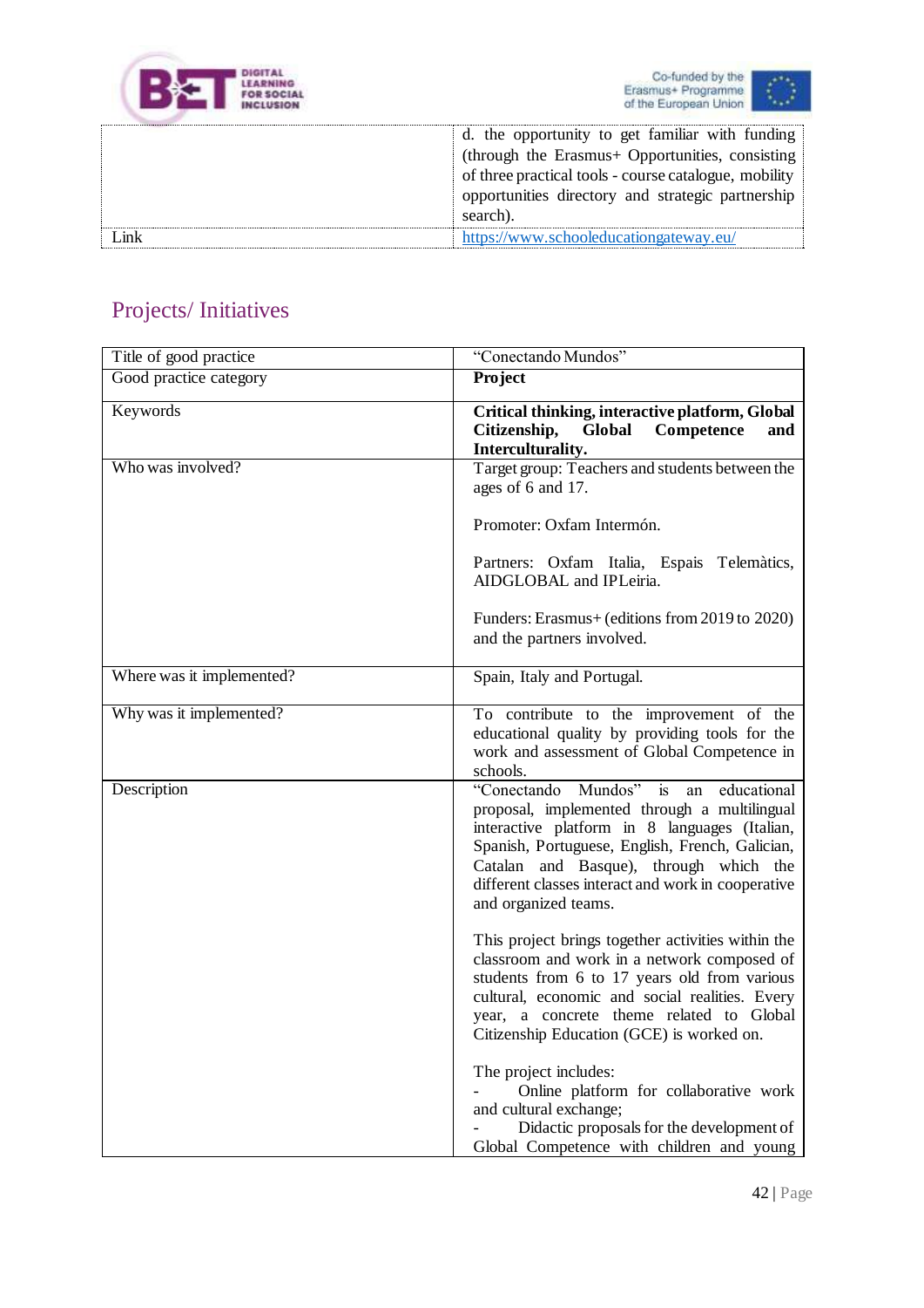| | |
|---|---|
| | d. the opportunity to get familiar with funding (through the Erasmus+ Opportunities, consisting of three practical tools - course catalogue, mobility opportunities directory and strategic partnership search). |
| Link | https://www.schooleducationgateway.eu/ |

## Projects/ Initiatives

| Title of good practice | "Conectando Mundos" |
|---|---|
| Good practice category | **Project** |
| Keywords | **Critical thinking, interactive platform, Global Citizenship, Global Competence and Interculturality.** |
| Who was involved? | Target group: Teachers and students between the ages of 6 and 17.<br><br>Promoter: Oxfam Intermón.<br><br>Partners: Oxfam Italia, Espais Telemàtics, AIDGLOBAL and IPLeiria.<br><br>Funders: Erasmus+ (editions from 2019 to 2020) and the partners involved. |
| Where was it implemented? | Spain, Italy and Portugal. |
| Why was it implemented? | To contribute to the improvement of the educational quality by providing tools for the work and assessment of Global Competence in schools. |
| Description | "Conectando Mundos" is an educational proposal, implemented through a multilingual interactive platform in 8 languages (Italian, Spanish, Portuguese, English, French, Galician, Catalan and Basque), through which the different classes interact and work in cooperative and organized teams.<br><br>This project brings together activities within the classroom and work in a network composed of students from 6 to 17 years old from various cultural, economic and social realities. Every year, a concrete theme related to Global Citizenship Education (GCE) is worked on.<br><br>The project includes:<br>- Online platform for collaborative work and cultural exchange;<br>- Didactic proposals for the development of Global Competence with children and young |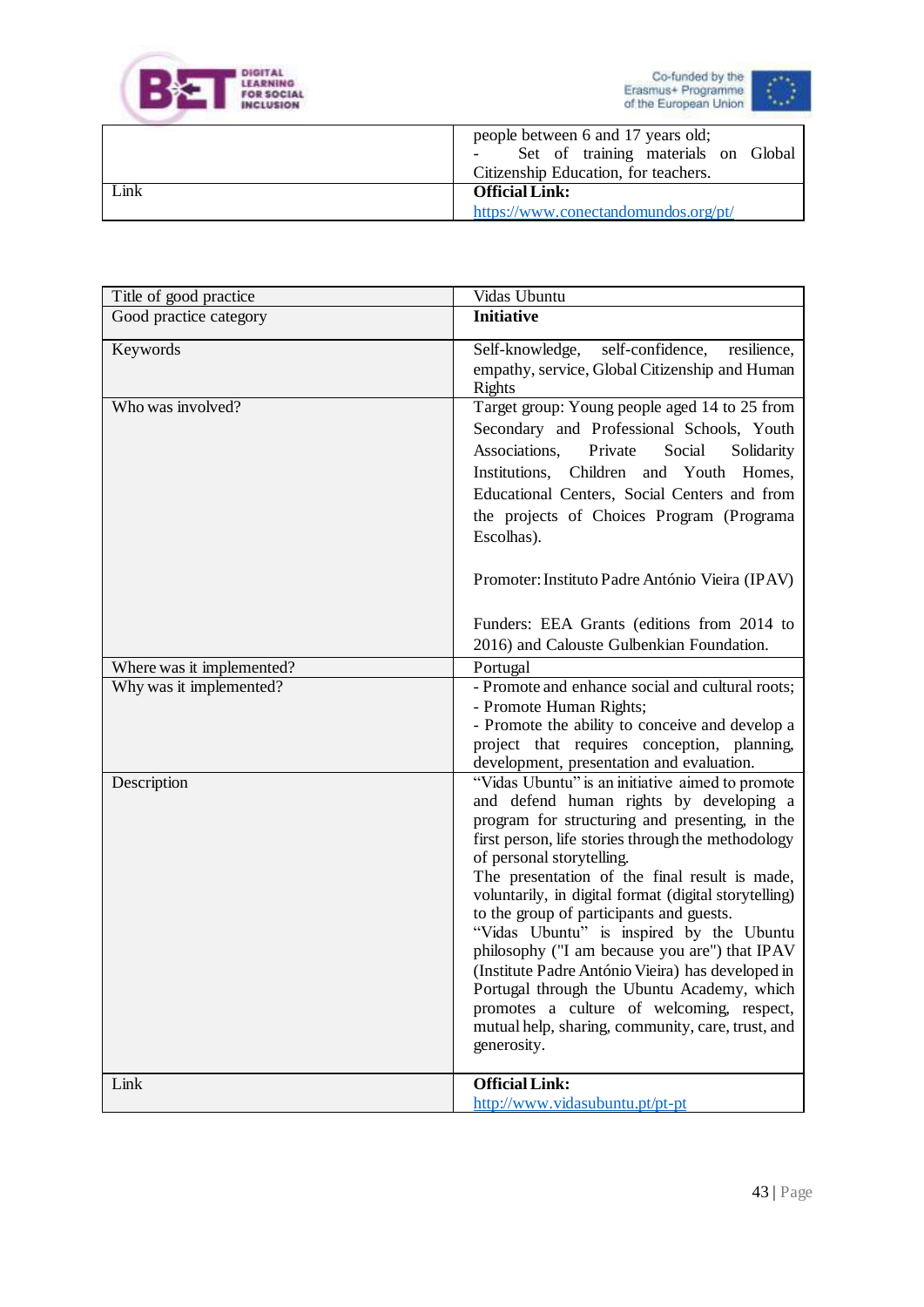| | |
|---|---|
| | people between 6 and 17 years old;<br>- Set of training materials on Global Citizenship Education, for teachers. |
| Link | **Official Link:**<br>https://www.conectandomundos.org/pt/ |

| | |
|---|---|
| Title of good practice | Vidas Ubuntu |
| Good practice category | **Initiative** |
| Keywords | Self-knowledge, self-confidence, resilience, empathy, service, Global Citizenship and Human Rights |
| Who was involved? | Target group: Young people aged 14 to 25 from Secondary and Professional Schools, Youth Associations, Private Social Solidarity Institutions, Children and Youth Homes, Educational Centers, Social Centers and from the projects of Choices Program (Programa Escolhas).<br><br>Promoter: Instituto Padre António Vieira (IPAV)<br><br>Funders: EEA Grants (editions from 2014 to 2016) and Calouste Gulbenkian Foundation. |
| Where was it implemented? | Portugal |
| Why was it implemented? | - Promote and enhance social and cultural roots;<br>- Promote Human Rights;<br>- Promote the ability to conceive and develop a project that requires conception, planning, development, presentation and evaluation. |
| Description | "Vidas Ubuntu" is an initiative aimed to promote and defend human rights by developing a program for structuring and presenting, in the first person, life stories through the methodology of personal storytelling.<br>The presentation of the final result is made, voluntarily, in digital format (digital storytelling) to the group of participants and guests.<br>"Vidas Ubuntu" is inspired by the Ubuntu philosophy ("I am because you are") that IPAV (Institute Padre António Vieira) has developed in Portugal through the Ubuntu Academy, which promotes a culture of welcoming, respect, mutual help, sharing, community, care, trust, and generosity. |
| Link | **Official Link:**<br>http://www.vidasubuntu.pt/pt-pt |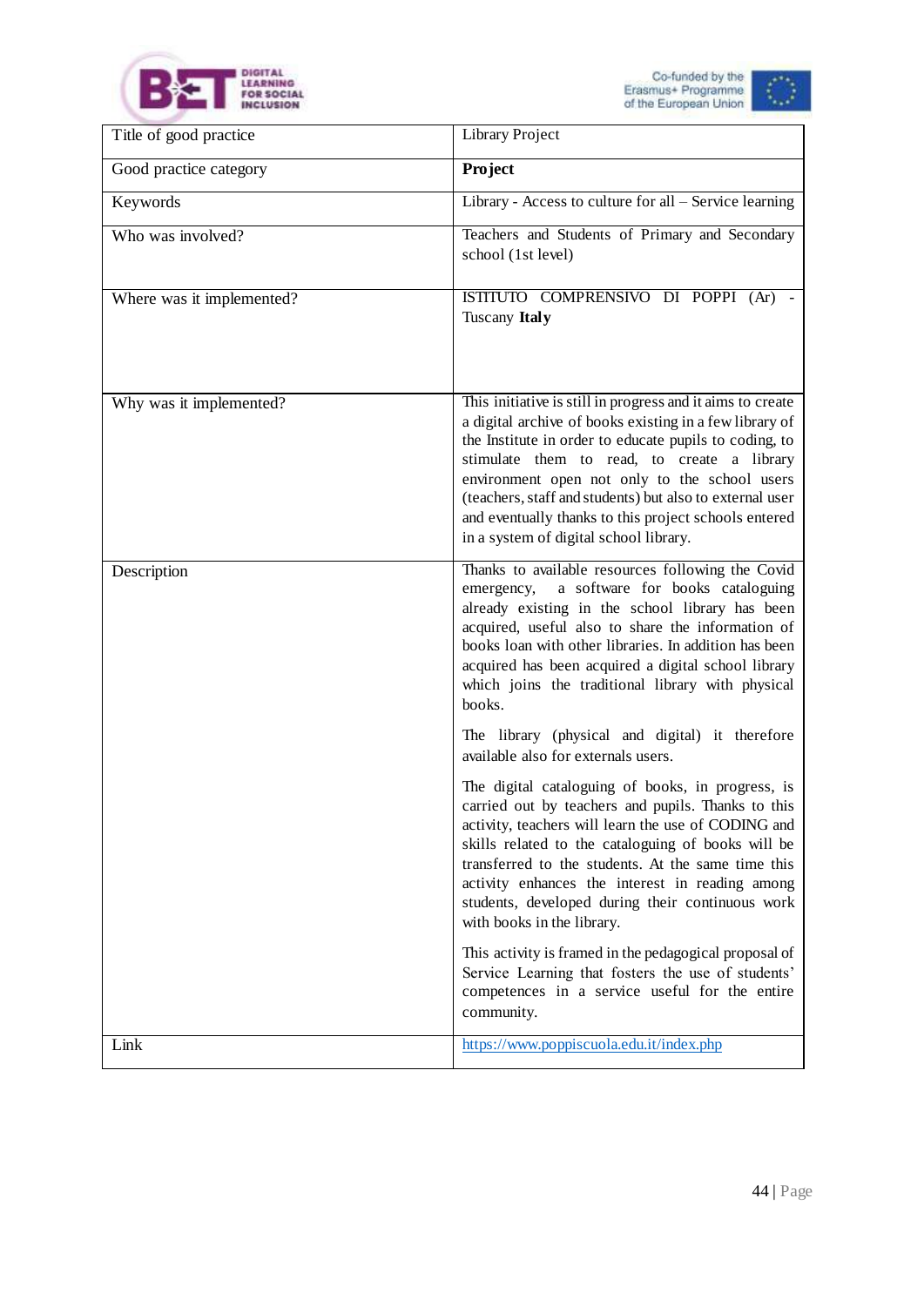| Title of good practice | Library Project |
|---|---|
| Good practice category | **Project** |
| Keywords | Library - Access to culture for all – Service learning |
| Who was involved? | Teachers and Students of Primary and Secondary school (1st level) |
| Where was it implemented? | ISTITUTO COMPRENSIVO DI POPPI (Ar) - Tuscany **Italy** |
| Why was it implemented? | This initiative is still in progress and it aims to create a digital archive of books existing in a few library of the Institute in order to educate pupils to coding, to stimulate them to read, to create a library environment open not only to the school users (teachers, staff and students) but also to external user and eventually thanks to this project schools entered in a system of digital school library. |
| Description | Thanks to available resources following the Covid emergency, a software for books cataloguing already existing in the school library has been acquired, useful also to share the information of books loan with other libraries. In addition has been acquired has been acquired a digital school library which joins the traditional library with physical books.<br><br>The library (physical and digital) it therefore available also for externals users.<br><br>The digital cataloguing of books, in progress, is carried out by teachers and pupils. Thanks to this activity, teachers will learn the use of CODING and skills related to the cataloguing of books will be transferred to the students. At the same time this activity enhances the interest in reading among students, developed during their continuous work with books in the library.<br><br>This activity is framed in the pedagogical proposal of Service Learning that fosters the use of students' competences in a service useful for the entire community. |
| Link | https://www.poppiscuola.edu.it/index.php |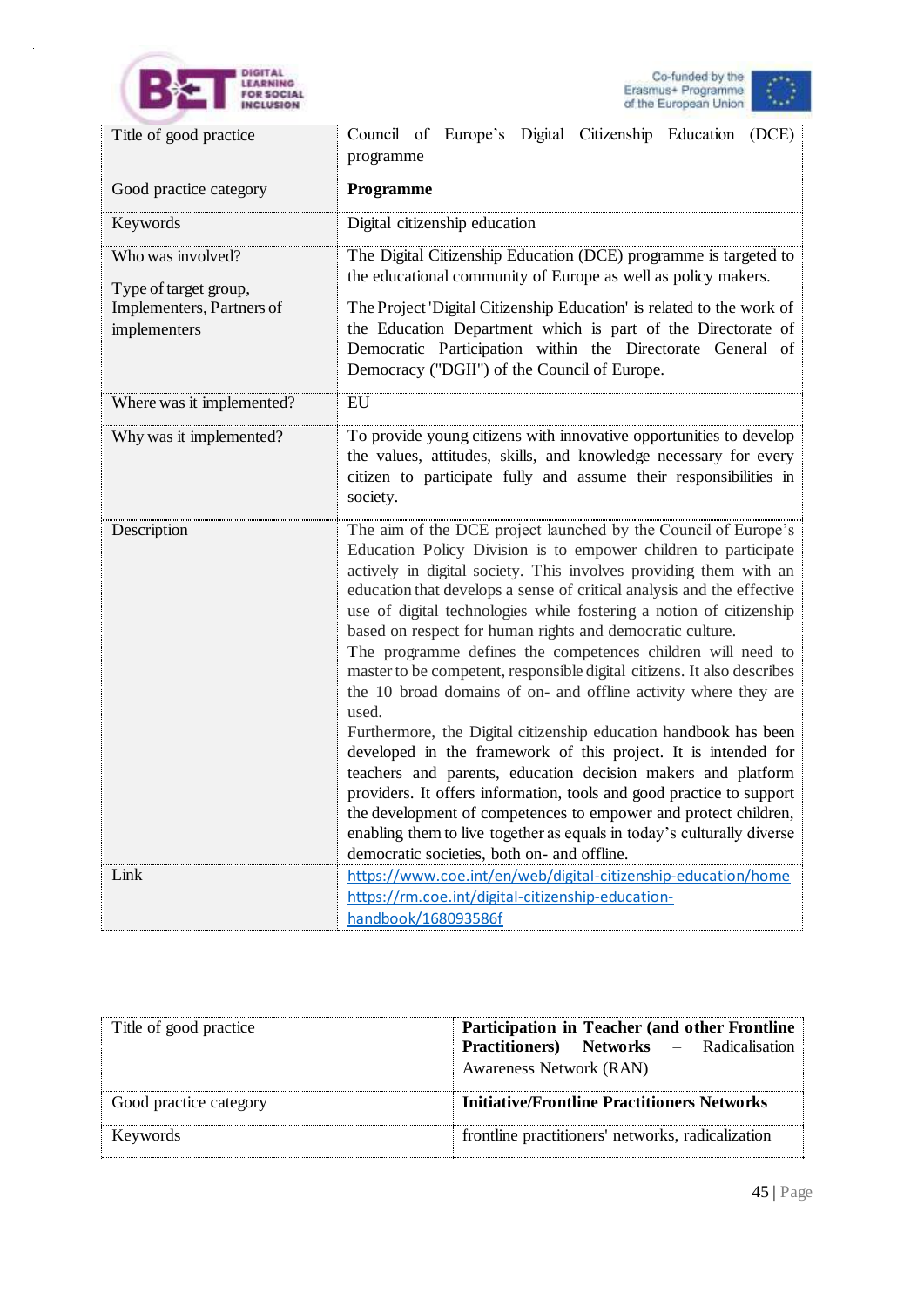| Title of good practice | Council of Europe's Digital Citizenship Education (DCE) programme |
|---|---|
| Good practice category | **Programme** |
| Keywords | Digital citizenship education |
| Who was involved?<br><br>Type of target group, Implementers, Partners of implementers | The Digital Citizenship Education (DCE) programme is targeted to the educational community of Europe as well as policy makers.<br><br>The Project 'Digital Citizenship Education' is related to the work of the Education Department which is part of the Directorate of Democratic Participation within the Directorate General of Democracy ("DGII") of the Council of Europe. |
| Where was it implemented? | EU |
| Why was it implemented? | To provide young citizens with innovative opportunities to develop the values, attitudes, skills, and knowledge necessary for every citizen to participate fully and assume their responsibilities in society. |
| Description | The aim of the DCE project launched by the Council of Europe's Education Policy Division is to empower children to participate actively in digital society. This involves providing them with an education that develops a sense of critical analysis and the effective use of digital technologies while fostering a notion of citizenship based on respect for human rights and democratic culture.<br>The programme defines the competences children will need to master to be competent, responsible digital citizens. It also describes the 10 broad domains of on- and offline activity where they are used.<br>Furthermore, the Digital citizenship education handbook has been developed in the framework of this project. It is intended for teachers and parents, education decision makers and platform providers. It offers information, tools and good practice to support the development of competences to empower and protect children, enabling them to live together as equals in today's culturally diverse democratic societies, both on- and offline. |
| Link | https://www.coe.int/en/web/digital-citizenship-education/home<br>https://rm.coe.int/digital-citizenship-education-handbook/168093586f |

| Title of good practice | **Participation in Teacher (and other Frontline Practitioners) Networks** – Radicalisation Awareness Network (RAN) |
|---|---|
| Good practice category | **Initiative/Frontline Practitioners Networks** |
| Keywords | frontline practitioners' networks, radicalization |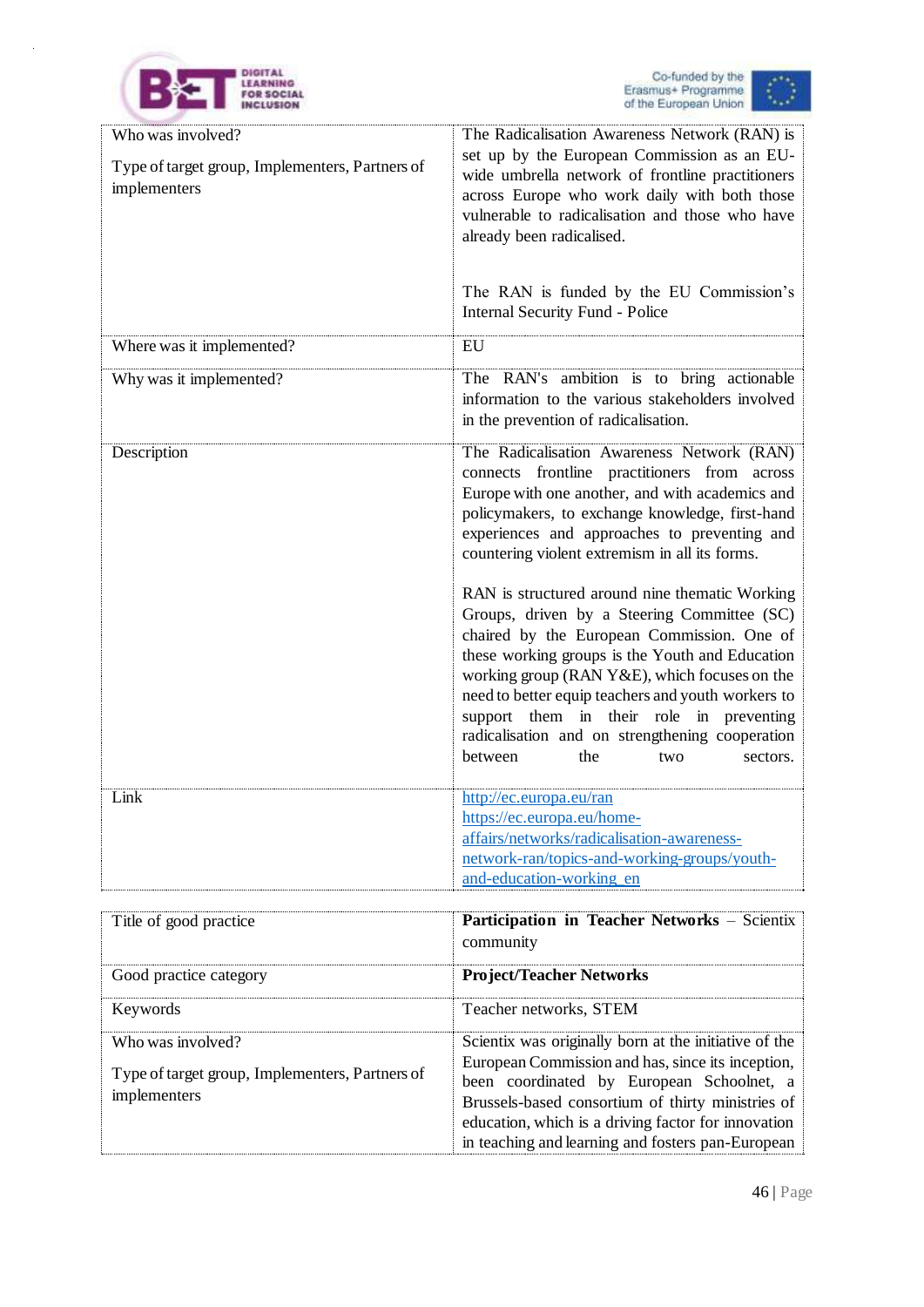| Who was involved?<br><br>Type of target group, Implementers, Partners of implementers | The Radicalisation Awareness Network (RAN) is set up by the European Commission as an EU-wide umbrella network of frontline practitioners across Europe who work daily with both those vulnerable to radicalisation and those who have already been radicalised.<br><br>The RAN is funded by the EU Commission's Internal Security Fund - Police |
|---|---|
| Where was it implemented? | EU |
| Why was it implemented? | The RAN's ambition is to bring actionable information to the various stakeholders involved in the prevention of radicalisation. |
| Description | The Radicalisation Awareness Network (RAN) connects frontline practitioners from across Europe with one another, and with academics and policymakers, to exchange knowledge, first-hand experiences and approaches to preventing and countering violent extremism in all its forms.<br><br>RAN is structured around nine thematic Working Groups, driven by a Steering Committee (SC) chaired by the European Commission. One of these working groups is the Youth and Education working group (RAN Y&E), which focuses on the need to better equip teachers and youth workers to support them in their role in preventing radicalisation and on strengthening cooperation between the two sectors. |
| Link | http://ec.europa.eu/ran<br>https://ec.europa.eu/home-affairs/networks/radicalisation-awareness-network-ran/topics-and-working-groups/youth-and-education-working_en |

| Title of good practice | **Participation in Teacher Networks** – Scientix community |
|---|---|
| Good practice category | **Project/Teacher Networks** |
| Keywords | Teacher networks, STEM |
| Who was involved?<br><br>Type of target group, Implementers, Partners of implementers | Scientix was originally born at the initiative of the European Commission and has, since its inception, been coordinated by European Schoolnet, a Brussels-based consortium of thirty ministries of education, which is a driving factor for innovation in teaching and learning and fosters pan-European |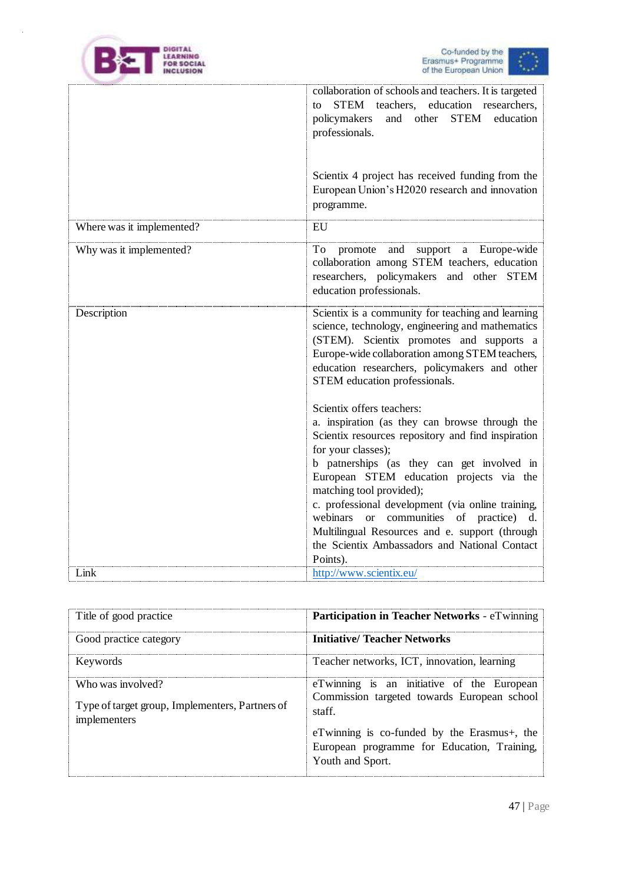| | |
|---|---|
| | collaboration of schools and teachers. It is targeted to STEM teachers, education researchers, policymakers and other STEM education professionals.<br><br>Scientix 4 project has received funding from the European Union's H2020 research and innovation programme. |
| Where was it implemented? | EU |
| Why was it implemented? | To promote and support a Europe-wide collaboration among STEM teachers, education researchers, policymakers and other STEM education professionals. |
| Description | Scientix is a community for teaching and learning science, technology, engineering and mathematics (STEM). Scientix promotes and supports a Europe-wide collaboration among STEM teachers, education researchers, policymakers and other STEM education professionals.<br><br>Scientix offers teachers:<br>a. inspiration (as they can browse through the Scientix resources repository and find inspiration for your classes);<br>b patnerships (as they can get involved in European STEM education projects via the matching tool provided);<br>c. professional development (via online training, webinars or communities of practice) d. Multilingual Resources and e. support (through the Scientix Ambassadors and National Contact Points). |
| Link | http://www.scientix.eu/ |

| Title of good practice | **Participation in Teacher Networks** - eTwinning |
|---|---|
| Good practice category | **Initiative/ Teacher Networks** |
| Keywords | Teacher networks, ICT, innovation, learning |
| Who was involved?<br><br>Type of target group, Implementers, Partners of implementers | eTwinning is an initiative of the European Commission targeted towards European school staff.<br><br>eTwinning is co-funded by the Erasmus+, the European programme for Education, Training, Youth and Sport. |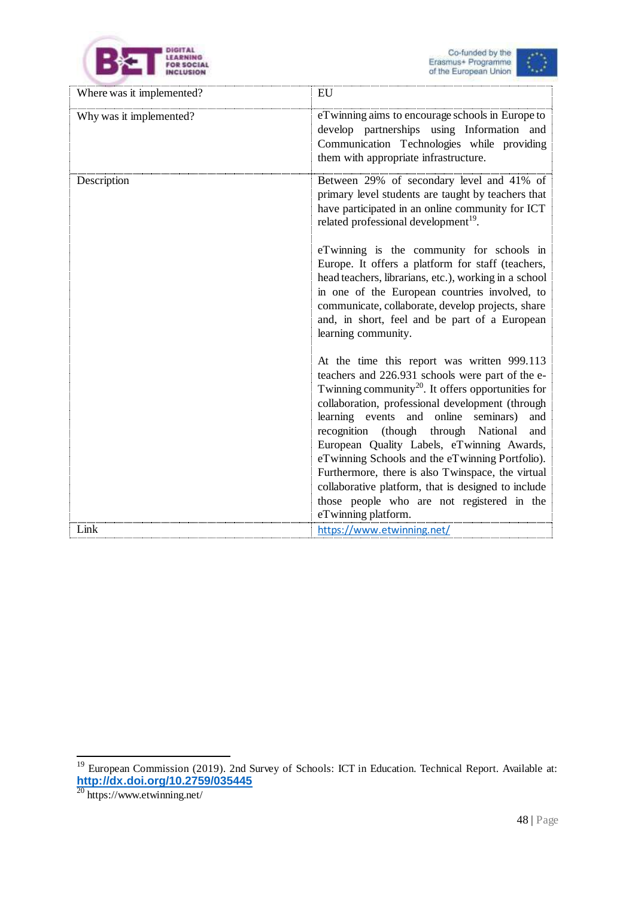| Where was it implemented? | EU |
|---|---|
| Why was it implemented? | eTwinning aims to encourage schools in Europe to develop partnerships using Information and Communication Technologies while providing them with appropriate infrastructure. |
| Description | Between 29% of secondary level and 41% of primary level students are taught by teachers that have participated in an online community for ICT related professional development[19].<br><br>eTwinning is the community for schools in Europe. It offers a platform for staff (teachers, head teachers, librarians, etc.), working in a school in one of the European countries involved, to communicate, collaborate, develop projects, share and, in short, feel and be part of a European learning community.<br><br>At the time this report was written 999.113 teachers and 226.931 schools were part of the e-Twinning community[20]. It offers opportunities for collaboration, professional development (through learning events and online seminars) and recognition (though through National and European Quality Labels, eTwinning Awards, eTwinning Schools and the eTwinning Portfolio). Furthermore, there is also Twinspace, the virtual collaborative platform, that is designed to include those people who are not registered in the eTwinning platform. |
| Link | https://www.etwinning.net/ |

[19] European Commission (2019). 2nd Survey of Schools: ICT in Education. Technical Report. Available at: http://dx.doi.org/10.2759/035445

[20] https://www.etwinning.net/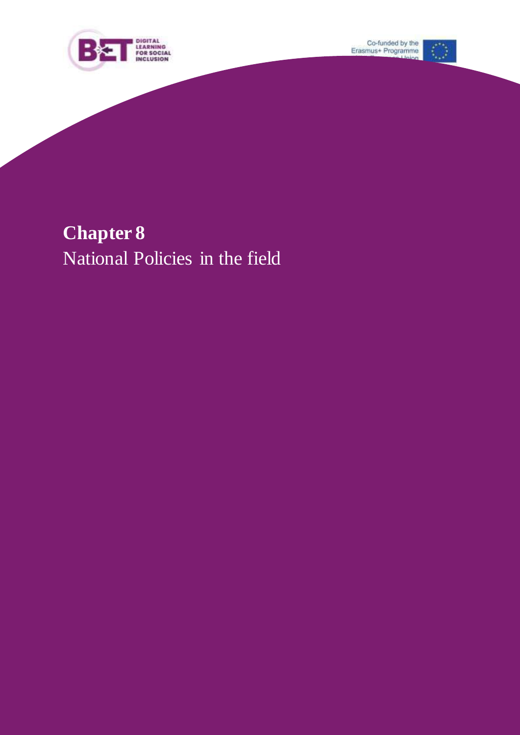# Chapter 8

National Policies in the field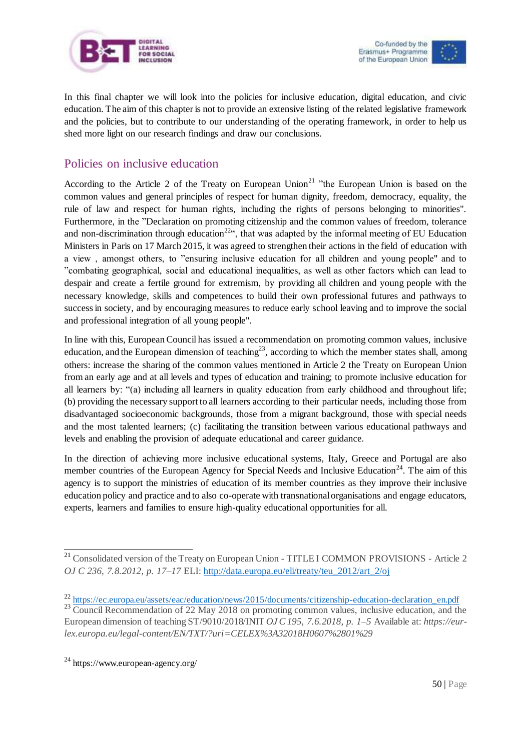In this final chapter we will look into the policies for inclusive education, digital education, and civic education. The aim of this chapter is not to provide an extensive listing of the related legislative framework and the policies, but to contribute to our understanding of the operating framework, in order to help us shed more light on our research findings and draw our conclusions.

## Policies on inclusive education

According to the Article 2 of the Treaty on European Union[21] "the European Union is based on the common values and general principles of respect for human dignity, freedom, democracy, equality, the rule of law and respect for human rights, including the rights of persons belonging to minorities". Furthermore, in the "Declaration on promoting citizenship and the common values of freedom, tolerance and non-discrimination through education[22]", that was adapted by the informal meeting of EU Education Ministers in Paris on 17 March 2015, it was agreed to strengthen their actions in the field of education with a view , amongst others, to "ensuring inclusive education for all children and young people" and to "combating geographical, social and educational inequalities, as well as other factors which can lead to despair and create a fertile ground for extremism, by providing all children and young people with the necessary knowledge, skills and competences to build their own professional futures and pathways to success in society, and by encouraging measures to reduce early school leaving and to improve the social and professional integration of all young people".

In line with this, European Council has issued a recommendation on promoting common values, inclusive education, and the European dimension of teaching[23], according to which the member states shall, among others: increase the sharing of the common values mentioned in Article 2 the Treaty on European Union from an early age and at all levels and types of education and training; to promote inclusive education for all learners by: "(a) including all learners in quality education from early childhood and throughout life; (b) providing the necessary support to all learners according to their particular needs, including those from disadvantaged socioeconomic backgrounds, those from a migrant background, those with special needs and the most talented learners; (c) facilitating the transition between various educational pathways and levels and enabling the provision of adequate educational and career guidance.

In the direction of achieving more inclusive educational systems, Italy, Greece and Portugal are also member countries of the European Agency for Special Needs and Inclusive Education[24]. The aim of this agency is to support the ministries of education of its member countries as they improve their inclusive education policy and practice and to also co-operate with transnational organisations and engage educators, experts, learners and families to ensure high-quality educational opportunities for all.

---

[21] Consolidated version of the Treaty on European Union - TITLE I COMMON PROVISIONS - Article 2 *OJ C 236, 7.8.2012, p. 17–17* ELI: http://data.europa.eu/eli/treaty/teu_2012/art_2/oj

[22] https://ec.europa.eu/assets/eac/education/news/2015/documents/citizenship-education-declaration_en.pdf

[23] Council Recommendation of 22 May 2018 on promoting common values, inclusive education, and the European dimension of teaching ST/9010/2018/INIT *OJ C 195, 7.6.2018, p. 1–5* Available at: *https://eur-lex.europa.eu/legal-content/EN/TXT/?uri=CELEX%3A32018H0607%2801%29*

[24] https://www.european-agency.org/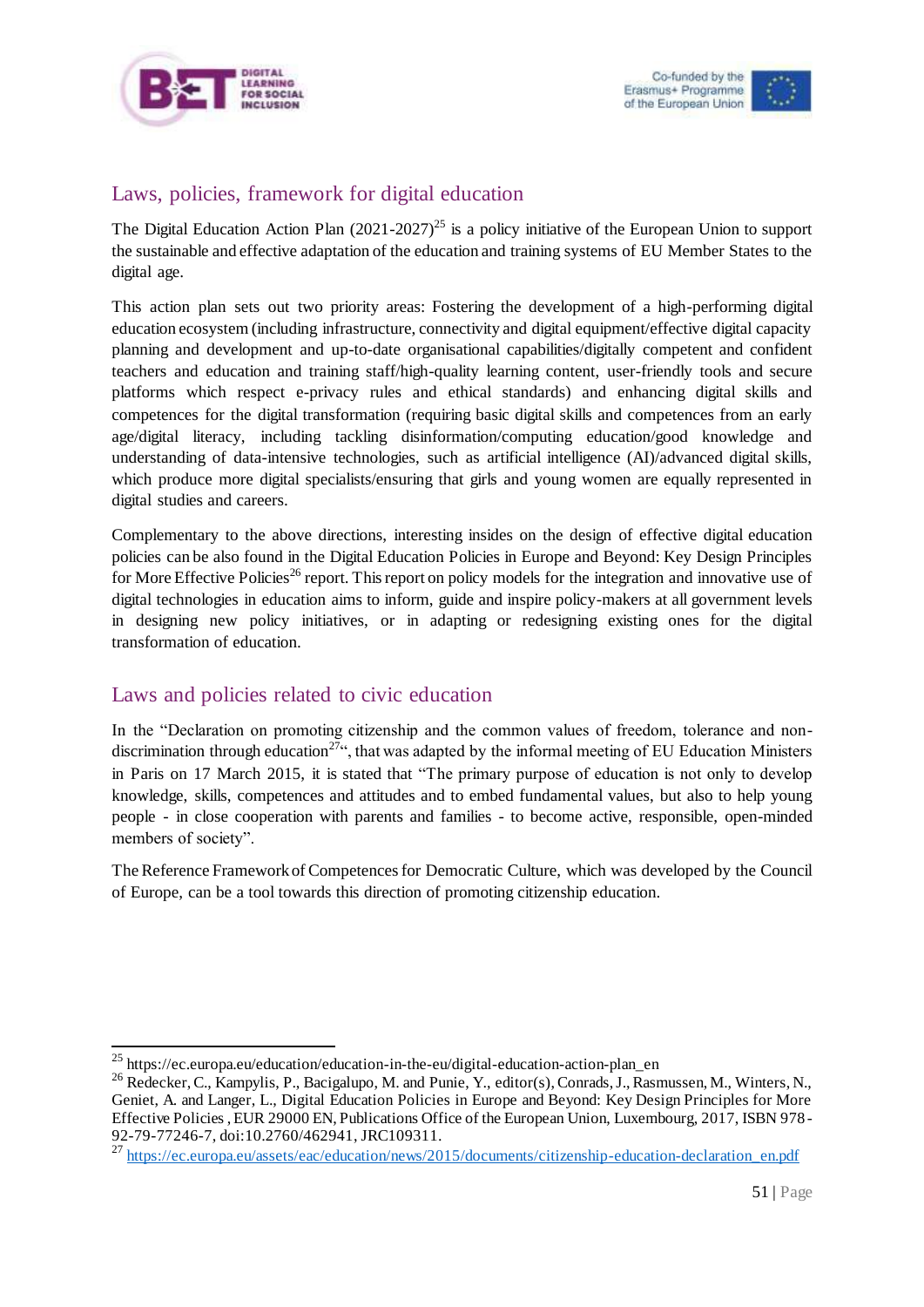## Laws, policies, framework for digital education

The Digital Education Action Plan (2021-2027)[25] is a policy initiative of the European Union to support the sustainable and effective adaptation of the education and training systems of EU Member States to the digital age.

This action plan sets out two priority areas: Fostering the development of a high-performing digital education ecosystem (including infrastructure, connectivity and digital equipment/effective digital capacity planning and development and up-to-date organisational capabilities/digitally competent and confident teachers and education and training staff/high-quality learning content, user-friendly tools and secure platforms which respect e-privacy rules and ethical standards) and enhancing digital skills and competences for the digital transformation (requiring basic digital skills and competences from an early age/digital literacy, including tackling disinformation/computing education/good knowledge and understanding of data-intensive technologies, such as artificial intelligence (AI)/advanced digital skills, which produce more digital specialists/ensuring that girls and young women are equally represented in digital studies and careers.

Complementary to the above directions, interesting insides on the design of effective digital education policies can be also found in the Digital Education Policies in Europe and Beyond: Key Design Principles for More Effective Policies[26] report. This report on policy models for the integration and innovative use of digital technologies in education aims to inform, guide and inspire policy-makers at all government levels in designing new policy initiatives, or in adapting or redesigning existing ones for the digital transformation of education.

## Laws and policies related to civic education

In the "Declaration on promoting citizenship and the common values of freedom, tolerance and non-discrimination through education[27]", that was adapted by the informal meeting of EU Education Ministers in Paris on 17 March 2015, it is stated that "The primary purpose of education is not only to develop knowledge, skills, competences and attitudes and to embed fundamental values, but also to help young people - in close cooperation with parents and families - to become active, responsible, open-minded members of society".

The Reference Framework of Competences for Democratic Culture, which was developed by the Council of Europe, can be a tool towards this direction of promoting citizenship education.

---

[25] https://ec.europa.eu/education/education-in-the-eu/digital-education-action-plan_en

[26] Redecker, C., Kampylis, P., Bacigalupo, M. and Punie, Y., editor(s), Conrads, J., Rasmussen, M., Winters, N., Geniet, A. and Langer, L., Digital Education Policies in Europe and Beyond: Key Design Principles for More Effective Policies , EUR 29000 EN, Publications Office of the European Union, Luxembourg, 2017, ISBN 978-92-79-77246-7, doi:10.2760/462941, JRC109311.

[27] https://ec.europa.eu/assets/eac/education/news/2015/documents/citizenship-education-declaration_en.pdf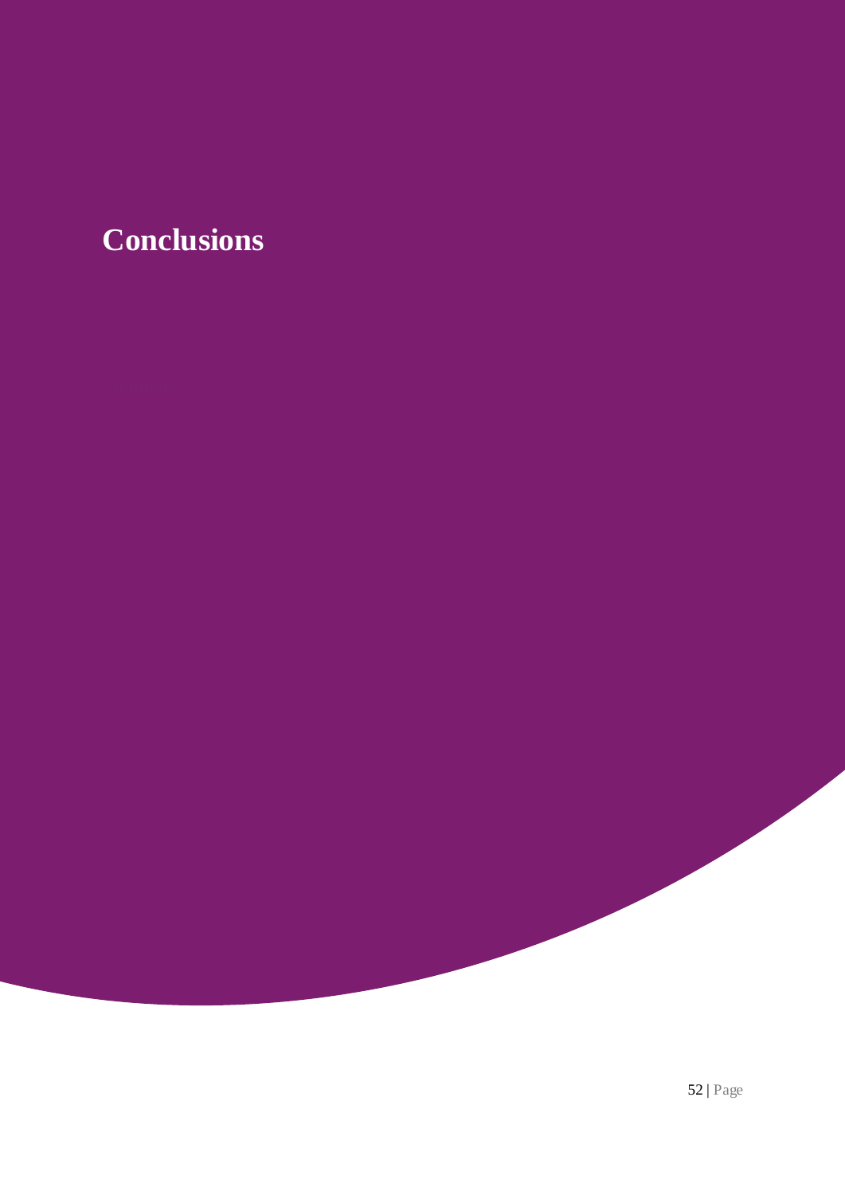# Conclusions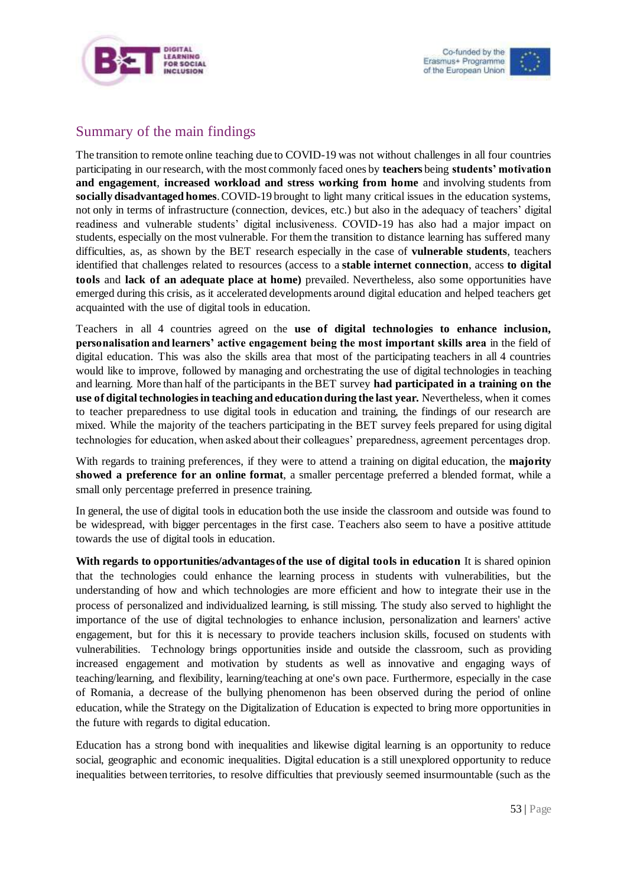## Summary of the main findings

The transition to remote online teaching due to COVID-19 was not without challenges in all four countries participating in our research, with the most commonly faced ones by **teachers** being **students' motivation and engagement**, **increased workload and stress working from home** and involving students from **socially disadvantaged homes**. COVID-19 brought to light many critical issues in the education systems, not only in terms of infrastructure (connection, devices, etc.) but also in the adequacy of teachers' digital readiness and vulnerable students' digital inclusiveness. COVID-19 has also had a major impact on students, especially on the most vulnerable. For them the transition to distance learning has suffered many difficulties, as, as shown by the BET research especially in the case of **vulnerable students**, teachers identified that challenges related to resources (access to a **stable internet connection**, access **to digital tools** and **lack of an adequate place at home)** prevailed. Nevertheless, also some opportunities have emerged during this crisis, as it accelerated developments around digital education and helped teachers get acquainted with the use of digital tools in education.

Teachers in all 4 countries agreed on the **use of digital technologies to enhance inclusion, personalisation and learners' active engagement being the most important skills area** in the field of digital education. This was also the skills area that most of the participating teachers in all 4 countries would like to improve, followed by managing and orchestrating the use of digital technologies in teaching and learning. More than half of the participants in the BET survey **had participated in a training on the use of digital technologies in teaching and education during the last year.** Nevertheless, when it comes to teacher preparedness to use digital tools in education and training, the findings of our research are mixed. While the majority of the teachers participating in the BET survey feels prepared for using digital technologies for education, when asked about their colleagues' preparedness, agreement percentages drop.

With regards to training preferences, if they were to attend a training on digital education, the **majority showed a preference for an online format**, a smaller percentage preferred a blended format, while a small only percentage preferred in presence training.

In general, the use of digital tools in education both the use inside the classroom and outside was found to be widespread, with bigger percentages in the first case. Teachers also seem to have a positive attitude towards the use of digital tools in education.

**With regards to opportunities/advantages of the use of digital tools in education** It is shared opinion that the technologies could enhance the learning process in students with vulnerabilities, but the understanding of how and which technologies are more efficient and how to integrate their use in the process of personalized and individualized learning, is still missing. The study also served to highlight the importance of the use of digital technologies to enhance inclusion, personalization and learners' active engagement, but for this it is necessary to provide teachers inclusion skills, focused on students with vulnerabilities. Technology brings opportunities inside and outside the classroom, such as providing increased engagement and motivation by students as well as innovative and engaging ways of teaching/learning, and flexibility, learning/teaching at one's own pace. Furthermore, especially in the case of Romania, a decrease of the bullying phenomenon has been observed during the period of online education, while the Strategy on the Digitalization of Education is expected to bring more opportunities in the future with regards to digital education.

Education has a strong bond with inequalities and likewise digital learning is an opportunity to reduce social, geographic and economic inequalities. Digital education is a still unexplored opportunity to reduce inequalities between territories, to resolve difficulties that previously seemed insurmountable (such as the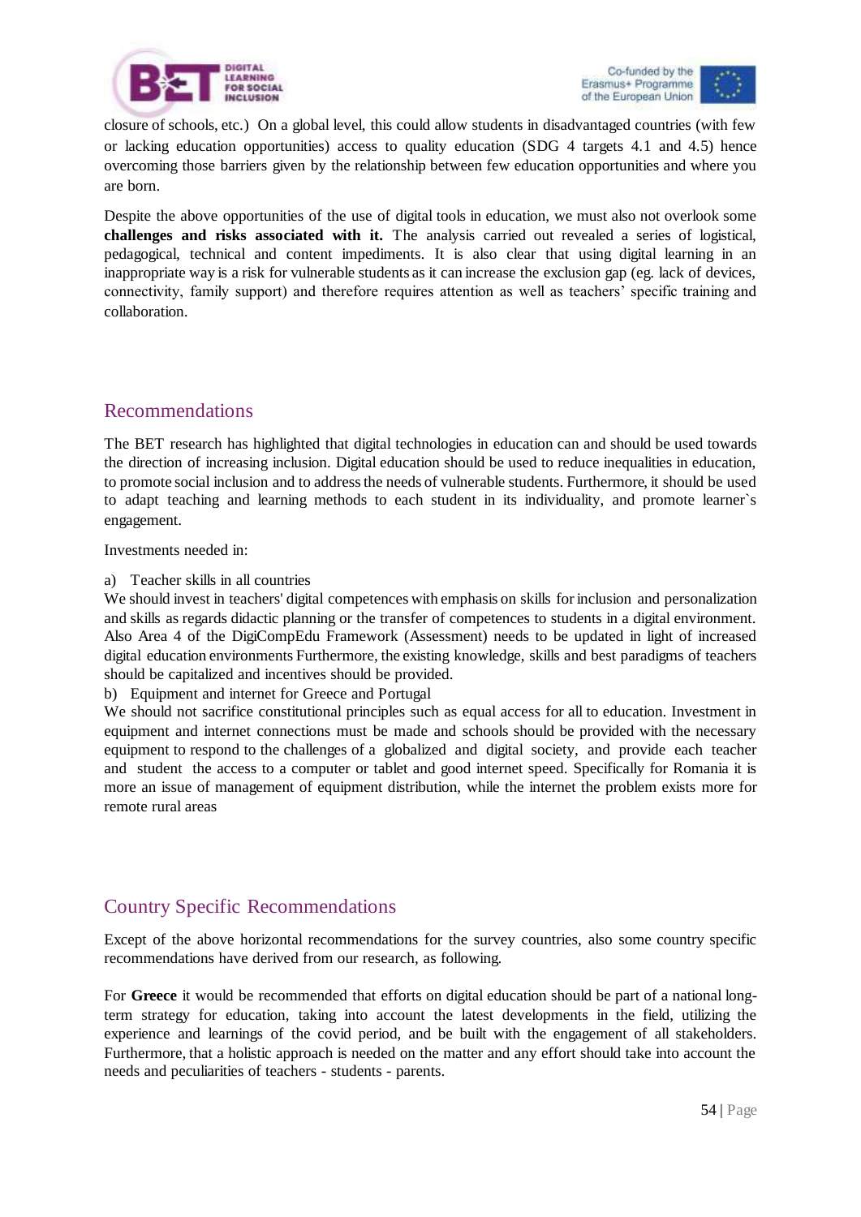closure of schools, etc.) On a global level, this could allow students in disadvantaged countries (with few or lacking education opportunities) access to quality education (SDG 4 targets 4.1 and 4.5) hence overcoming those barriers given by the relationship between few education opportunities and where you are born.

Despite the above opportunities of the use of digital tools in education, we must also not overlook some **challenges and risks associated with it.** The analysis carried out revealed a series of logistical, pedagogical, technical and content impediments. It is also clear that using digital learning in an inappropriate way is a risk for vulnerable students as it can increase the exclusion gap (eg. lack of devices, connectivity, family support) and therefore requires attention as well as teachers' specific training and collaboration.

## Recommendations

The BET research has highlighted that digital technologies in education can and should be used towards the direction of increasing inclusion. Digital education should be used to reduce inequalities in education, to promote social inclusion and to address the needs of vulnerable students. Furthermore, it should be used to adapt teaching and learning methods to each student in its individuality, and promote learner`s engagement.

Investments needed in:

a) Teacher skills in all countries

We should invest in teachers' digital competences with emphasis on skills for inclusion and personalization and skills as regards didactic planning or the transfer of competences to students in a digital environment. Also Area 4 of the DigiCompEdu Framework (Assessment) needs to be updated in light of increased digital education environments Furthermore, the existing knowledge, skills and best paradigms of teachers should be capitalized and incentives should be provided.

b) Equipment and internet for Greece and Portugal

We should not sacrifice constitutional principles such as equal access for all to education. Investment in equipment and internet connections must be made and schools should be provided with the necessary equipment to respond to the challenges of a globalized and digital society, and provide each teacher and student the access to a computer or tablet and good internet speed. Specifically for Romania it is more an issue of management of equipment distribution, while the internet the problem exists more for remote rural areas

## Country Specific Recommendations

Except of the above horizontal recommendations for the survey countries, also some country specific recommendations have derived from our research, as following.

For **Greece** it would be recommended that efforts on digital education should be part of a national long-term strategy for education, taking into account the latest developments in the field, utilizing the experience and learnings of the covid period, and be built with the engagement of all stakeholders. Furthermore, that a holistic approach is needed on the matter and any effort should take into account the needs and peculiarities of teachers - students - parents.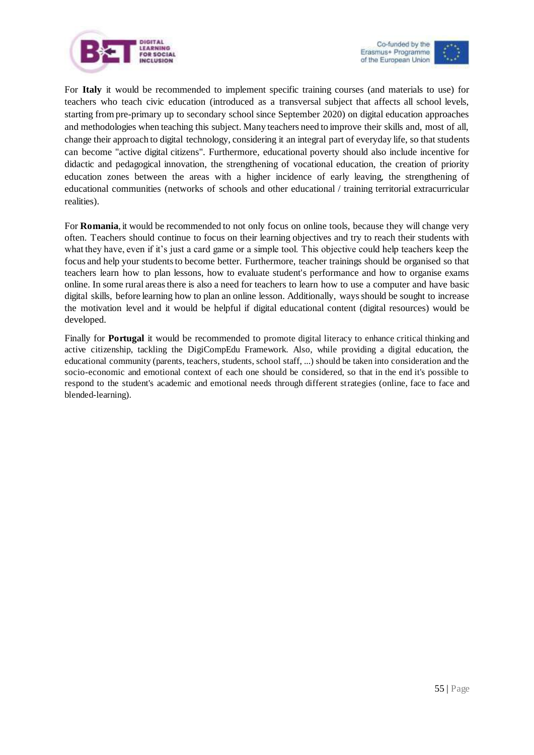For **Italy** it would be recommended to implement specific training courses (and materials to use) for teachers who teach civic education (introduced as a transversal subject that affects all school levels, starting from pre-primary up to secondary school since September 2020) on digital education approaches and methodologies when teaching this subject. Many teachers need to improve their skills and, most of all, change their approach to digital technology, considering it an integral part of everyday life, so that students can become "active digital citizens". Furthermore, educational poverty should also include incentive for didactic and pedagogical innovation, the strengthening of vocational education, the creation of priority education zones between the areas with a higher incidence of early leaving, the strengthening of educational communities (networks of schools and other educational / training territorial extracurricular realities).

For **Romania**, it would be recommended to not only focus on online tools, because they will change very often. Teachers should continue to focus on their learning objectives and try to reach their students with what they have, even if it's just a card game or a simple tool. This objective could help teachers keep the focus and help your students to become better. Furthermore, teacher trainings should be organised so that teachers learn how to plan lessons, how to evaluate student's performance and how to organise exams online. In some rural areas there is also a need for teachers to learn how to use a computer and have basic digital skills, before learning how to plan an online lesson. Additionally, ways should be sought to increase the motivation level and it would be helpful if digital educational content (digital resources) would be developed.

Finally for **Portugal** it would be recommended to promote digital literacy to enhance critical thinking and active citizenship, tackling the DigiCompEdu Framework. Also, while providing a digital education, the educational community (parents, teachers, students, school staff, ...) should be taken into consideration and the socio-economic and emotional context of each one should be considered, so that in the end it's possible to respond to the student's academic and emotional needs through different strategies (online, face to face and blended-learning).